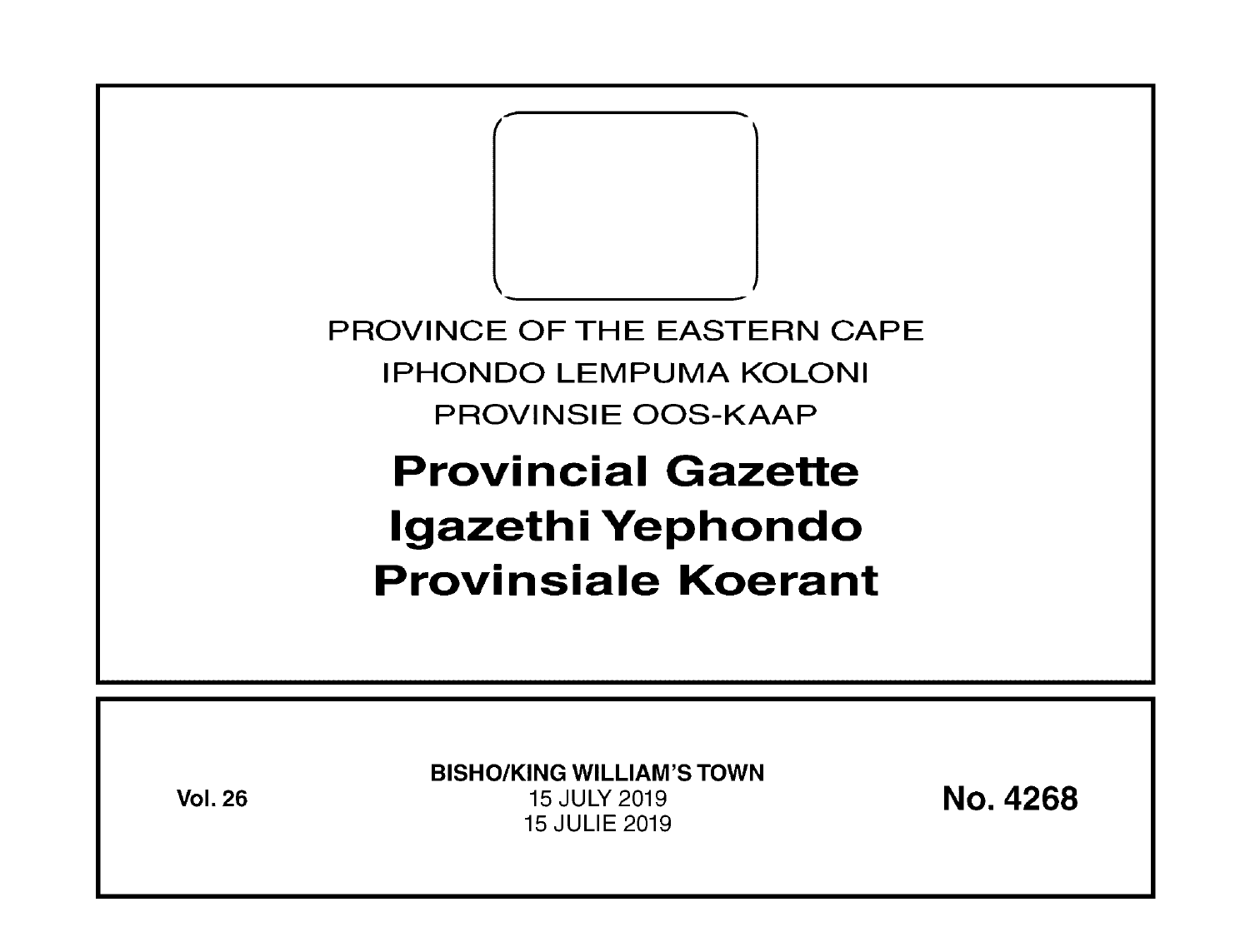PROVINCE OF THE EASTERN CAPE

IPHONDO LEMPUMA KOLONI

PROVINSIE OOS-KAAP

# Provincial Gazette
# Igazethi Yephondo
# Provinsiale Koerant

**Vol. 26**

**BISHO/KING WILLIAM'S TOWN**

15 JULY 2019

15 JULIE 2019

**No. 4268**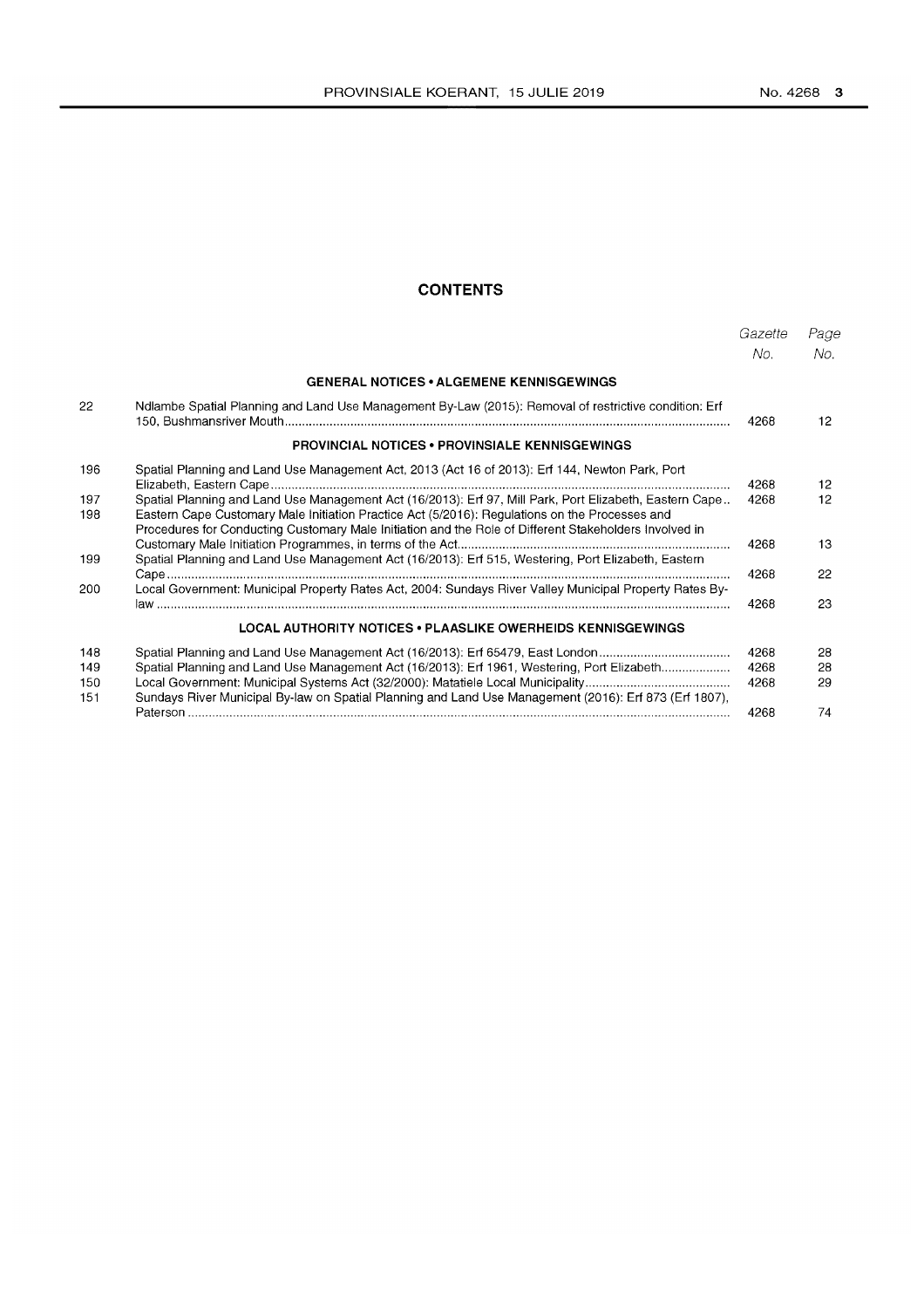# CONTENTS

| | | Gazette No. | Page No. |
|---|---|---|---|
| | **GENERAL NOTICES • ALGEMENE KENNISGEWINGS** | | |
| 22 | Ndlambe Spatial Planning and Land Use Management By-Law (2015): Removal of restrictive condition: Erf 150, Bushmansriver Mouth | 4268 | 12 |
| | **PROVINCIAL NOTICES • PROVINSIALE KENNISGEWINGS** | | |
| 196 | Spatial Planning and Land Use Management Act, 2013 (Act 16 of 2013): Erf 144, Newton Park, Port Elizabeth, Eastern Cape | 4268 | 12 |
| 197 | Spatial Planning and Land Use Management Act (16/2013): Erf 97, Mill Park, Port Elizabeth, Eastern Cape | 4268 | 12 |
| 198 | Eastern Cape Customary Male Initiation Practice Act (5/2016): Regulations on the Processes and Procedures for Conducting Customary Male Initiation and the Role of Different Stakeholders Involved in Customary Male Initiation Programmes, in terms of the Act | 4268 | 13 |
| 199 | Spatial Planning and Land Use Management Act (16/2013): Erf 515, Westering, Port Elizabeth, Eastern Cape | 4268 | 22 |
| 200 | Local Government: Municipal Property Rates Act, 2004: Sundays River Valley Municipal Property Rates By-law | 4268 | 23 |
| | **LOCAL AUTHORITY NOTICES • PLAASLIKE OWERHEIDS KENNISGEWINGS** | | |
| 148 | Spatial Planning and Land Use Management Act (16/2013): Erf 65479, East London | 4268 | 28 |
| 149 | Spatial Planning and Land Use Management Act (16/2013): Erf 1961, Westering, Port Elizabeth | 4268 | 28 |
| 150 | Local Government: Municipal Systems Act (32/2000): Matatiele Local Municipality | 4268 | 29 |
| 151 | Sundays River Municipal By-law on Spatial Planning and Land Use Management (2016): Erf 873 (Erf 1807), Paterson | 4268 | 74 |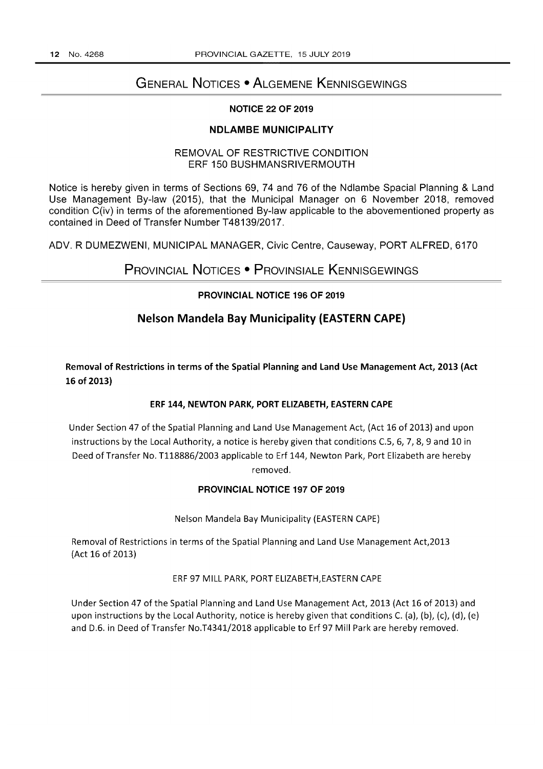# General Notices • Algemene Kennisgewings

### NOTICE 22 OF 2019

### NDLAMBE MUNICIPALITY

REMOVAL OF RESTRICTIVE CONDITION
ERF 150 BUSHMANSRIVERMOUTH

Notice is hereby given in terms of Sections 69, 74 and 76 of the Ndlambe Spacial Planning & Land Use Management By-law (2015), that the Municipal Manager on 6 November 2018, removed condition C(iv) in terms of the aforementioned By-law applicable to the abovementioned property as contained in Deed of Transfer Number T48139/2017.

ADV. R DUMEZWENI, MUNICIPAL MANAGER, Civic Centre, Causeway, PORT ALFRED, 6170

# Provincial Notices • Provinsiale Kennisgewings

### PROVINCIAL NOTICE 196 OF 2019

## Nelson Mandela Bay Municipality (EASTERN CAPE)

**Removal of Restrictions in terms of the Spatial Planning and Land Use Management Act, 2013 (Act 16 of 2013)**

**ERF 144, NEWTON PARK, PORT ELIZABETH, EASTERN CAPE**

Under Section 47 of the Spatial Planning and Land Use Management Act, (Act 16 of 2013) and upon instructions by the Local Authority, a notice is hereby given that conditions C.5, 6, 7, 8, 9 and 10 in Deed of Transfer No. T118886/2003 applicable to Erf 144, Newton Park, Port Elizabeth are hereby removed.

### PROVINCIAL NOTICE 197 OF 2019

Nelson Mandela Bay Municipality (EASTERN CAPE)

Removal of Restrictions in terms of the Spatial Planning and Land Use Management Act,2013 (Act 16 of 2013)

ERF 97 MILL PARK, PORT ELIZABETH,EASTERN CAPE

Under Section 47 of the Spatial Planning and Land Use Management Act, 2013 (Act 16 of 2013) and upon instructions by the Local Authority, notice is hereby given that conditions C. (a), (b), (c), (d), (e) and D.6. in Deed of Transfer No.T4341/2018 applicable to Erf 97 Mill Park are hereby removed.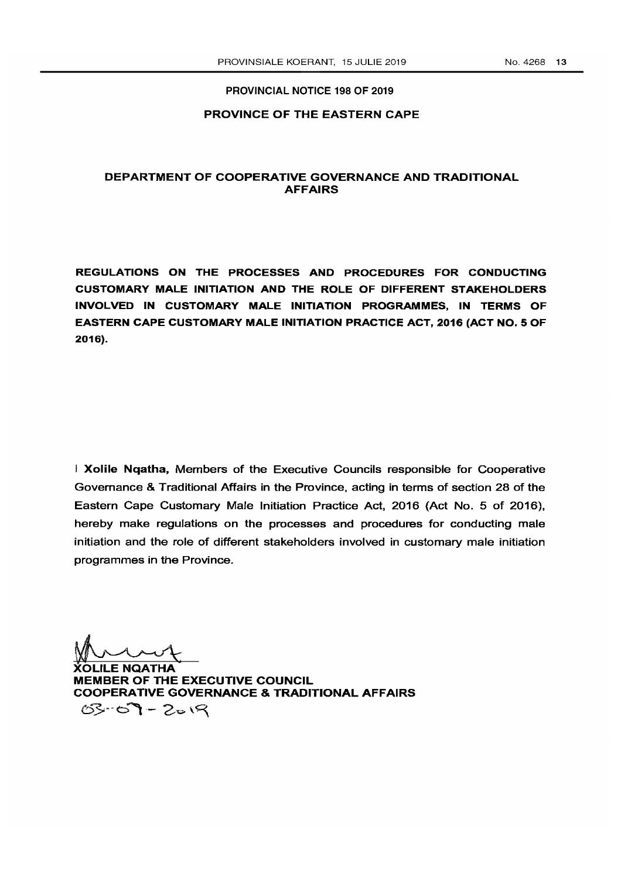**PROVINCIAL NOTICE 198 OF 2019**

**PROVINCE OF THE EASTERN CAPE**

## DEPARTMENT OF COOPERATIVE GOVERNANCE AND TRADITIONAL AFFAIRS

**REGULATIONS ON THE PROCESSES AND PROCEDURES FOR CONDUCTING CUSTOMARY MALE INITIATION AND THE ROLE OF DIFFERENT STAKEHOLDERS INVOLVED IN CUSTOMARY MALE INITIATION PROGRAMMES, IN TERMS OF EASTERN CAPE CUSTOMARY MALE INITIATION PRACTICE ACT, 2016 (ACT NO. 5 OF 2016).**

I **Xolile Nqatha,** Members of the Executive Councils responsible for Cooperative Governance & Traditional Affairs in the Province, acting in terms of section 28 of the Eastern Cape Customary Male Initiation Practice Act, 2016 (Act No. 5 of 2016), hereby make regulations on the processes and procedures for conducting male initiation and the role of different stakeholders involved in customary male initiation programmes in the Province.

**XOLILE NQATHA**
**MEMBER OF THE EXECUTIVE COUNCIL**
**COOPERATIVE GOVERNANCE & TRADITIONAL AFFAIRS**
03-07-2019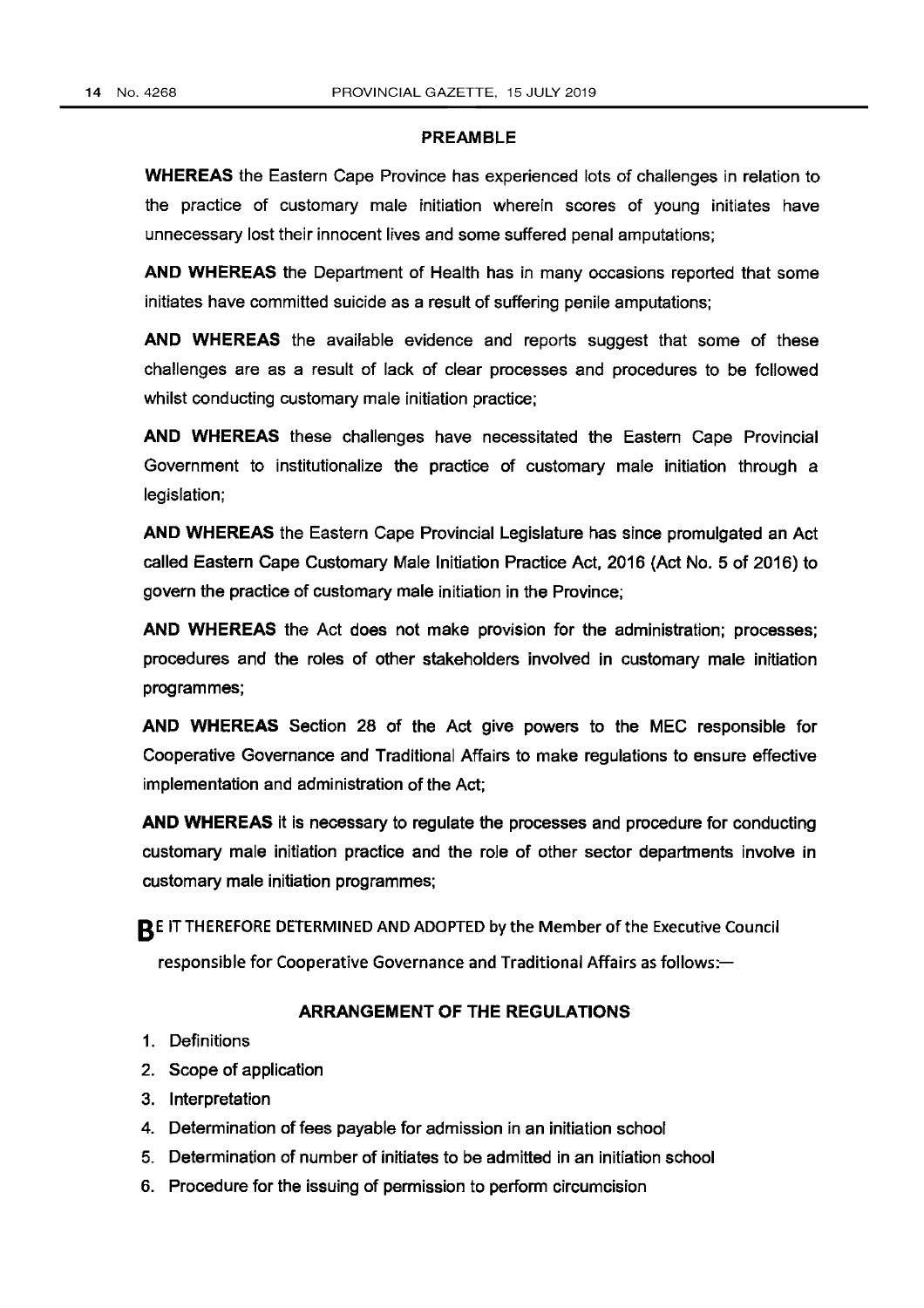## PREAMBLE

**WHEREAS** the Eastern Cape Province has experienced lots of challenges in relation to the practice of customary male initiation wherein scores of young initiates have unnecessary lost their innocent lives and some suffered penal amputations;

**AND WHEREAS** the Department of Health has in many occasions reported that some initiates have committed suicide as a result of suffering penile amputations;

**AND WHEREAS** the available evidence and reports suggest that some of these challenges are as a result of lack of clear processes and procedures to be followed whilst conducting customary male initiation practice;

**AND WHEREAS** these challenges have necessitated the Eastern Cape Provincial Government to institutionalize the practice of customary male initiation through a legislation;

**AND WHEREAS** the Eastern Cape Provincial Legislature has since promulgated an Act called Eastern Cape Customary Male Initiation Practice Act, 2016 (Act No. 5 of 2016) to govern the practice of customary male initiation in the Province;

**AND WHEREAS** the Act does not make provision for the administration; processes; procedures and the roles of other stakeholders involved in customary male initiation programmes;

**AND WHEREAS** Section 28 of the Act give powers to the MEC responsible for Cooperative Governance and Traditional Affairs to make regulations to ensure effective implementation and administration of the Act;

**AND WHEREAS** it is necessary to regulate the processes and procedure for conducting customary male initiation practice and the role of other sector departments involve in customary male initiation programmes;

**BE** IT THEREFORE DETERMINED AND ADOPTED by the Member of the Executive Council responsible for Cooperative Governance and Traditional Affairs as follows:—

## ARRANGEMENT OF THE REGULATIONS

1. Definitions
2. Scope of application
3. Interpretation
4. Determination of fees payable for admission in an initiation school
5. Determination of number of initiates to be admitted in an initiation school
6. Procedure for the issuing of permission to perform circumcision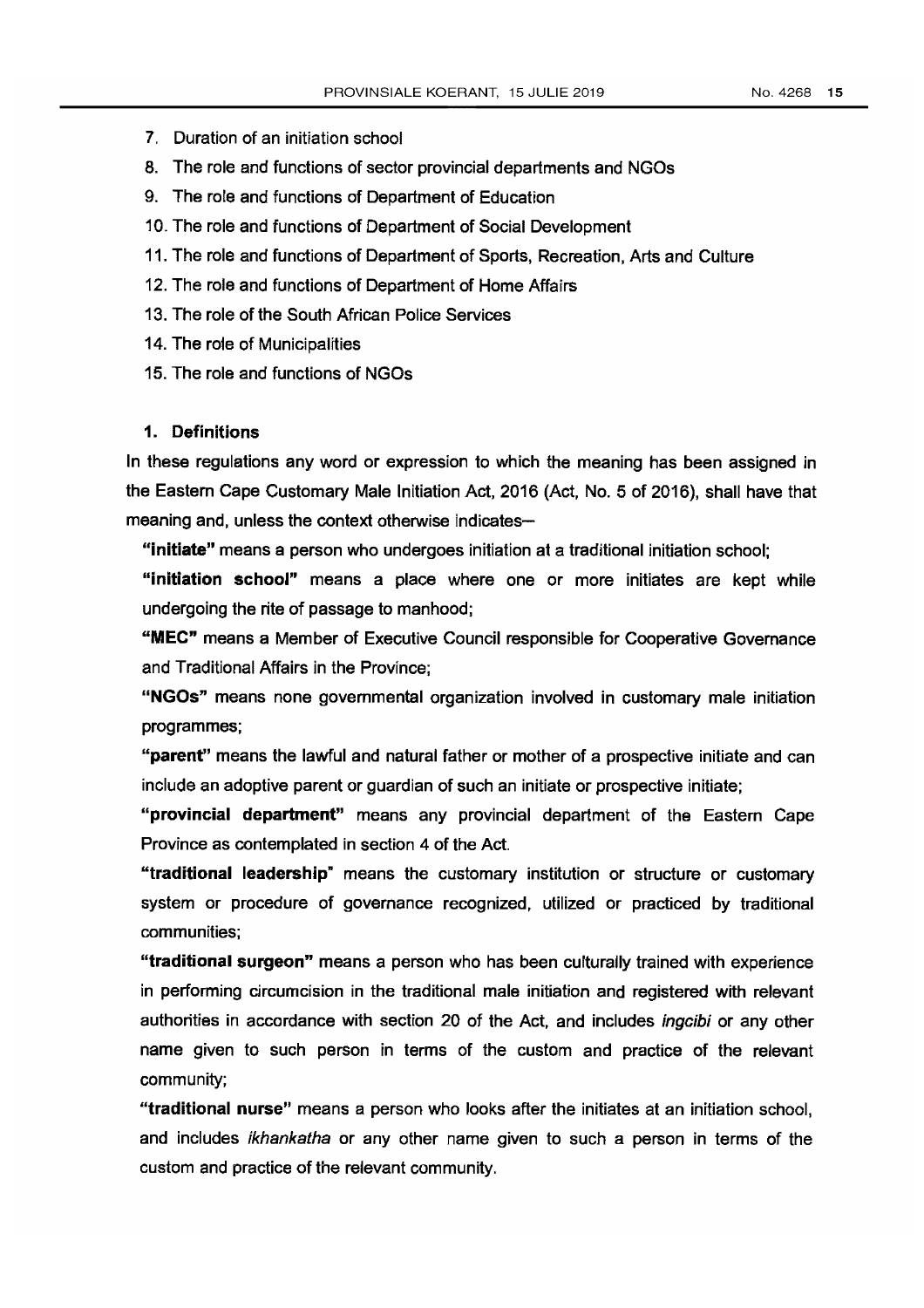7. Duration of an initiation school
8. The role and functions of sector provincial departments and NGOs
9. The role and functions of Department of Education
10. The role and functions of Department of Social Development
11. The role and functions of Department of Sports, Recreation, Arts and Culture
12. The role and functions of Department of Home Affairs
13. The role of the South African Police Services
14. The role of Municipalities
15. The role and functions of NGOs

## 1. Definitions

In these regulations any word or expression to which the meaning has been assigned in the Eastern Cape Customary Male Initiation Act, 2016 (Act, No. 5 of 2016), shall have that meaning and, unless the context otherwise indicates—

**"initiate"** means a person who undergoes initiation at a traditional initiation school;

**"initiation school"** means a place where one or more initiates are kept while undergoing the rite of passage to manhood;

**"MEC"** means a Member of Executive Council responsible for Cooperative Governance and Traditional Affairs in the Province;

**"NGOs"** means none governmental organization involved in customary male initiation programmes;

**"parent"** means the lawful and natural father or mother of a prospective initiate and can include an adoptive parent or guardian of such an initiate or prospective initiate;

**"provincial department"** means any provincial department of the Eastern Cape Province as contemplated in section 4 of the Act.

**"traditional leadership"** means the customary institution or structure or customary system or procedure of governance recognized, utilized or practiced by traditional communities;

**"traditional surgeon"** means a person who has been culturally trained with experience in performing circumcision in the traditional male initiation and registered with relevant authorities in accordance with section 20 of the Act, and includes *ingcibi* or any other name given to such person in terms of the custom and practice of the relevant community;

**"traditional nurse"** means a person who looks after the initiates at an initiation school, and includes *ikhankatha* or any other name given to such a person in terms of the custom and practice of the relevant community.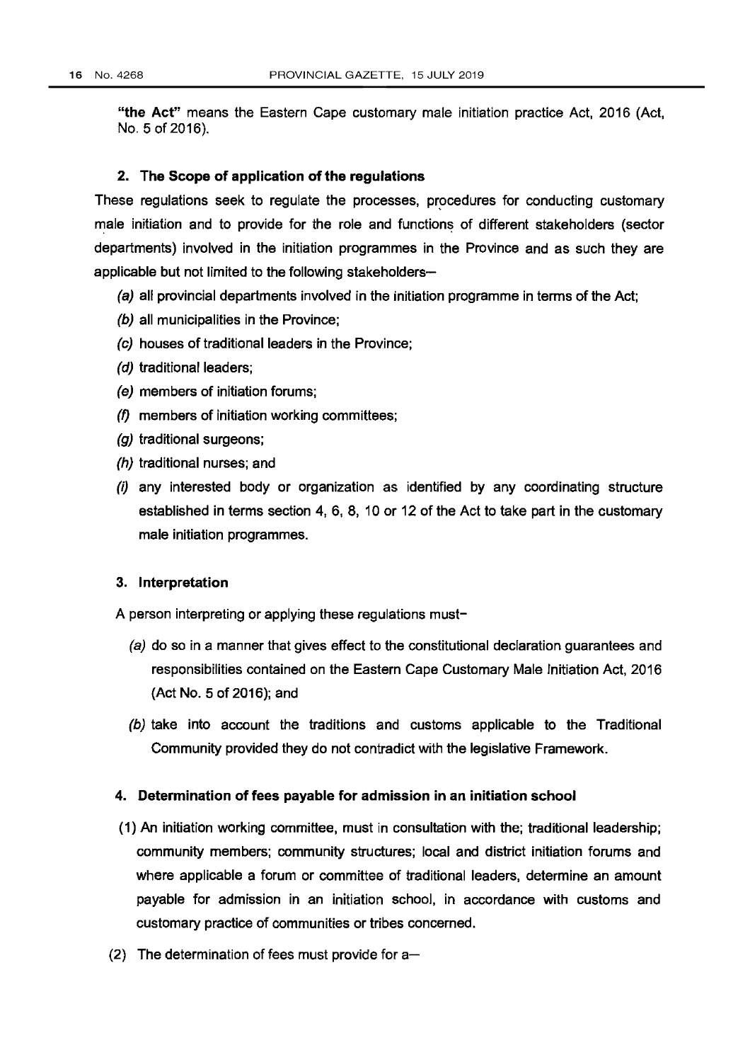**"the Act"** means the Eastern Cape customary male initiation practice Act, 2016 (Act, No. 5 of 2016).

**2. The Scope of application of the regulations**

These regulations seek to regulate the processes, procedures for conducting customary male initiation and to provide for the role and functions of different stakeholders (sector departments) involved in the initiation programmes in the Province and as such they are applicable but not limited to the following stakeholders—

*(a)* all provincial departments involved in the initiation programme in terms of the Act;

*(b)* all municipalities in the Province;

*(c)* houses of traditional leaders in the Province;

*(d)* traditional leaders;

*(e)* members of initiation forums;

*(f)* members of initiation working committees;

*(g)* traditional surgeons;

*(h)* traditional nurses; and

*(i)* any interested body or organization as identified by any coordinating structure established in terms section 4, 6, 8, 10 or 12 of the Act to take part in the customary male initiation programmes.

**3. Interpretation**

A person interpreting or applying these regulations must–

*(a)* do so in a manner that gives effect to the constitutional declaration guarantees and responsibilities contained on the Eastern Cape Customary Male Initiation Act, 2016 (Act No. 5 of 2016); and

*(b)* take into account the traditions and customs applicable to the Traditional Community provided they do not contradict with the legislative Framework.

**4. Determination of fees payable for admission in an initiation school**

(1) An initiation working committee, must in consultation with the; traditional leadership; community members; community structures; local and district initiation forums and where applicable a forum or committee of traditional leaders, determine an amount payable for admission in an initiation school, in accordance with customs and customary practice of communities or tribes concerned.

(2) The determination of fees must provide for a—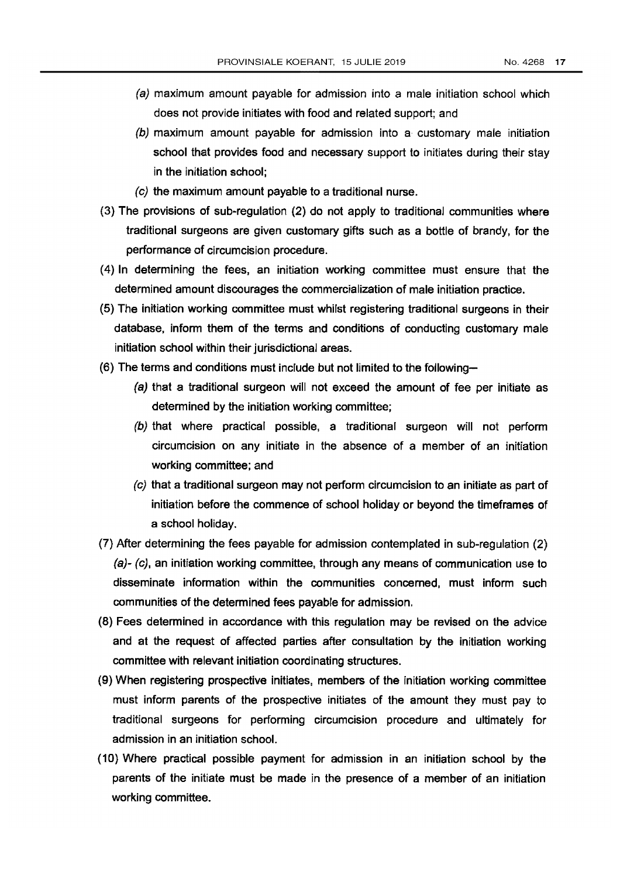(a) maximum amount payable for admission into a male initiation school which does not provide initiates with food and related support; and

(b) maximum amount payable for admission into a customary male initiation school that provides food and necessary support to initiates during their stay in the initiation school;

(c) the maximum amount payable to a traditional nurse.

(3) The provisions of sub-regulation (2) do not apply to traditional communities where traditional surgeons are given customary gifts such as a bottle of brandy, for the performance of circumcision procedure.

(4) In determining the fees, an initiation working committee must ensure that the determined amount discourages the commercialization of male initiation practice.

(5) The initiation working committee must whilst registering traditional surgeons in their database, inform them of the terms and conditions of conducting customary male initiation school within their jurisdictional areas.

(6) The terms and conditions must include but not limited to the following—

(a) that a traditional surgeon will not exceed the amount of fee per initiate as determined by the initiation working committee;

(b) that where practical possible, a traditional surgeon will not perform circumcision on any initiate in the absence of a member of an initiation working committee; and

(c) that a traditional surgeon may not perform circumcision to an initiate as part of initiation before the commence of school holiday or beyond the timeframes of a school holiday.

(7) After determining the fees payable for admission contemplated in sub-regulation (2) *(a)*- *(c)*, an initiation working committee, through any means of communication use to disseminate information within the communities concerned, must inform such communities of the determined fees payable for admission.

(8) Fees determined in accordance with this regulation may be revised on the advice and at the request of affected parties after consultation by the initiation working committee with relevant initiation coordinating structures.

(9) When registering prospective initiates, members of the initiation working committee must inform parents of the prospective initiates of the amount they must pay to traditional surgeons for performing circumcision procedure and ultimately for admission in an initiation school.

(10) Where practical possible payment for admission in an initiation school by the parents of the initiate must be made in the presence of a member of an initiation working committee.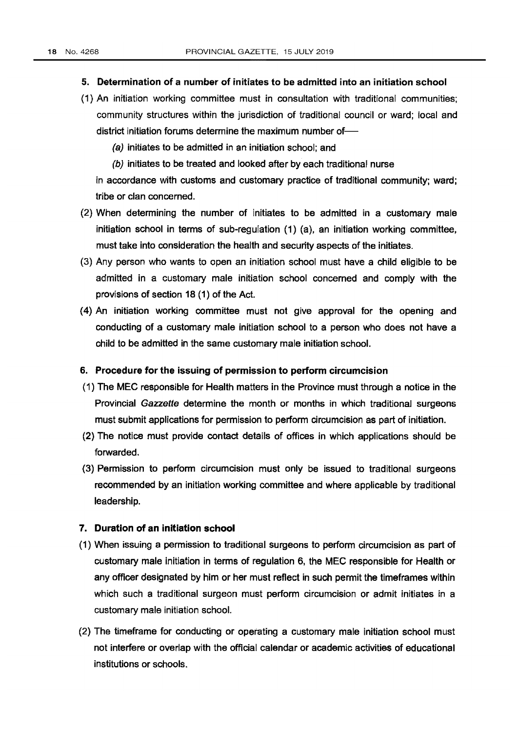## 5. Determination of a number of initiates to be admitted into an initiation school

(1) An initiation working committee must in consultation with traditional communities; community structures within the jurisdiction of traditional council or ward; local and district initiation forums determine the maximum number of—

*(a)* initiates to be admitted in an initiation school; and

*(b)* initiates to be treated and looked after by each traditional nurse

in accordance with customs and customary practice of traditional community; ward; tribe or clan concerned.

(2) When determining the number of initiates to be admitted in a customary male initiation school in terms of sub-regulation (1) (a), an initiation working committee, must take into consideration the health and security aspects of the initiates.

(3) Any person who wants to open an initiation school must have a child eligible to be admitted in a customary male initiation school concerned and comply with the provisions of section 18 (1) of the Act.

(4) An initiation working committee must not give approval for the opening and conducting of a customary male initiation school to a person who does not have a child to be admitted in the same customary male initiation school.

## 6. Procedure for the issuing of permission to perform circumcision

(1) The MEC responsible for Health matters in the Province must through a notice in the Provincial *Gazette* determine the month or months in which traditional surgeons must submit applications for permission to perform circumcision as part of initiation.

(2) The notice must provide contact details of offices in which applications should be forwarded.

(3) Permission to perform circumcision must only be issued to traditional surgeons recommended by an initiation working committee and where applicable by traditional leadership.

## 7. Duration of an initiation school

(1) When issuing a permission to traditional surgeons to perform circumcision as part of customary male initiation in terms of regulation 6, the MEC responsible for Health or any officer designated by him or her must reflect in such permit the timeframes within which such a traditional surgeon must perform circumcision or admit initiates in a customary male initiation school.

(2) The timeframe for conducting or operating a customary male initiation school must not interfere or overlap with the official calendar or academic activities of educational institutions or schools.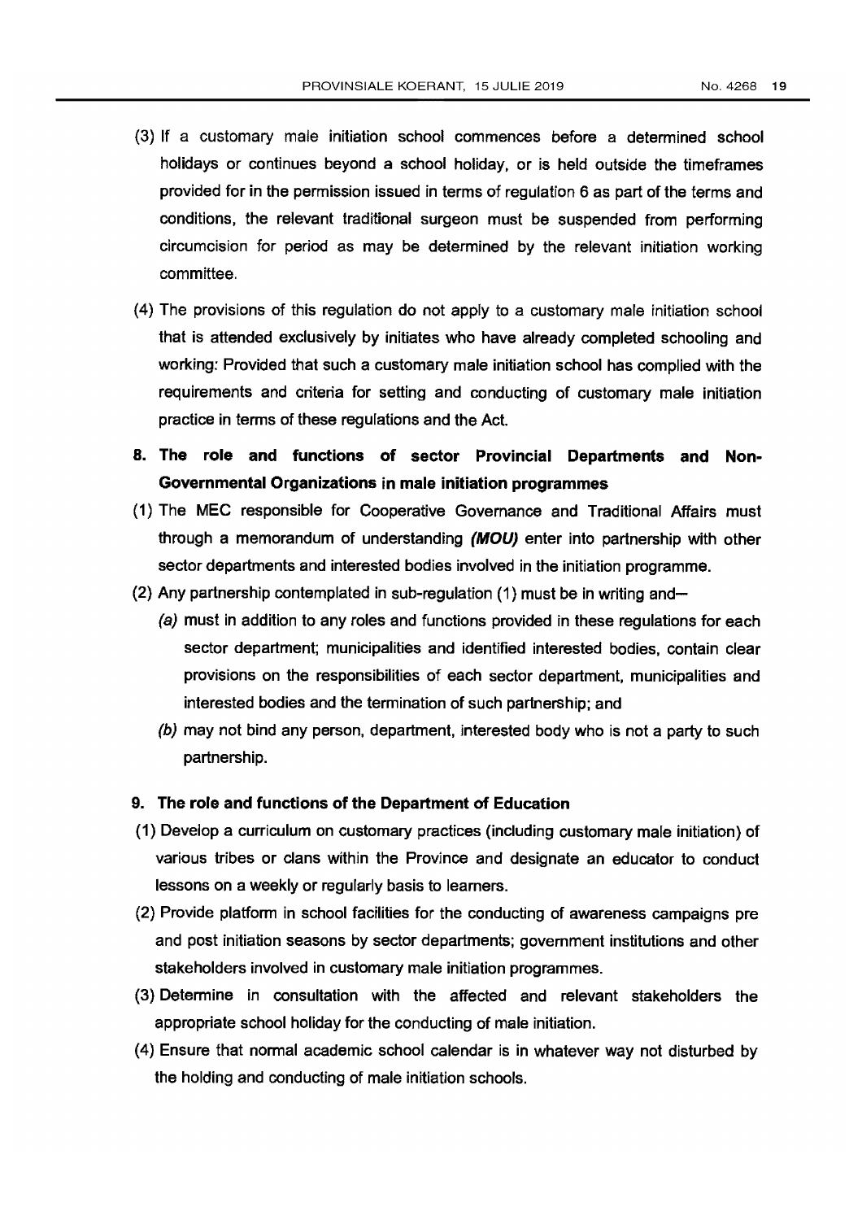(3) If a customary male initiation school commences before a determined school holidays or continues beyond a school holiday, or is held outside the timeframes provided for in the permission issued in terms of regulation 6 as part of the terms and conditions, the relevant traditional surgeon must be suspended from performing circumcision for period as may be determined by the relevant initiation working committee.

(4) The provisions of this regulation do not apply to a customary male initiation school that is attended exclusively by initiates who have already completed schooling and working: Provided that such a customary male initiation school has complied with the requirements and criteria for setting and conducting of customary male initiation practice in terms of these regulations and the Act.

**8. The role and functions of sector Provincial Departments and Non-Governmental Organizations in male initiation programmes**

(1) The MEC responsible for Cooperative Governance and Traditional Affairs must through a memorandum of understanding ***(MOU)*** enter into partnership with other sector departments and interested bodies involved in the initiation programme.

(2) Any partnership contemplated in sub-regulation (1) must be in writing and—

*(a)* must in addition to any roles and functions provided in these regulations for each sector department; municipalities and identified interested bodies, contain clear provisions on the responsibilities of each sector department, municipalities and interested bodies and the termination of such partnership; and

*(b)* may not bind any person, department, interested body who is not a party to such partnership.

**9. The role and functions of the Department of Education**

(1) Develop a curriculum on customary practices (including customary male initiation) of various tribes or clans within the Province and designate an educator to conduct lessons on a weekly or regularly basis to learners.

(2) Provide platform in school facilities for the conducting of awareness campaigns pre and post initiation seasons by sector departments; government institutions and other stakeholders involved in customary male initiation programmes.

(3) Determine in consultation with the affected and relevant stakeholders the appropriate school holiday for the conducting of male initiation.

(4) Ensure that normal academic school calendar is in whatever way not disturbed by the holding and conducting of male initiation schools.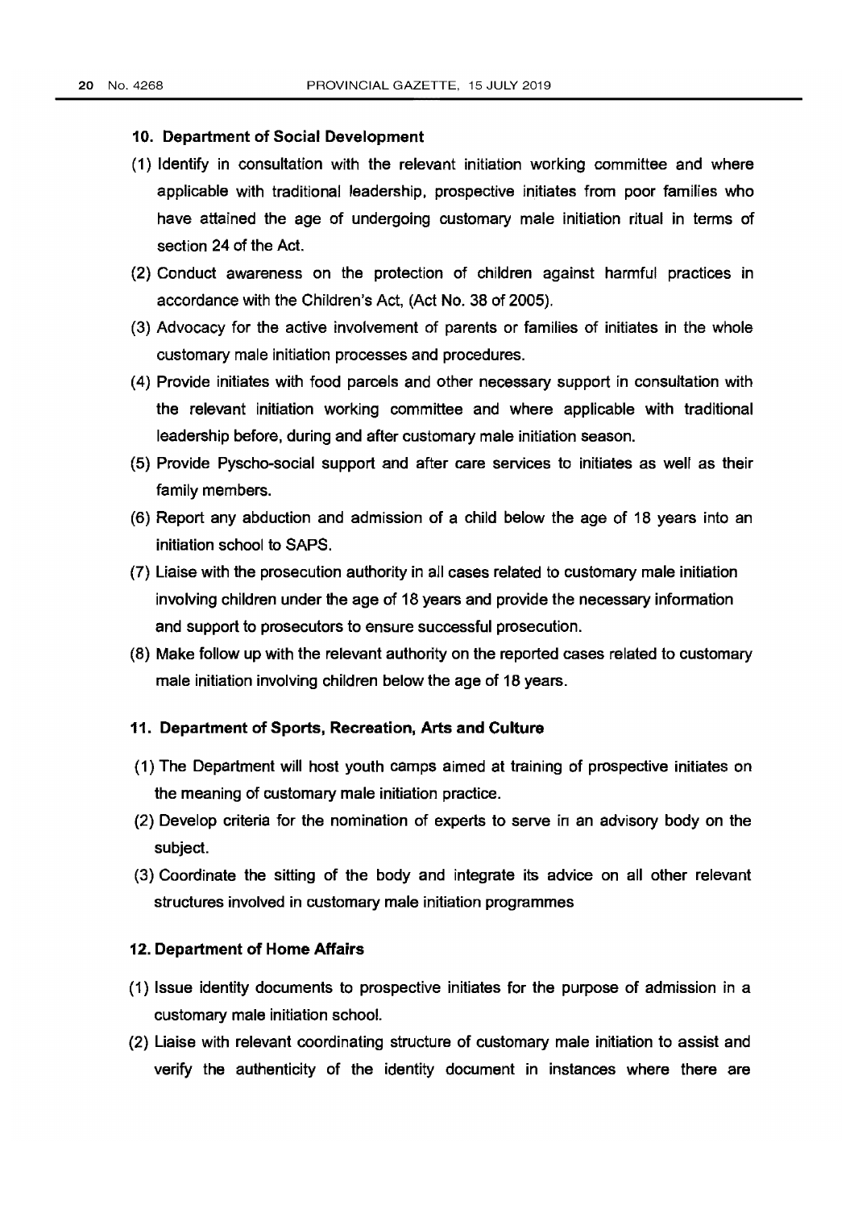### 10. Department of Social Development

(1) Identify in consultation with the relevant initiation working committee and where applicable with traditional leadership, prospective initiates from poor families who have attained the age of undergoing customary male initiation ritual in terms of section 24 of the Act.

(2) Conduct awareness on the protection of children against harmful practices in accordance with the Children's Act, (Act No. 38 of 2005).

(3) Advocacy for the active involvement of parents or families of initiates in the whole customary male initiation processes and procedures.

(4) Provide initiates with food parcels and other necessary support in consultation with the relevant initiation working committee and where applicable with traditional leadership before, during and after customary male initiation season.

(5) Provide Pyscho-social support and after care services to initiates as well as their family members.

(6) Report any abduction and admission of a child below the age of 18 years into an initiation school to SAPS.

(7) Liaise with the prosecution authority in all cases related to customary male initiation involving children under the age of 18 years and provide the necessary information and support to prosecutors to ensure successful prosecution.

(8) Make follow up with the relevant authority on the reported cases related to customary male initiation involving children below the age of 18 years.

### 11. Department of Sports, Recreation, Arts and Culture

(1) The Department will host youth camps aimed at training of prospective initiates on the meaning of customary male initiation practice.

(2) Develop criteria for the nomination of experts to serve in an advisory body on the subject.

(3) Coordinate the sitting of the body and integrate its advice on all other relevant structures involved in customary male initiation programmes

### 12. Department of Home Affairs

(1) Issue identity documents to prospective initiates for the purpose of admission in a customary male initiation school.

(2) Liaise with relevant coordinating structure of customary male initiation to assist and verify the authenticity of the identity document in instances where there are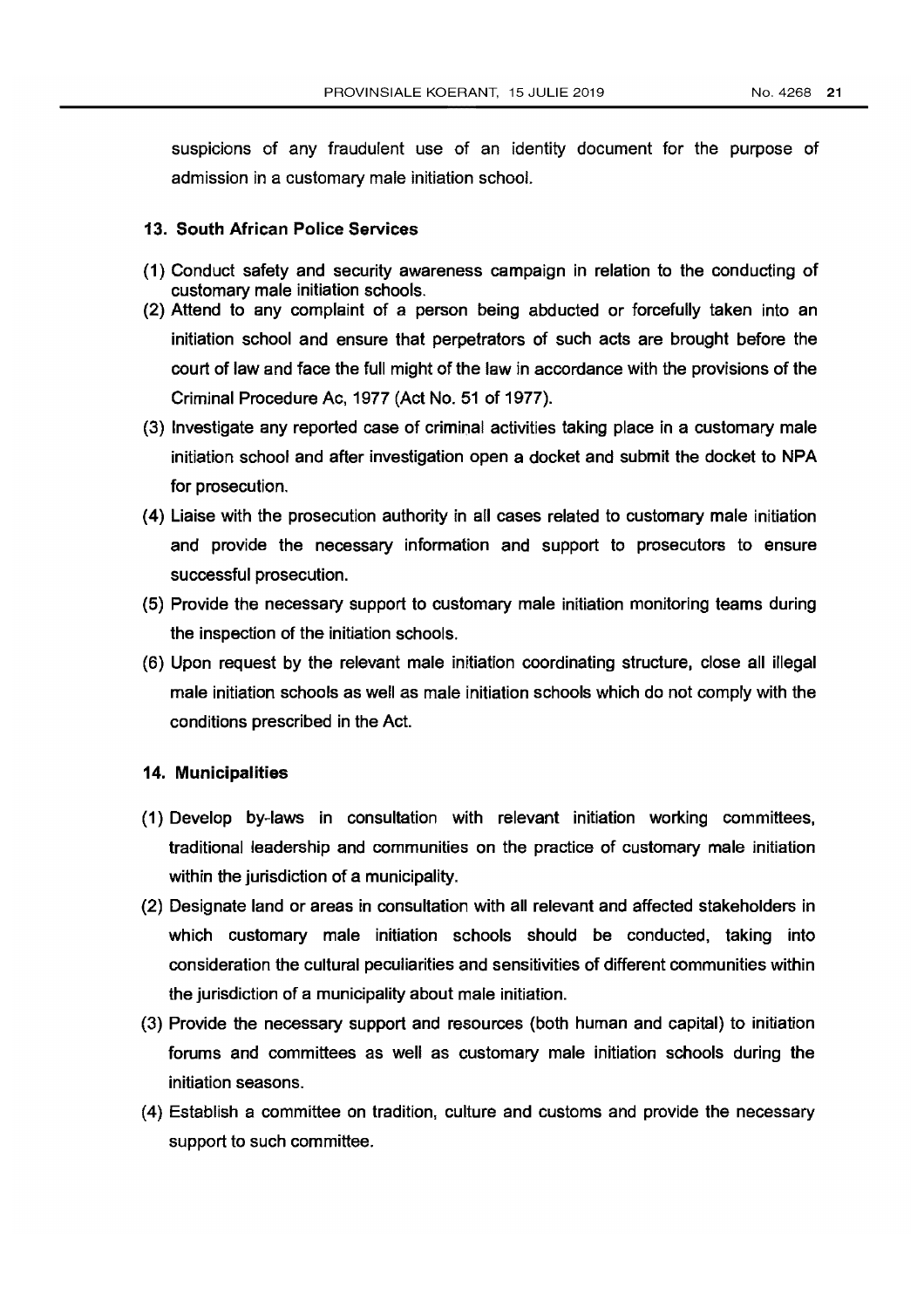suspicions of any fraudulent use of an identity document for the purpose of admission in a customary male initiation school.

### 13. South African Police Services

(1) Conduct safety and security awareness campaign in relation to the conducting of customary male initiation schools.

(2) Attend to any complaint of a person being abducted or forcefully taken into an initiation school and ensure that perpetrators of such acts are brought before the court of law and face the full might of the law in accordance with the provisions of the Criminal Procedure Ac, 1977 (Act No. 51 of 1977).

(3) Investigate any reported case of criminal activities taking place in a customary male initiation school and after investigation open a docket and submit the docket to NPA for prosecution.

(4) Liaise with the prosecution authority in all cases related to customary male initiation and provide the necessary information and support to prosecutors to ensure successful prosecution.

(5) Provide the necessary support to customary male initiation monitoring teams during the inspection of the initiation schools.

(6) Upon request by the relevant male initiation coordinating structure, close all illegal male initiation schools as well as male initiation schools which do not comply with the conditions prescribed in the Act.

### 14. Municipalities

(1) Develop by-laws in consultation with relevant initiation working committees, traditional leadership and communities on the practice of customary male initiation within the jurisdiction of a municipality.

(2) Designate land or areas in consultation with all relevant and affected stakeholders in which customary male initiation schools should be conducted, taking into consideration the cultural peculiarities and sensitivities of different communities within the jurisdiction of a municipality about male initiation.

(3) Provide the necessary support and resources (both human and capital) to initiation forums and committees as well as customary male initiation schools during the initiation seasons.

(4) Establish a committee on tradition, culture and customs and provide the necessary support to such committee.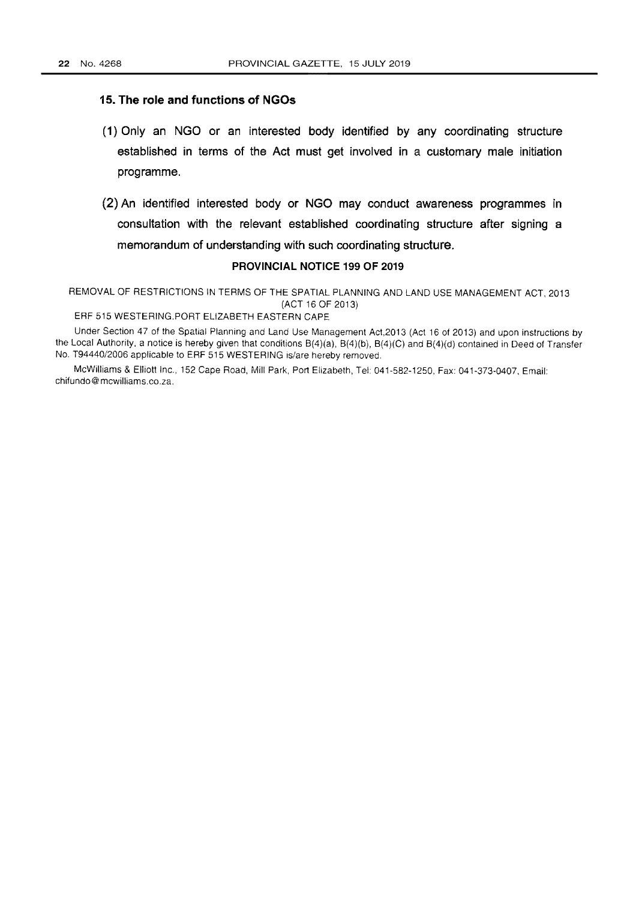### 15. The role and functions of NGOs

(1) Only an NGO or an interested body identified by any coordinating structure established in terms of the Act must get involved in a customary male initiation programme.

(2) An identified interested body or NGO may conduct awareness programmes in consultation with the relevant established coordinating structure after signing a memorandum of understanding with such coordinating structure.

## PROVINCIAL NOTICE 199 OF 2019

REMOVAL OF RESTRICTIONS IN TERMS OF THE SPATIAL PLANNING AND LAND USE MANAGEMENT ACT, 2013 (ACT 16 OF 2013)

ERF 515 WESTERING.PORT ELIZABETH EASTERN CAPE

Under Section 47 of the Spatial Planning and Land Use Management Act,2013 (Act 16 of 2013) and upon instructions by the Local Authority, a notice is hereby given that conditions B(4)(a), B(4)(b), B(4)(C) and B(4)(d) contained in Deed of Transfer No. T94440/2006 applicable to ERF 515 WESTERING is/are hereby removed.

McWilliams & Elliott Inc., 152 Cape Road, Mill Park, Port Elizabeth, Tel: 041-582-1250, Fax: 041-373-0407, Email: chifundo@mcwilliams.co.za.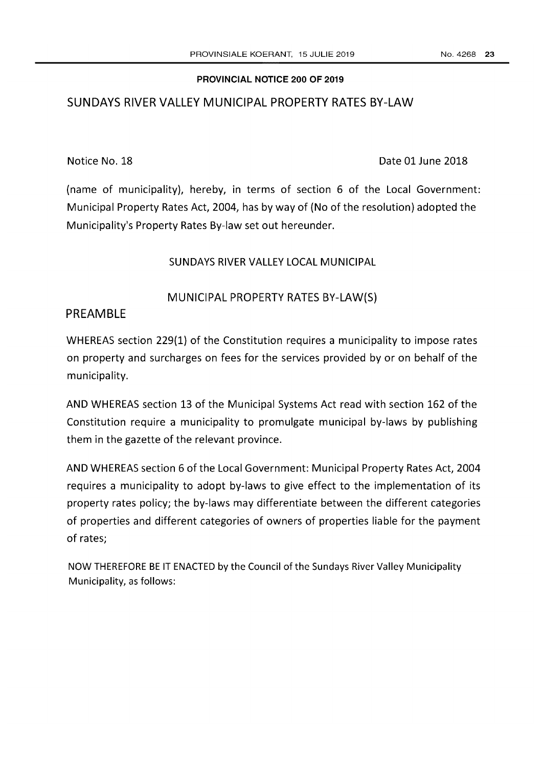**PROVINCIAL NOTICE 200 OF 2019**

# SUNDAYS RIVER VALLEY MUNICIPAL PROPERTY RATES BY-LAW

Notice No. 18 Date 01 June 2018

(name of municipality), hereby, in terms of section 6 of the Local Government: Municipal Property Rates Act, 2004, has by way of (No of the resolution) adopted the Municipality's Property Rates By-law set out hereunder.

## SUNDAYS RIVER VALLEY LOCAL MUNICIPAL

## MUNICIPAL PROPERTY RATES BY-LAW(S)

## PREAMBLE

WHEREAS section 229(1) of the Constitution requires a municipality to impose rates on property and surcharges on fees for the services provided by or on behalf of the municipality.

AND WHEREAS section 13 of the Municipal Systems Act read with section 162 of the Constitution require a municipality to promulgate municipal by-laws by publishing them in the gazette of the relevant province.

AND WHEREAS section 6 of the Local Government: Municipal Property Rates Act, 2004 requires a municipality to adopt by-laws to give effect to the implementation of its property rates policy; the by-laws may differentiate between the different categories of properties and different categories of owners of properties liable for the payment of rates;

NOW THEREFORE BE IT ENACTED by the Council of the Sundays River Valley Municipality Municipality, as follows: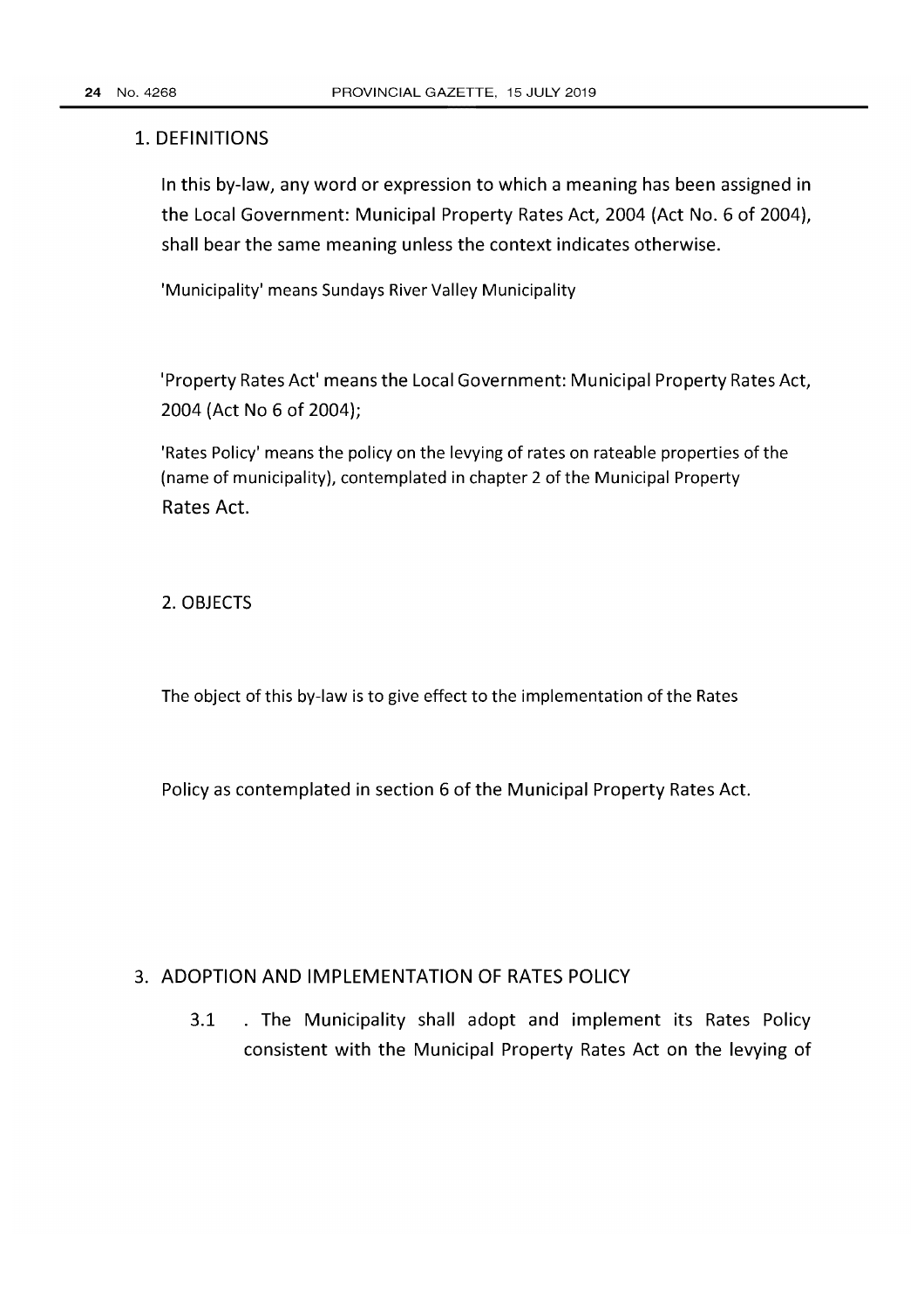## 1. DEFINITIONS

In this by-law, any word or expression to which a meaning has been assigned in the Local Government: Municipal Property Rates Act, 2004 (Act No. 6 of 2004), shall bear the same meaning unless the context indicates otherwise.

'Municipality' means Sundays River Valley Municipality

'Property Rates Act' means the Local Government: Municipal Property Rates Act, 2004 (Act No 6 of 2004);

'Rates Policy' means the policy on the levying of rates on rateable properties of the (name of municipality), contemplated in chapter 2 of the Municipal Property Rates Act.

## 2. OBJECTS

The object of this by-law is to give effect to the implementation of the Rates

Policy as contemplated in section 6 of the Municipal Property Rates Act.

## 3. ADOPTION AND IMPLEMENTATION OF RATES POLICY

3.1 . The Municipality shall adopt and implement its Rates Policy consistent with the Municipal Property Rates Act on the levying of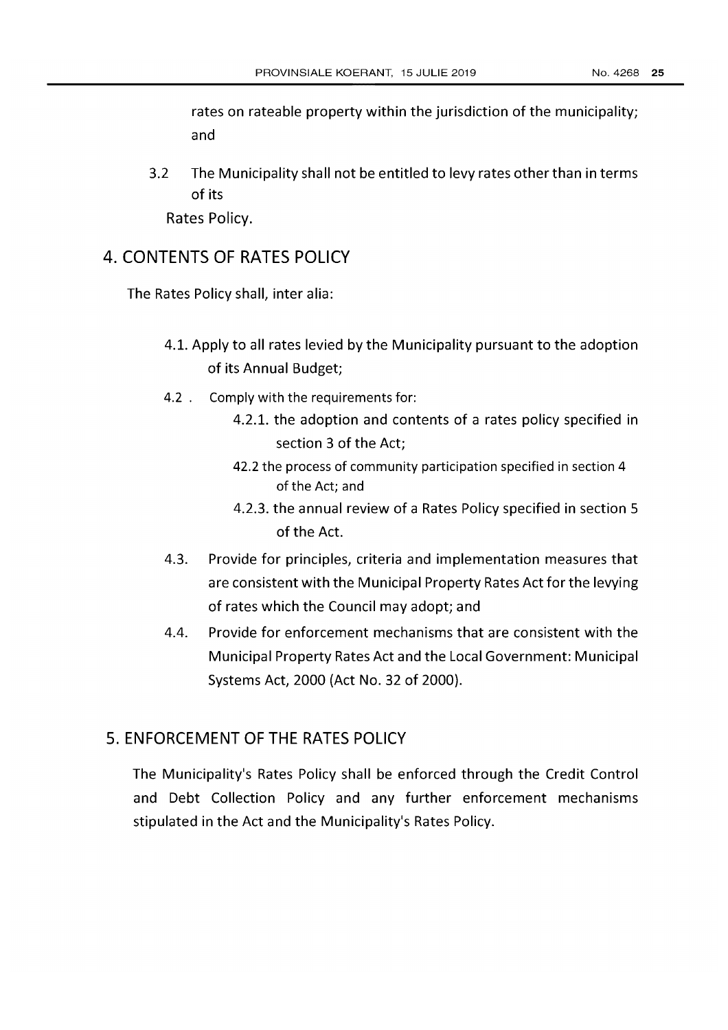rates on rateable property within the jurisdiction of the municipality; and

3.2 The Municipality shall not be entitled to levy rates other than in terms of its Rates Policy.

## 4. CONTENTS OF RATES POLICY

The Rates Policy shall, inter alia:

4.1. Apply to all rates levied by the Municipality pursuant to the adoption of its Annual Budget;

4.2 . Comply with the requirements for:

4.2.1. the adoption and contents of a rates policy specified in section 3 of the Act;

42.2 the process of community participation specified in section 4 of the Act; and

4.2.3. the annual review of a Rates Policy specified in section 5 of the Act.

4.3. Provide for principles, criteria and implementation measures that are consistent with the Municipal Property Rates Act for the levying of rates which the Council may adopt; and

4.4. Provide for enforcement mechanisms that are consistent with the Municipal Property Rates Act and the Local Government: Municipal Systems Act, 2000 (Act No. 32 of 2000).

## 5. ENFORCEMENT OF THE RATES POLICY

The Municipality's Rates Policy shall be enforced through the Credit Control and Debt Collection Policy and any further enforcement mechanisms stipulated in the Act and the Municipality's Rates Policy.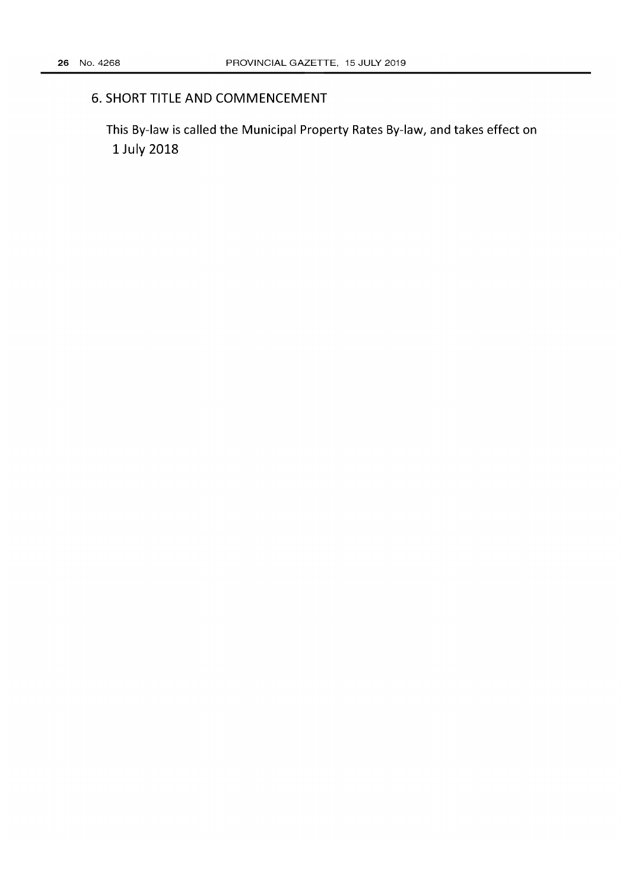## 6. SHORT TITLE AND COMMENCEMENT

This By-law is called the Municipal Property Rates By-law, and takes effect on 1 July 2018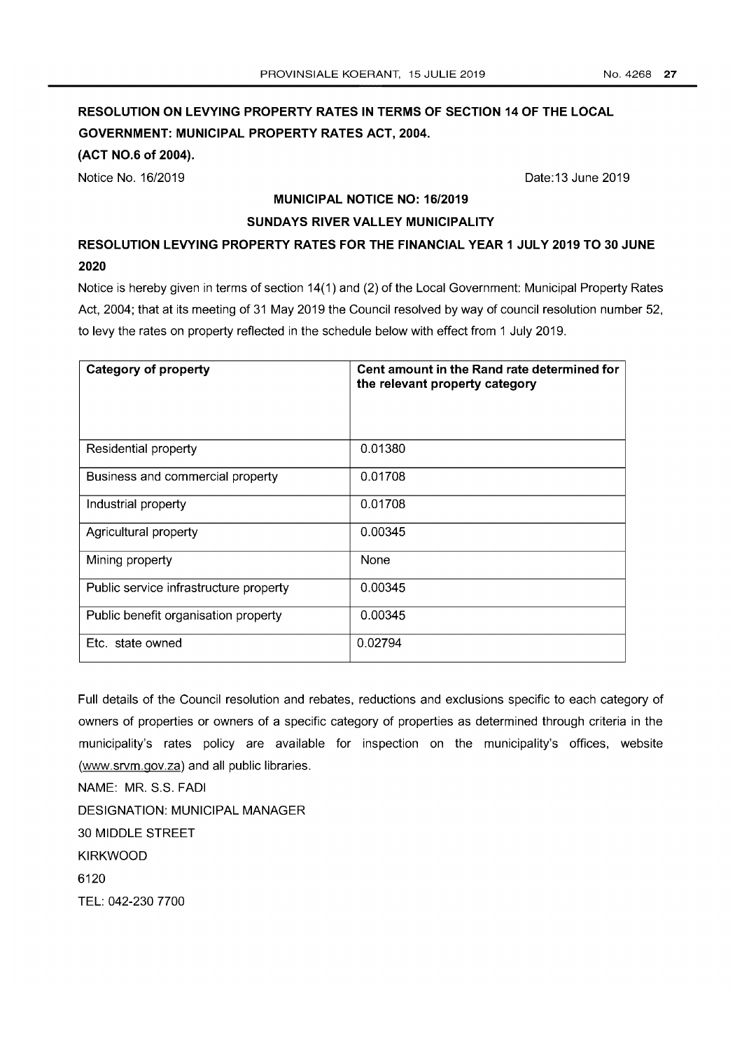**RESOLUTION ON LEVYING PROPERTY RATES IN TERMS OF SECTION 14 OF THE LOCAL GOVERNMENT: MUNICIPAL PROPERTY RATES ACT, 2004.**

**(ACT NO.6 of 2004).**

Notice No. 16/2019 Date:13 June 2019

**MUNICIPAL NOTICE NO: 16/2019**

**SUNDAYS RIVER VALLEY MUNICIPALITY**

**RESOLUTION LEVYING PROPERTY RATES FOR THE FINANCIAL YEAR 1 JULY 2019 TO 30 JUNE 2020**

Notice is hereby given in terms of section 14(1) and (2) of the Local Government: Municipal Property Rates Act, 2004; that at its meeting of 31 May 2019 the Council resolved by way of council resolution number 52, to levy the rates on property reflected in the schedule below with effect from 1 July 2019.

| Category of property | Cent amount in the Rand rate determined for the relevant property category |
|---|---|
| Residential property | 0.01380 |
| Business and commercial property | 0.01708 |
| Industrial property | 0.01708 |
| Agricultural property | 0.00345 |
| Mining property | None |
| Public service infrastructure property | 0.00345 |
| Public benefit organisation property | 0.00345 |
| Etc. state owned | 0.02794 |

Full details of the Council resolution and rebates, reductions and exclusions specific to each category of owners of properties or owners of a specific category of properties as determined through criteria in the municipality's rates policy are available for inspection on the municipality's offices, website (www.srvm.gov.za) and all public libraries.

NAME: MR. S.S. FADI

DESIGNATION: MUNICIPAL MANAGER

30 MIDDLE STREET

KIRKWOOD

6120

TEL: 042-230 7700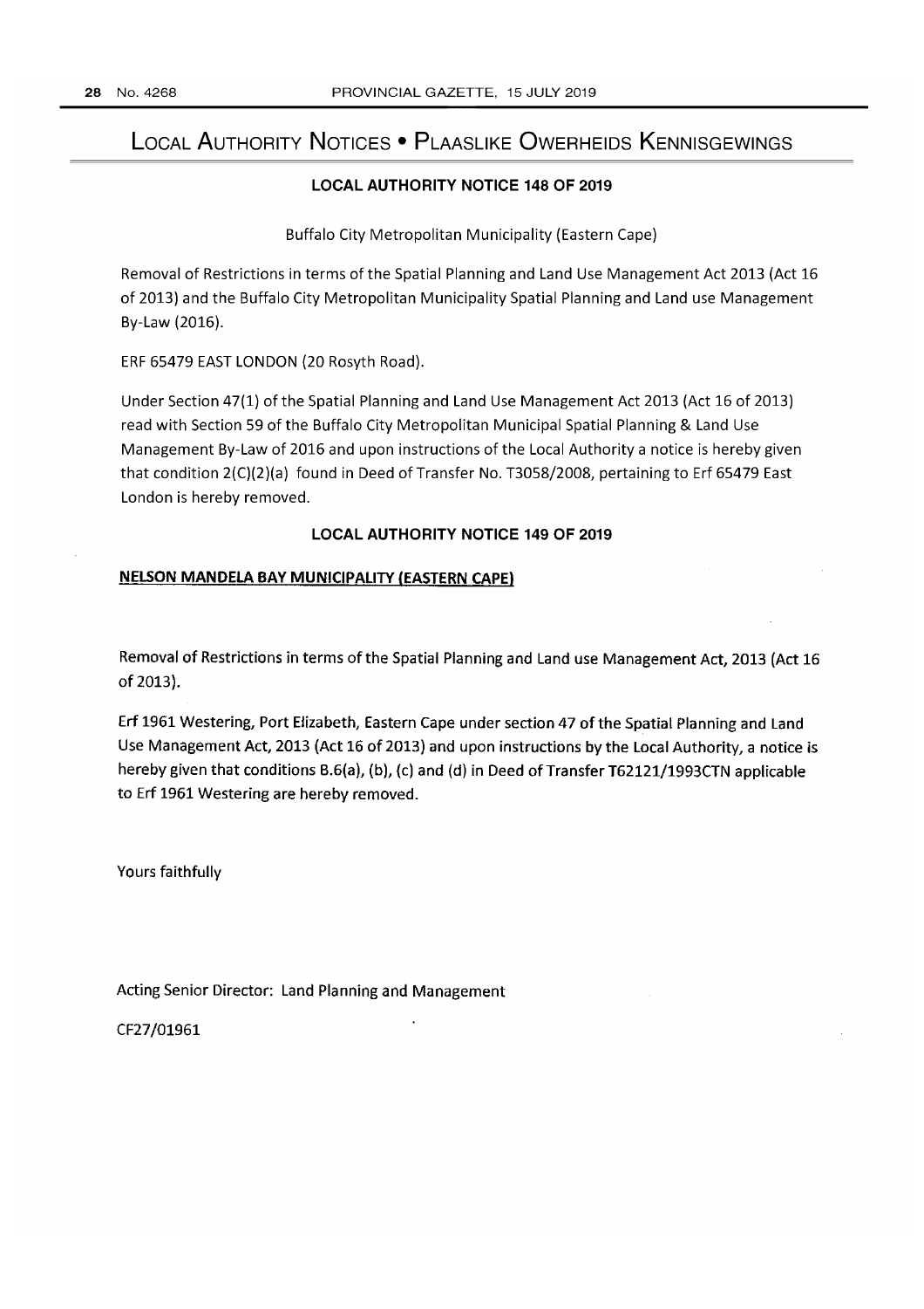# Local Authority Notices • Plaaslike Owerheids Kennisgewings

## LOCAL AUTHORITY NOTICE 148 OF 2019

Buffalo City Metropolitan Municipality (Eastern Cape)

Removal of Restrictions in terms of the Spatial Planning and Land Use Management Act 2013 (Act 16 of 2013) and the Buffalo City Metropolitan Municipality Spatial Planning and Land use Management By-Law (2016).

ERF 65479 EAST LONDON (20 Rosyth Road).

Under Section 47(1) of the Spatial Planning and Land Use Management Act 2013 (Act 16 of 2013) read with Section 59 of the Buffalo City Metropolitan Municipal Spatial Planning & Land Use Management By-Law of 2016 and upon instructions of the Local Authority a notice is hereby given that condition 2(C)(2)(a) found in Deed of Transfer No. T3058/2008, pertaining to Erf 65479 East London is hereby removed.

## LOCAL AUTHORITY NOTICE 149 OF 2019

**NELSON MANDELA BAY MUNICIPALITY (EASTERN CAPE)**

Removal of Restrictions in terms of the Spatial Planning and Land use Management Act, 2013 (Act 16 of 2013).

Erf 1961 Westering, Port Elizabeth, Eastern Cape under section 47 of the Spatial Planning and Land Use Management Act, 2013 (Act 16 of 2013) and upon instructions by the Local Authority, a notice is hereby given that conditions B.6(a), (b), (c) and (d) in Deed of Transfer T62121/1993CTN applicable to Erf 1961 Westering are hereby removed.

Yours faithfully

Acting Senior Director: Land Planning and Management

CF27/01961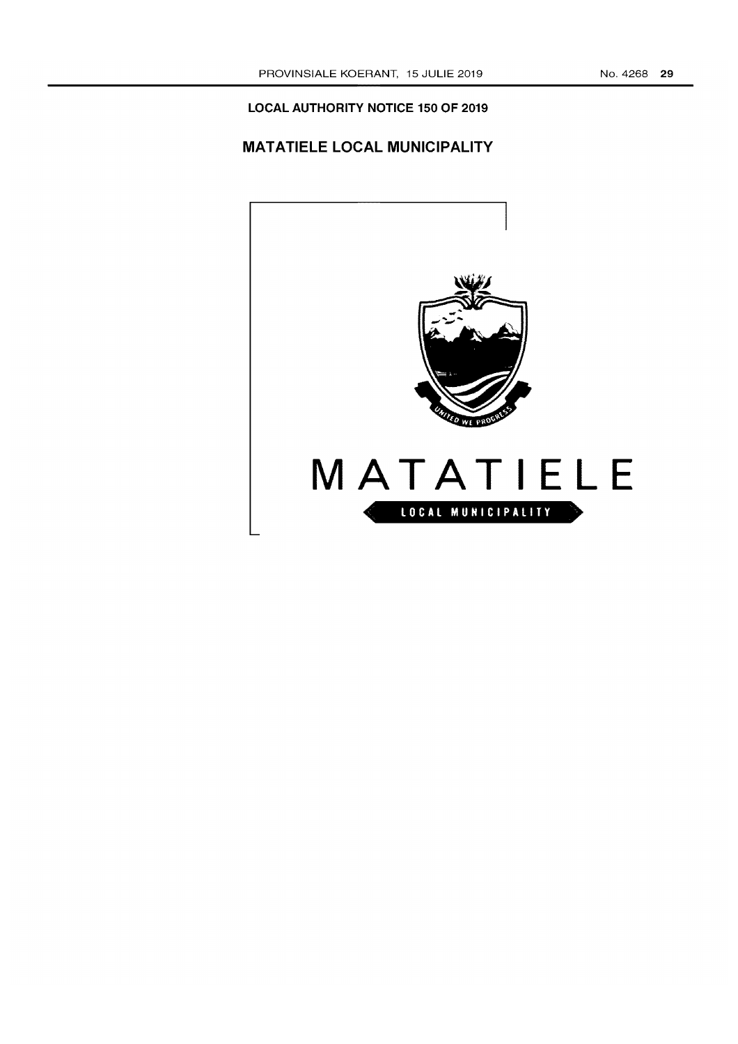**LOCAL AUTHORITY NOTICE 150 OF 2019**

## MATATIELE LOCAL MUNICIPALITY

UNITED WE PROGRESS

MATATIELE

LOCAL MUNICIPALITY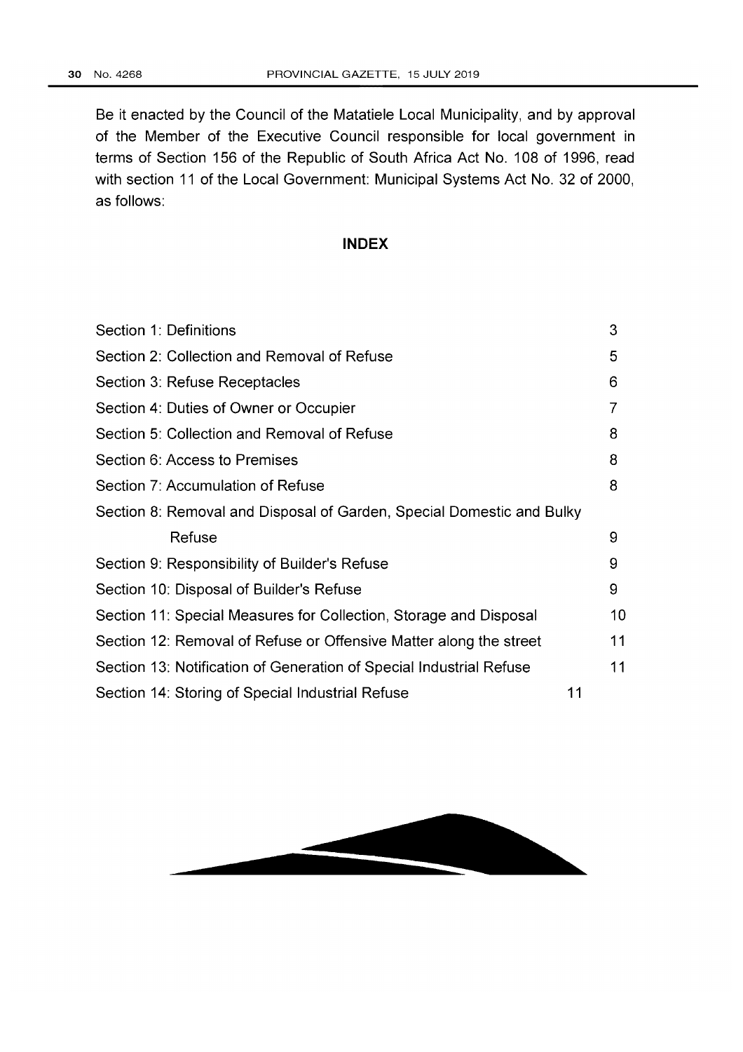Be it enacted by the Council of the Matatiele Local Municipality, and by approval of the Member of the Executive Council responsible for local government in terms of Section 156 of the Republic of South Africa Act No. 108 of 1996, read with section 11 of the Local Government: Municipal Systems Act No. 32 of 2000, as follows:

## INDEX

| | |
|---|---|
| Section 1: Definitions | 3 |
| Section 2: Collection and Removal of Refuse | 5 |
| Section 3: Refuse Receptacles | 6 |
| Section 4: Duties of Owner or Occupier | 7 |
| Section 5: Collection and Removal of Refuse | 8 |
| Section 6: Access to Premises | 8 |
| Section 7: Accumulation of Refuse | 8 |
| Section 8: Removal and Disposal of Garden, Special Domestic and Bulky Refuse | 9 |
| Section 9: Responsibility of Builder's Refuse | 9 |
| Section 10: Disposal of Builder's Refuse | 9 |
| Section 11: Special Measures for Collection, Storage and Disposal | 10 |
| Section 12: Removal of Refuse or Offensive Matter along the street | 11 |
| Section 13: Notification of Generation of Special Industrial Refuse | 11 |
| Section 14: Storing of Special Industrial Refuse | 11 |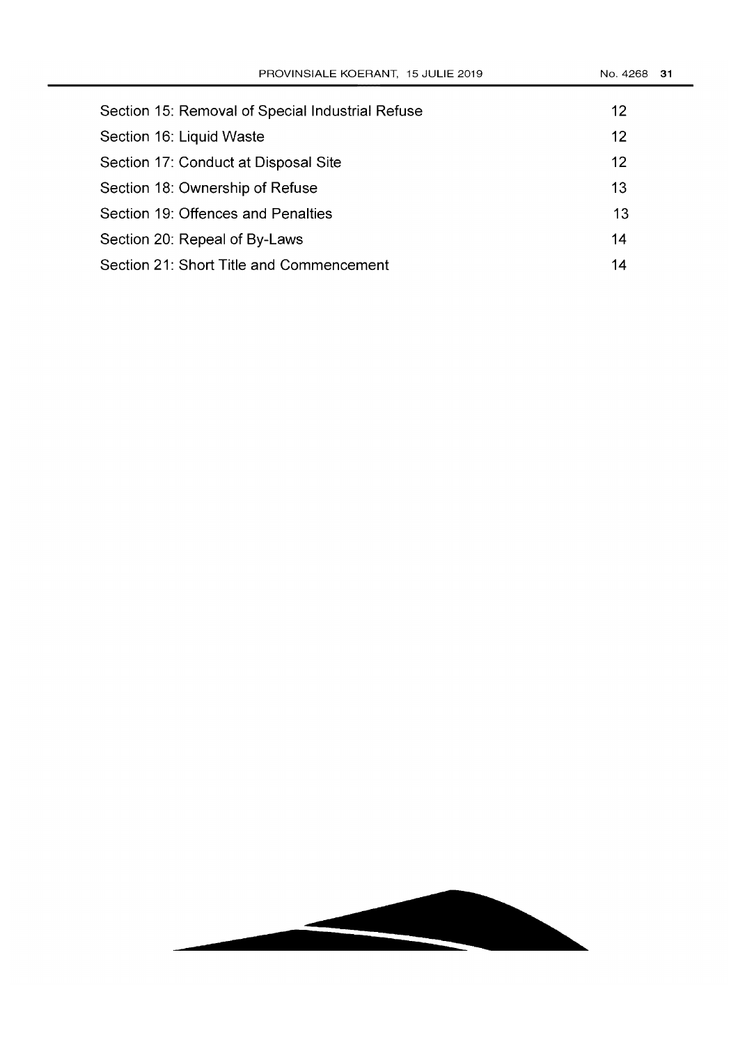| | |
|---|---|
| Section 15: Removal of Special Industrial Refuse | 12 |
| Section 16: Liquid Waste | 12 |
| Section 17: Conduct at Disposal Site | 12 |
| Section 18: Ownership of Refuse | 13 |
| Section 19: Offences and Penalties | 13 |
| Section 20: Repeal of By-Laws | 14 |
| Section 21: Short Title and Commencement | 14 |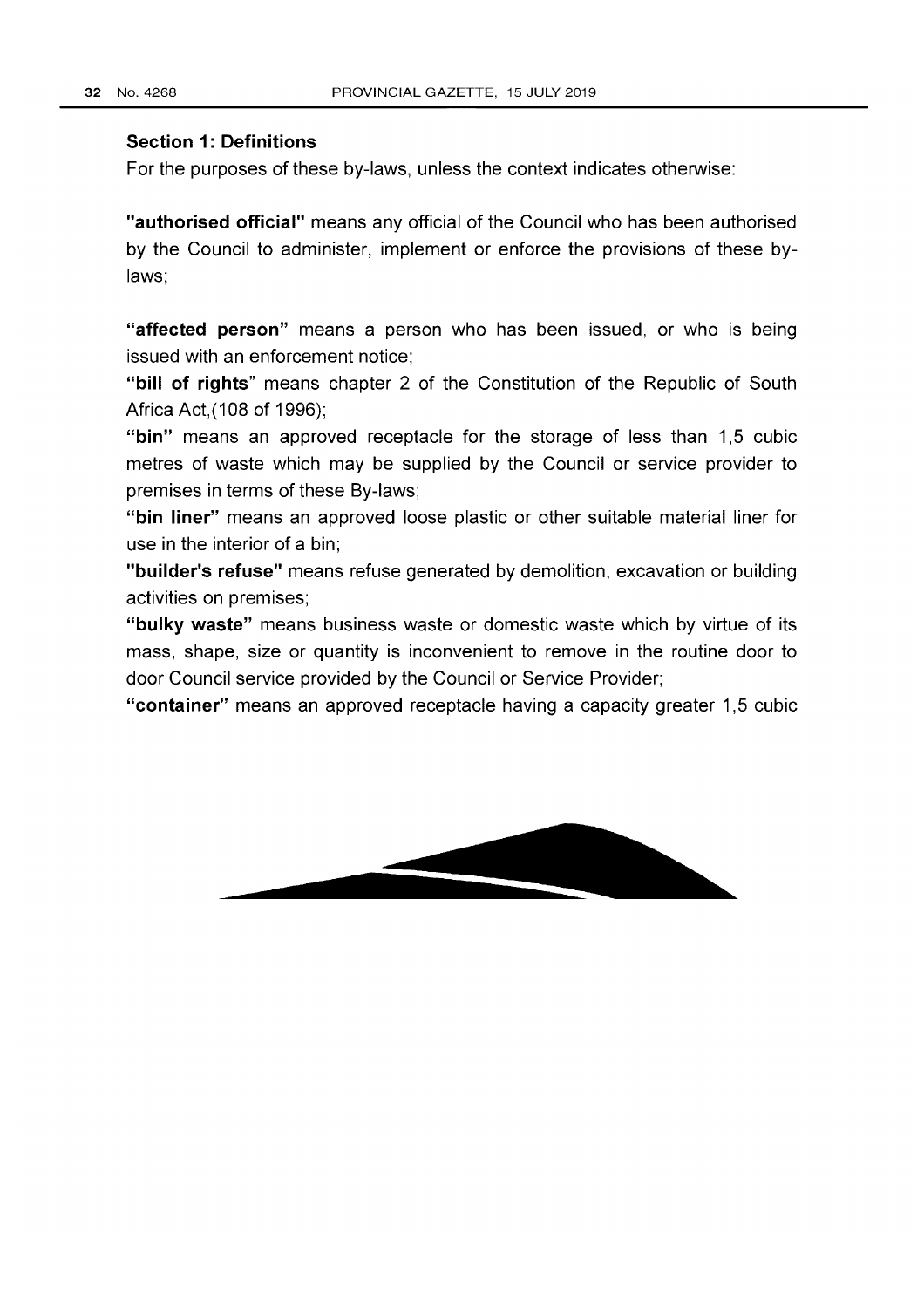## Section 1: Definitions

For the purposes of these by-laws, unless the context indicates otherwise:

**"authorised official"** means any official of the Council who has been authorised by the Council to administer, implement or enforce the provisions of these by-laws;

**"affected person"** means a person who has been issued, or who is being issued with an enforcement notice;

**"bill of rights"** means chapter 2 of the Constitution of the Republic of South Africa Act,(108 of 1996);

**"bin"** means an approved receptacle for the storage of less than 1,5 cubic metres of waste which may be supplied by the Council or service provider to premises in terms of these By-laws;

**"bin liner"** means an approved loose plastic or other suitable material liner for use in the interior of a bin;

**"builder's refuse"** means refuse generated by demolition, excavation or building activities on premises;

**"bulky waste"** means business waste or domestic waste which by virtue of its mass, shape, size or quantity is inconvenient to remove in the routine door to door Council service provided by the Council or Service Provider;

**"container"** means an approved receptacle having a capacity greater 1,5 cubic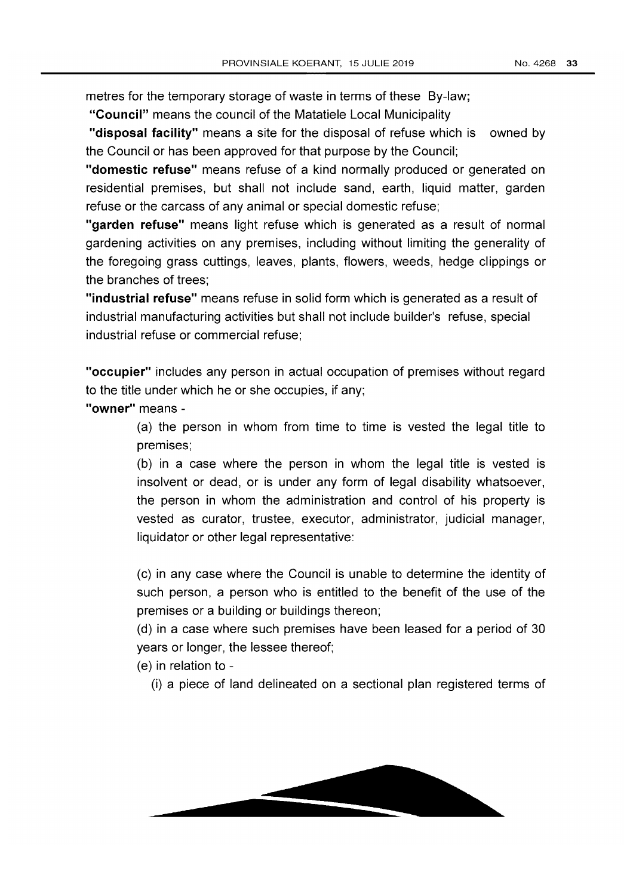metres for the temporary storage of waste in terms of these By-law;

**"Council"** means the council of the Matatiele Local Municipality

**"disposal facility"** means a site for the disposal of refuse which is owned by the Council or has been approved for that purpose by the Council;

**"domestic refuse"** means refuse of a kind normally produced or generated on residential premises, but shall not include sand, earth, liquid matter, garden refuse or the carcass of any animal or special domestic refuse;

**"garden refuse"** means light refuse which is generated as a result of normal gardening activities on any premises, including without limiting the generality of the foregoing grass cuttings, leaves, plants, flowers, weeds, hedge clippings or the branches of trees;

**"industrial refuse"** means refuse in solid form which is generated as a result of industrial manufacturing activities but shall not include builder's refuse, special industrial refuse or commercial refuse;

**"occupier"** includes any person in actual occupation of premises without regard to the title under which he or she occupies, if any;

**"owner"** means -

(a) the person in whom from time to time is vested the legal title to premises;

(b) in a case where the person in whom the legal title is vested is insolvent or dead, or is under any form of legal disability whatsoever, the person in whom the administration and control of his property is vested as curator, trustee, executor, administrator, judicial manager, liquidator or other legal representative:

(c) in any case where the Council is unable to determine the identity of such person, a person who is entitled to the benefit of the use of the premises or a building or buildings thereon;

(d) in a case where such premises have been leased for a period of 30 years or longer, the lessee thereof;

(e) in relation to -

(i) a piece of land delineated on a sectional plan registered terms of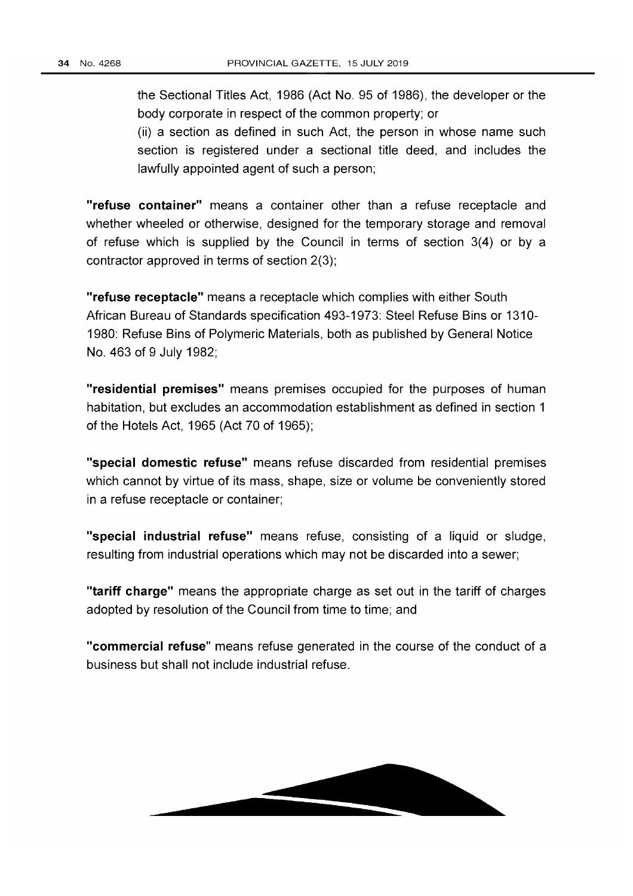the Sectional Titles Act, 1986 (Act No. 95 of 1986), the developer or the body corporate in respect of the common property; or

(ii) a section as defined in such Act, the person in whose name such section is registered under a sectional title deed, and includes the lawfully appointed agent of such a person;

**"refuse container"** means a container other than a refuse receptacle and whether wheeled or otherwise, designed for the temporary storage and removal of refuse which is supplied by the Council in terms of section 3(4) or by a contractor approved in terms of section 2(3);

**"refuse receptacle"** means a receptacle which complies with either South African Bureau of Standards specification 493-1973: Steel Refuse Bins or 1310-1980: Refuse Bins of Polymeric Materials, both as published by General Notice No. 463 of 9 July 1982;

**"residential premises"** means premises occupied for the purposes of human habitation, but excludes an accommodation establishment as defined in section 1 of the Hotels Act, 1965 (Act 70 of 1965);

**"special domestic refuse"** means refuse discarded from residential premises which cannot by virtue of its mass, shape, size or volume be conveniently stored in a refuse receptacle or container;

**"special industrial refuse"** means refuse, consisting of a liquid or sludge, resulting from industrial operations which may not be discarded into a sewer;

**"tariff charge"** means the appropriate charge as set out in the tariff of charges adopted by resolution of the Council from time to time; and

**"commercial refuse"** means refuse generated in the course of the conduct of a business but shall not include industrial refuse.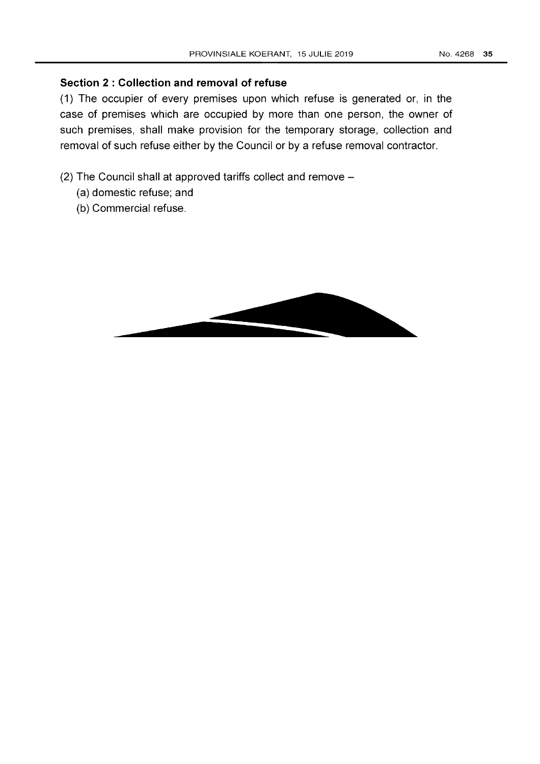**Section 2 : Collection and removal of refuse**

(1) The occupier of every premises upon which refuse is generated or, in the case of premises which are occupied by more than one person, the owner of such premises, shall make provision for the temporary storage, collection and removal of such refuse either by the Council or by a refuse removal contractor.

(2) The Council shall at approved tariffs collect and remove –

(a) domestic refuse; and

(b) Commercial refuse.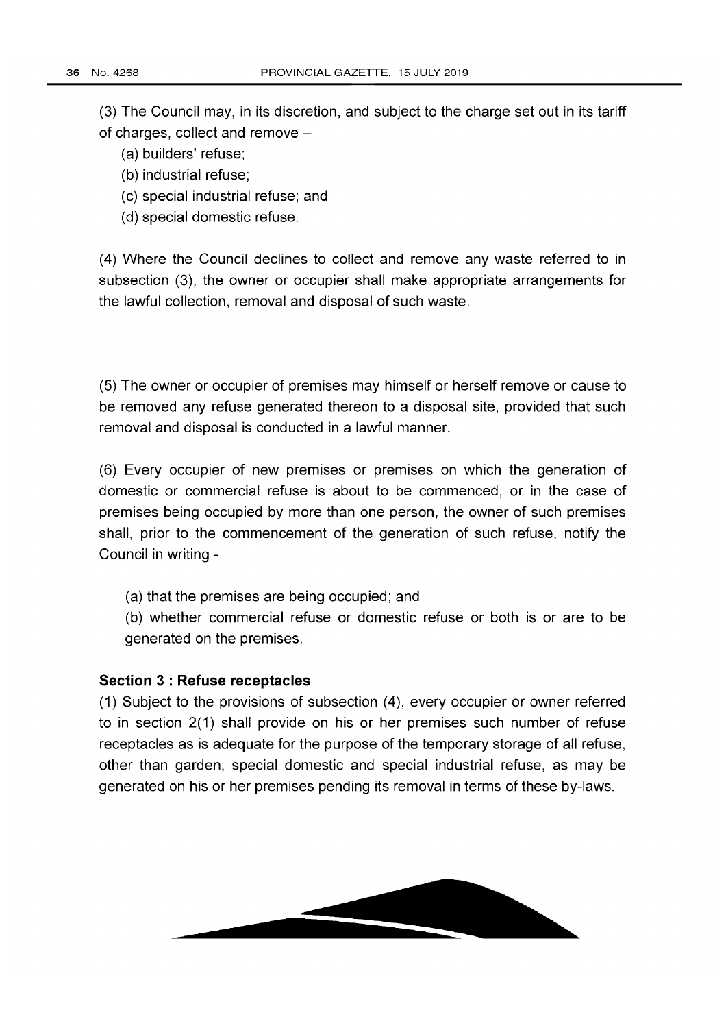(3) The Council may, in its discretion, and subject to the charge set out in its tariff of charges, collect and remove –

(a) builders' refuse;

(b) industrial refuse;

(c) special industrial refuse; and

(d) special domestic refuse.

(4) Where the Council declines to collect and remove any waste referred to in subsection (3), the owner or occupier shall make appropriate arrangements for the lawful collection, removal and disposal of such waste.

(5) The owner or occupier of premises may himself or herself remove or cause to be removed any refuse generated thereon to a disposal site, provided that such removal and disposal is conducted in a lawful manner.

(6) Every occupier of new premises or premises on which the generation of domestic or commercial refuse is about to be commenced, or in the case of premises being occupied by more than one person, the owner of such premises shall, prior to the commencement of the generation of such refuse, notify the Council in writing -

(a) that the premises are being occupied; and

(b) whether commercial refuse or domestic refuse or both is or are to be generated on the premises.

**Section 3 : Refuse receptacles**

(1) Subject to the provisions of subsection (4), every occupier or owner referred to in section 2(1) shall provide on his or her premises such number of refuse receptacles as is adequate for the purpose of the temporary storage of all refuse, other than garden, special domestic and special industrial refuse, as may be generated on his or her premises pending its removal in terms of these by-laws.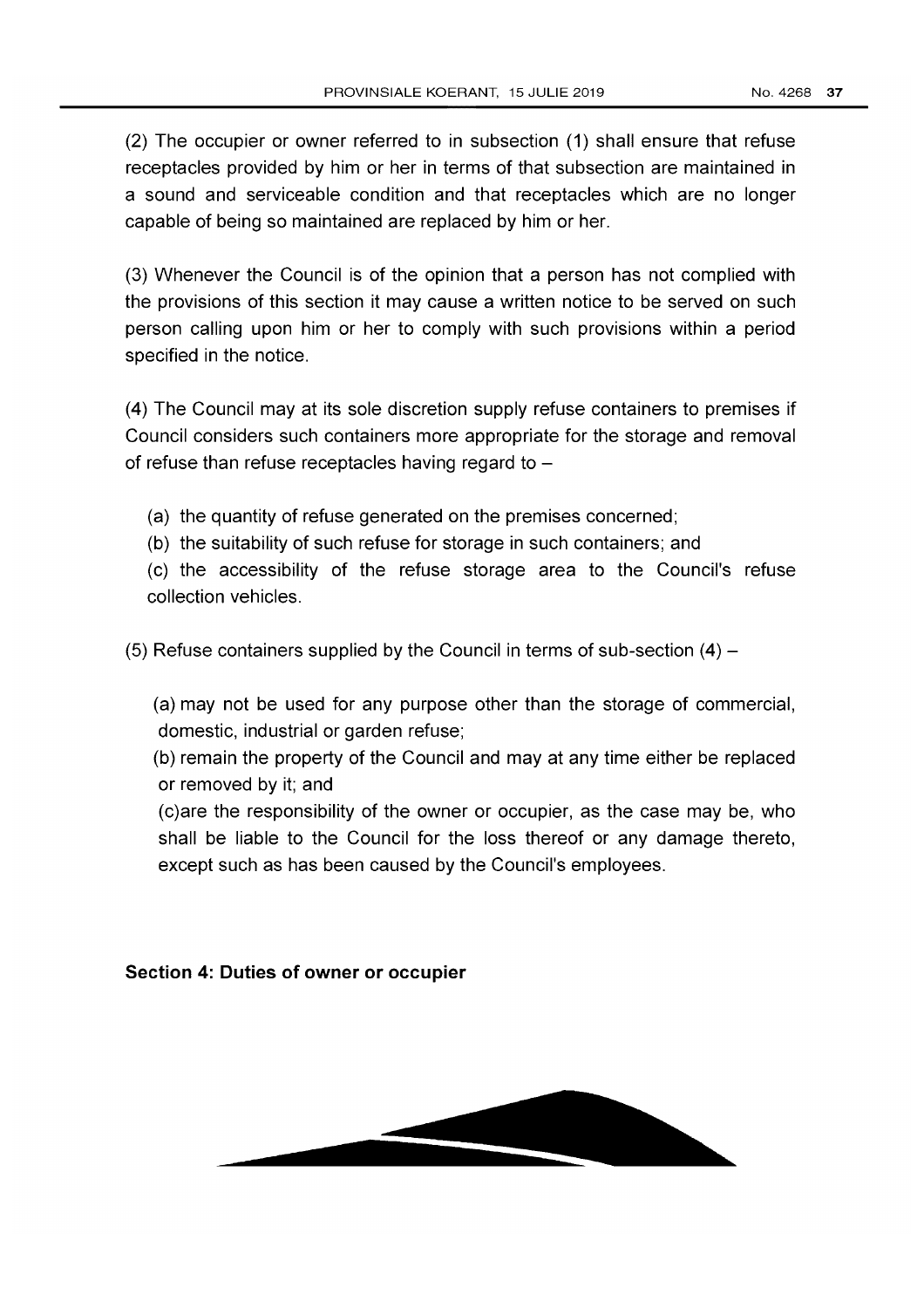(2) The occupier or owner referred to in subsection (1) shall ensure that refuse receptacles provided by him or her in terms of that subsection are maintained in a sound and serviceable condition and that receptacles which are no longer capable of being so maintained are replaced by him or her.

(3) Whenever the Council is of the opinion that a person has not complied with the provisions of this section it may cause a written notice to be served on such person calling upon him or her to comply with such provisions within a period specified in the notice.

(4) The Council may at its sole discretion supply refuse containers to premises if Council considers such containers more appropriate for the storage and removal of refuse than refuse receptacles having regard to –

(a) the quantity of refuse generated on the premises concerned;
(b) the suitability of such refuse for storage in such containers; and
(c) the accessibility of the refuse storage area to the Council's refuse collection vehicles.

(5) Refuse containers supplied by the Council in terms of sub-section (4) –

(a) may not be used for any purpose other than the storage of commercial, domestic, industrial or garden refuse;
(b) remain the property of the Council and may at any time either be replaced or removed by it; and
(c)are the responsibility of the owner or occupier, as the case may be, who shall be liable to the Council for the loss thereof or any damage thereto, except such as has been caused by the Council's employees.

**Section 4: Duties of owner or occupier**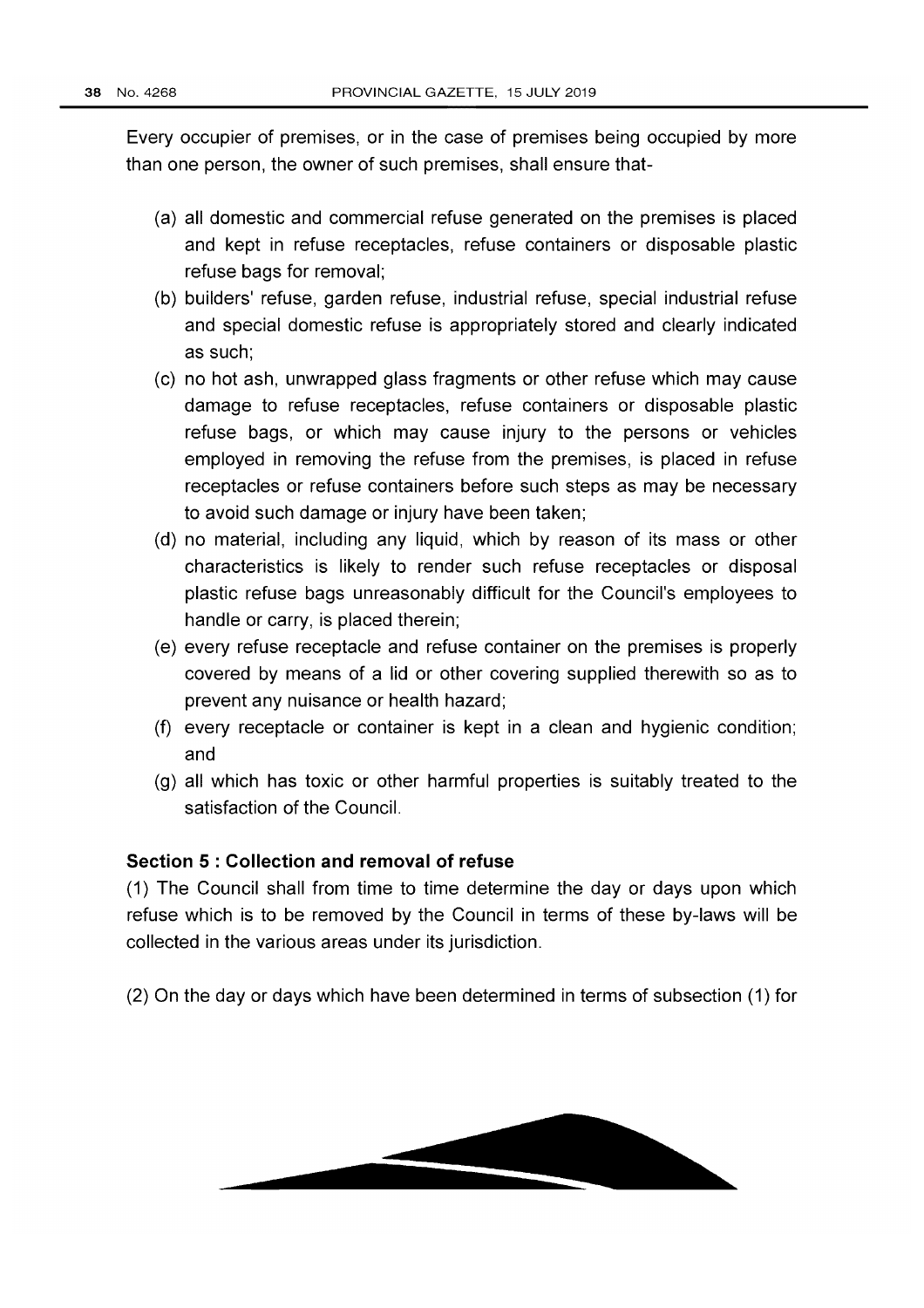Every occupier of premises, or in the case of premises being occupied by more than one person, the owner of such premises, shall ensure that-

(a) all domestic and commercial refuse generated on the premises is placed and kept in refuse receptacles, refuse containers or disposable plastic refuse bags for removal;

(b) builders' refuse, garden refuse, industrial refuse, special industrial refuse and special domestic refuse is appropriately stored and clearly indicated as such;

(c) no hot ash, unwrapped glass fragments or other refuse which may cause damage to refuse receptacles, refuse containers or disposable plastic refuse bags, or which may cause injury to the persons or vehicles employed in removing the refuse from the premises, is placed in refuse receptacles or refuse containers before such steps as may be necessary to avoid such damage or injury have been taken;

(d) no material, including any liquid, which by reason of its mass or other characteristics is likely to render such refuse receptacles or disposal plastic refuse bags unreasonably difficult for the Council's employees to handle or carry, is placed therein;

(e) every refuse receptacle and refuse container on the premises is properly covered by means of a lid or other covering supplied therewith so as to prevent any nuisance or health hazard;

(f) every receptacle or container is kept in a clean and hygienic condition; and

(g) all which has toxic or other harmful properties is suitably treated to the satisfaction of the Council.

**Section 5 : Collection and removal of refuse**

(1) The Council shall from time to time determine the day or days upon which refuse which is to be removed by the Council in terms of these by-laws will be collected in the various areas under its jurisdiction.

(2) On the day or days which have been determined in terms of subsection (1) for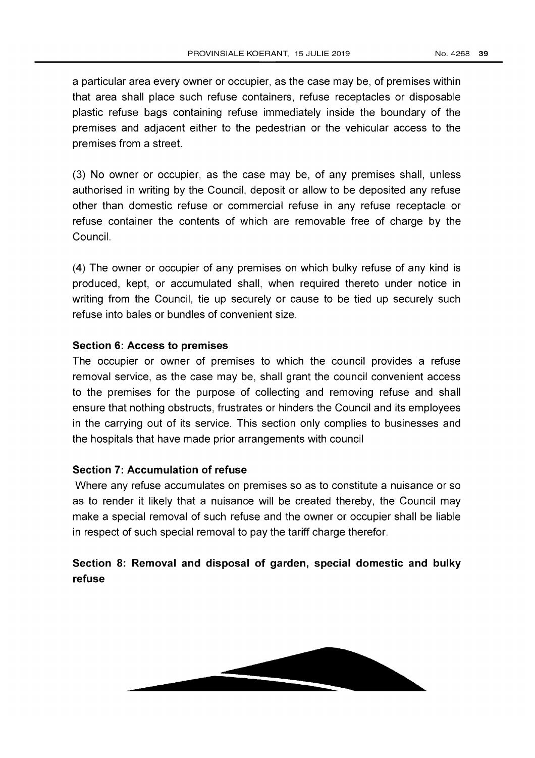a particular area every owner or occupier, as the case may be, of premises within that area shall place such refuse containers, refuse receptacles or disposable plastic refuse bags containing refuse immediately inside the boundary of the premises and adjacent either to the pedestrian or the vehicular access to the premises from a street.

(3) No owner or occupier, as the case may be, of any premises shall, unless authorised in writing by the Council, deposit or allow to be deposited any refuse other than domestic refuse or commercial refuse in any refuse receptacle or refuse container the contents of which are removable free of charge by the Council.

(4) The owner or occupier of any premises on which bulky refuse of any kind is produced, kept, or accumulated shall, when required thereto under notice in writing from the Council, tie up securely or cause to be tied up securely such refuse into bales or bundles of convenient size.

**Section 6: Access to premises**

The occupier or owner of premises to which the council provides a refuse removal service, as the case may be, shall grant the council convenient access to the premises for the purpose of collecting and removing refuse and shall ensure that nothing obstructs, frustrates or hinders the Council and its employees in the carrying out of its service. This section only complies to businesses and the hospitals that have made prior arrangements with council

**Section 7: Accumulation of refuse**

Where any refuse accumulates on premises so as to constitute a nuisance or so as to render it likely that a nuisance will be created thereby, the Council may make a special removal of such refuse and the owner or occupier shall be liable in respect of such special removal to pay the tariff charge therefor.

**Section 8: Removal and disposal of garden, special domestic and bulky refuse**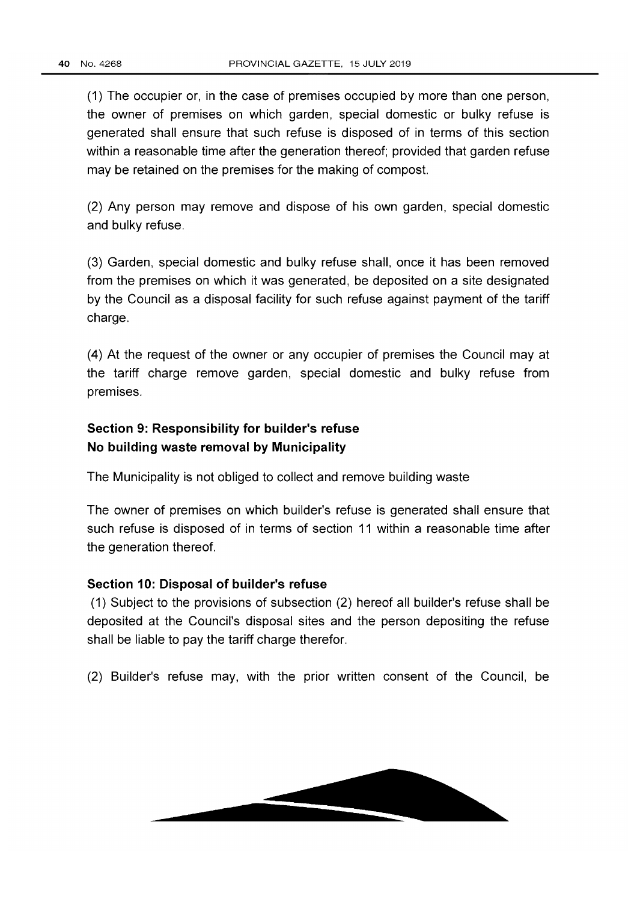(1) The occupier or, in the case of premises occupied by more than one person, the owner of premises on which garden, special domestic or bulky refuse is generated shall ensure that such refuse is disposed of in terms of this section within a reasonable time after the generation thereof; provided that garden refuse may be retained on the premises for the making of compost.

(2) Any person may remove and dispose of his own garden, special domestic and bulky refuse.

(3) Garden, special domestic and bulky refuse shall, once it has been removed from the premises on which it was generated, be deposited on a site designated by the Council as a disposal facility for such refuse against payment of the tariff charge.

(4) At the request of the owner or any occupier of premises the Council may at the tariff charge remove garden, special domestic and bulky refuse from premises.

**Section 9: Responsibility for builder's refuse**
**No building waste removal by Municipality**

The Municipality is not obliged to collect and remove building waste

The owner of premises on which builder's refuse is generated shall ensure that such refuse is disposed of in terms of section 11 within a reasonable time after the generation thereof.

**Section 10: Disposal of builder's refuse**

(1) Subject to the provisions of subsection (2) hereof all builder's refuse shall be deposited at the Council's disposal sites and the person depositing the refuse shall be liable to pay the tariff charge therefor.

(2) Builder's refuse may, with the prior written consent of the Council, be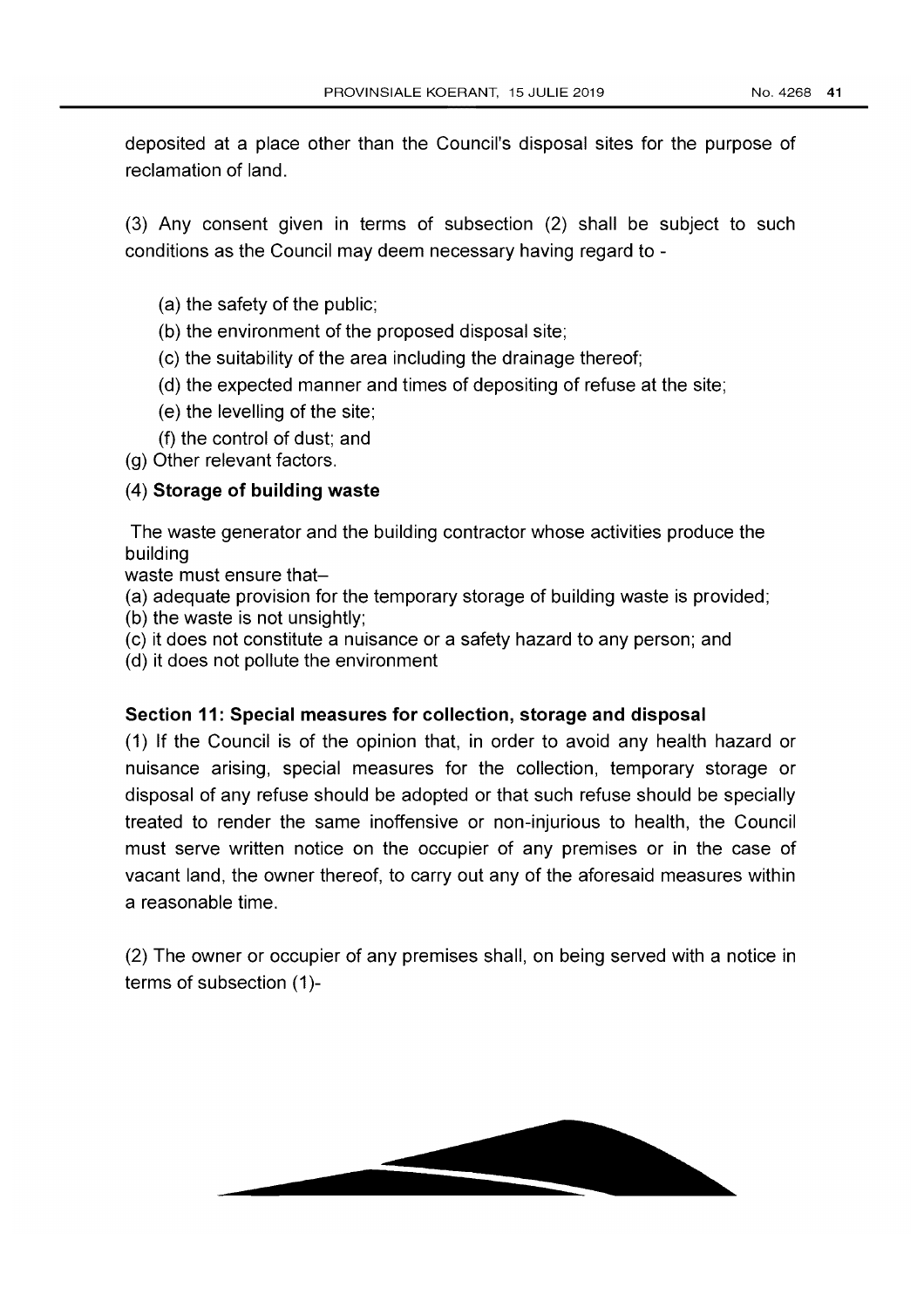deposited at a place other than the Council's disposal sites for the purpose of reclamation of land.

(3) Any consent given in terms of subsection (2) shall be subject to such conditions as the Council may deem necessary having regard to -

(a) the safety of the public;
(b) the environment of the proposed disposal site;
(c) the suitability of the area including the drainage thereof;
(d) the expected manner and times of depositing of refuse at the site;
(e) the levelling of the site;
(f) the control of dust; and
(g) Other relevant factors.

(4) **Storage of building waste**

The waste generator and the building contractor whose activities produce the building
waste must ensure that–
(a) adequate provision for the temporary storage of building waste is provided;
(b) the waste is not unsightly;
(c) it does not constitute a nuisance or a safety hazard to any person; and
(d) it does not pollute the environment

**Section 11: Special measures for collection, storage and disposal**

(1) If the Council is of the opinion that, in order to avoid any health hazard or nuisance arising, special measures for the collection, temporary storage or disposal of any refuse should be adopted or that such refuse should be specially treated to render the same inoffensive or non-injurious to health, the Council must serve written notice on the occupier of any premises or in the case of vacant land, the owner thereof, to carry out any of the aforesaid measures within a reasonable time.

(2) The owner or occupier of any premises shall, on being served with a notice in terms of subsection (1)-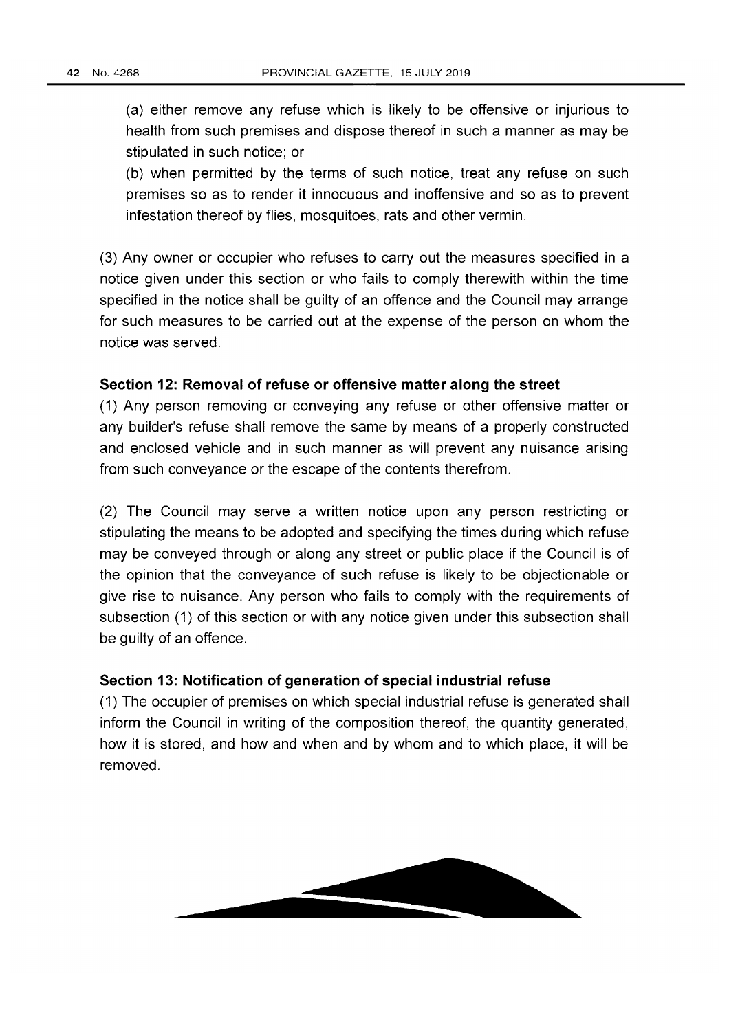(a) either remove any refuse which is likely to be offensive or injurious to health from such premises and dispose thereof in such a manner as may be stipulated in such notice; or

(b) when permitted by the terms of such notice, treat any refuse on such premises so as to render it innocuous and inoffensive and so as to prevent infestation thereof by flies, mosquitoes, rats and other vermin.

(3) Any owner or occupier who refuses to carry out the measures specified in a notice given under this section or who fails to comply therewith within the time specified in the notice shall be guilty of an offence and the Council may arrange for such measures to be carried out at the expense of the person on whom the notice was served.

**Section 12: Removal of refuse or offensive matter along the street**

(1) Any person removing or conveying any refuse or other offensive matter or any builder's refuse shall remove the same by means of a properly constructed and enclosed vehicle and in such manner as will prevent any nuisance arising from such conveyance or the escape of the contents therefrom.

(2) The Council may serve a written notice upon any person restricting or stipulating the means to be adopted and specifying the times during which refuse may be conveyed through or along any street or public place if the Council is of the opinion that the conveyance of such refuse is likely to be objectionable or give rise to nuisance. Any person who fails to comply with the requirements of subsection (1) of this section or with any notice given under this subsection shall be guilty of an offence.

**Section 13: Notification of generation of special industrial refuse**

(1) The occupier of premises on which special industrial refuse is generated shall inform the Council in writing of the composition thereof, the quantity generated, how it is stored, and how and when and by whom and to which place, it will be removed.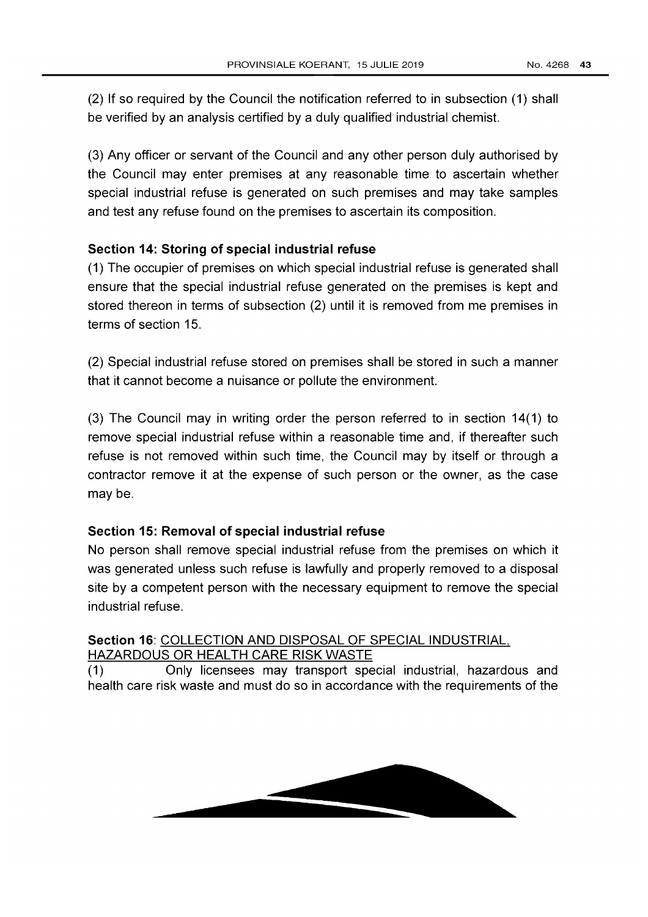(2) If so required by the Council the notification referred to in subsection (1) shall be verified by an analysis certified by a duly qualified industrial chemist.

(3) Any officer or servant of the Council and any other person duly authorised by the Council may enter premises at any reasonable time to ascertain whether special industrial refuse is generated on such premises and may take samples and test any refuse found on the premises to ascertain its composition.

**Section 14: Storing of special industrial refuse**

(1) The occupier of premises on which special industrial refuse is generated shall ensure that the special industrial refuse generated on the premises is kept and stored thereon in terms of subsection (2) until it is removed from me premises in terms of section 15.

(2) Special industrial refuse stored on premises shall be stored in such a manner that it cannot become a nuisance or pollute the environment.

(3) The Council may in writing order the person referred to in section 14(1) to remove special industrial refuse within a reasonable time and, if thereafter such refuse is not removed within such time, the Council may by itself or through a contractor remove it at the expense of such person or the owner, as the case may be.

**Section 15: Removal of special industrial refuse**

No person shall remove special industrial refuse from the premises on which it was generated unless such refuse is lawfully and properly removed to a disposal site by a competent person with the necessary equipment to remove the special industrial refuse.

**Section 16**: COLLECTION AND DISPOSAL OF SPECIAL INDUSTRIAL, HAZARDOUS OR HEALTH CARE RISK WASTE

(1) Only licensees may transport special industrial, hazardous and health care risk waste and must do so in accordance with the requirements of the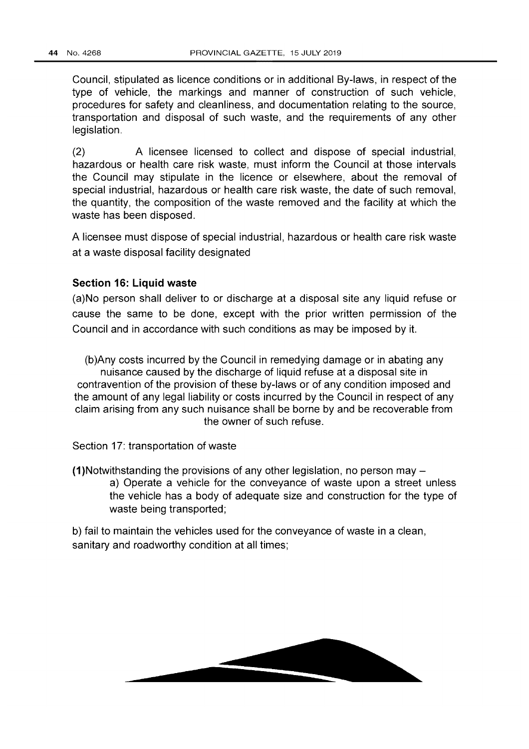Council, stipulated as licence conditions or in additional By-laws, in respect of the type of vehicle, the markings and manner of construction of such vehicle, procedures for safety and cleanliness, and documentation relating to the source, transportation and disposal of such waste, and the requirements of any other legislation.

(2) A licensee licensed to collect and dispose of special industrial, hazardous or health care risk waste, must inform the Council at those intervals the Council may stipulate in the licence or elsewhere, about the removal of special industrial, hazardous or health care risk waste, the date of such removal, the quantity, the composition of the waste removed and the facility at which the waste has been disposed.

A licensee must dispose of special industrial, hazardous or health care risk waste at a waste disposal facility designated

**Section 16: Liquid waste**

(a)No person shall deliver to or discharge at a disposal site any liquid refuse or cause the same to be done, except with the prior written permission of the Council and in accordance with such conditions as may be imposed by it.

(b)Any costs incurred by the Council in remedying damage or in abating any nuisance caused by the discharge of liquid refuse at a disposal site in contravention of the provision of these by-laws or of any condition imposed and the amount of any legal liability or costs incurred by the Council in respect of any claim arising from any such nuisance shall be borne by and be recoverable from the owner of such refuse.

Section 17: transportation of waste

**(1)**Notwithstanding the provisions of any other legislation, no person may –

a) Operate a vehicle for the conveyance of waste upon a street unless the vehicle has a body of adequate size and construction for the type of waste being transported;

b) fail to maintain the vehicles used for the conveyance of waste in a clean, sanitary and roadworthy condition at all times;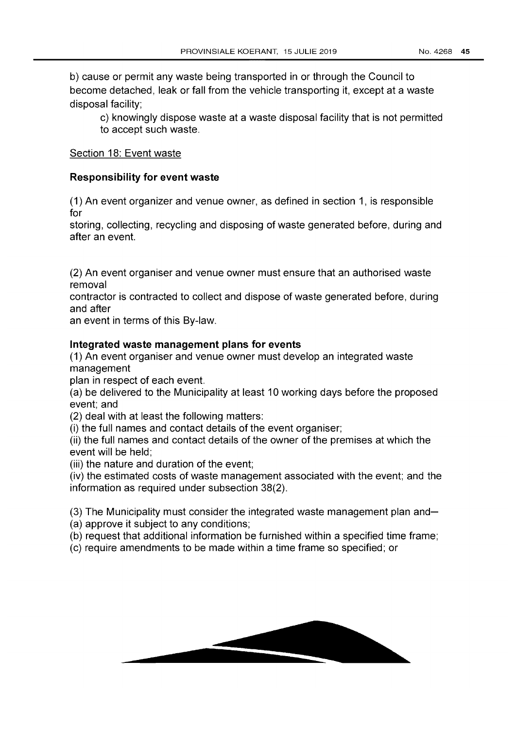b) cause or permit any waste being transported in or through the Council to become detached, leak or fall from the vehicle transporting it, except at a waste disposal facility;

c) knowingly dispose waste at a waste disposal facility that is not permitted to accept such waste.

Section 18: Event waste

**Responsibility for event waste**

(1) An event organizer and venue owner, as defined in section 1, is responsible for storing, collecting, recycling and disposing of waste generated before, during and after an event.

(2) An event organiser and venue owner must ensure that an authorised waste removal contractor is contracted to collect and dispose of waste generated before, during and after an event in terms of this By-law.

**Integrated waste management plans for events**

(1) An event organiser and venue owner must develop an integrated waste management plan in respect of each event.

(a) be delivered to the Municipality at least 10 working days before the proposed event; and

(2) deal with at least the following matters:

(i) the full names and contact details of the event organiser;

(ii) the full names and contact details of the owner of the premises at which the event will be held;

(iii) the nature and duration of the event;

(iv) the estimated costs of waste management associated with the event; and the information as required under subsection 38(2).

(3) The Municipality must consider the integrated waste management plan and—

(a) approve it subject to any conditions;

(b) request that additional information be furnished within a specified time frame;

(c) require amendments to be made within a time frame so specified; or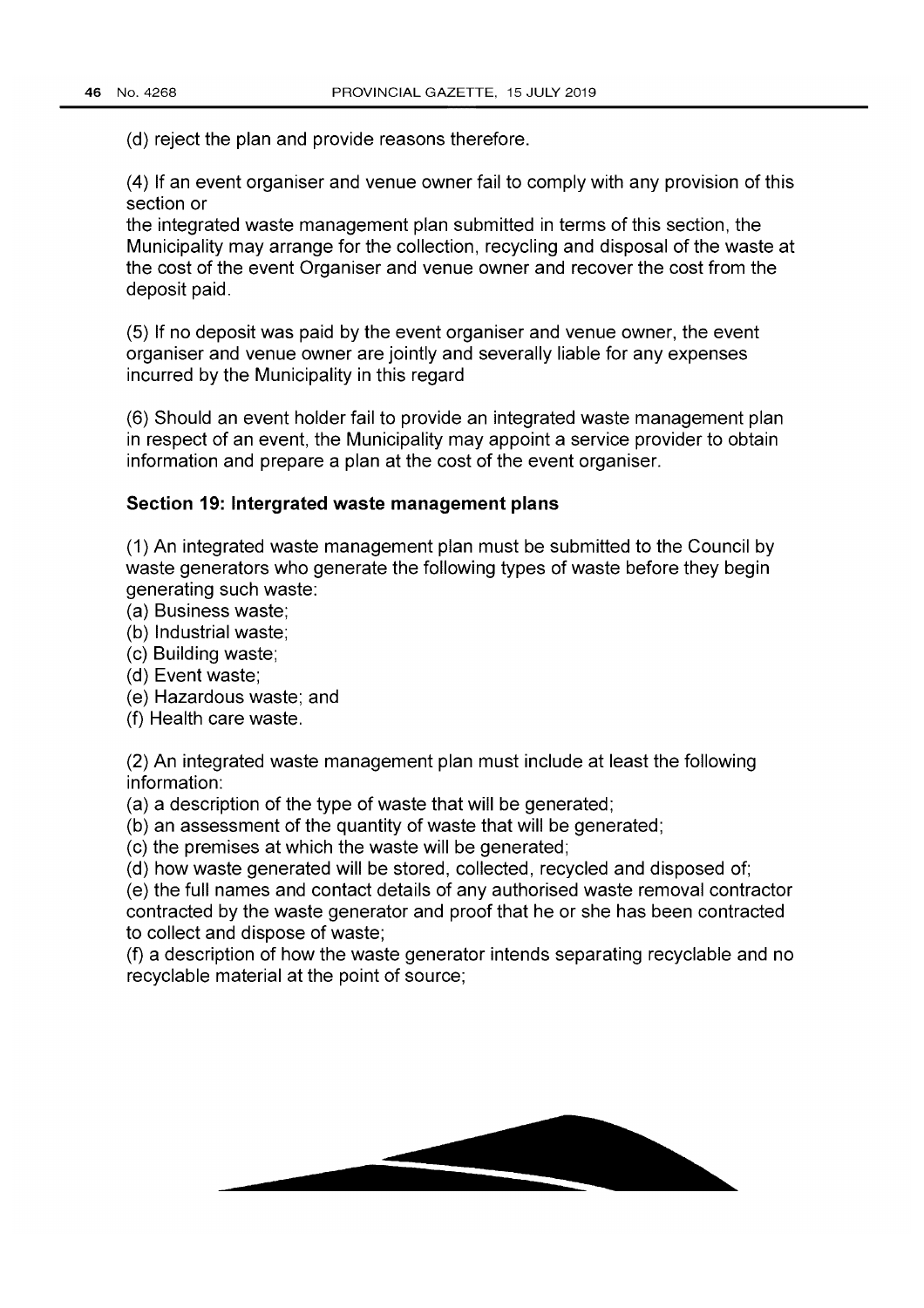(d) reject the plan and provide reasons therefore.

(4) If an event organiser and venue owner fail to comply with any provision of this section or
the integrated waste management plan submitted in terms of this section, the Municipality may arrange for the collection, recycling and disposal of the waste at the cost of the event Organiser and venue owner and recover the cost from the deposit paid.

(5) If no deposit was paid by the event organiser and venue owner, the event organiser and venue owner are jointly and severally liable for any expenses incurred by the Municipality in this regard

(6) Should an event holder fail to provide an integrated waste management plan in respect of an event, the Municipality may appoint a service provider to obtain information and prepare a plan at the cost of the event organiser.

### Section 19: Intergrated waste management plans

(1) An integrated waste management plan must be submitted to the Council by waste generators who generate the following types of waste before they begin generating such waste:
(a) Business waste;
(b) Industrial waste;
(c) Building waste;
(d) Event waste;
(e) Hazardous waste; and
(f) Health care waste.

(2) An integrated waste management plan must include at least the following information:
(a) a description of the type of waste that will be generated;
(b) an assessment of the quantity of waste that will be generated;
(c) the premises at which the waste will be generated;
(d) how waste generated will be stored, collected, recycled and disposed of;
(e) the full names and contact details of any authorised waste removal contractor contracted by the waste generator and proof that he or she has been contracted to collect and dispose of waste;
(f) a description of how the waste generator intends separating recyclable and no recyclable material at the point of source;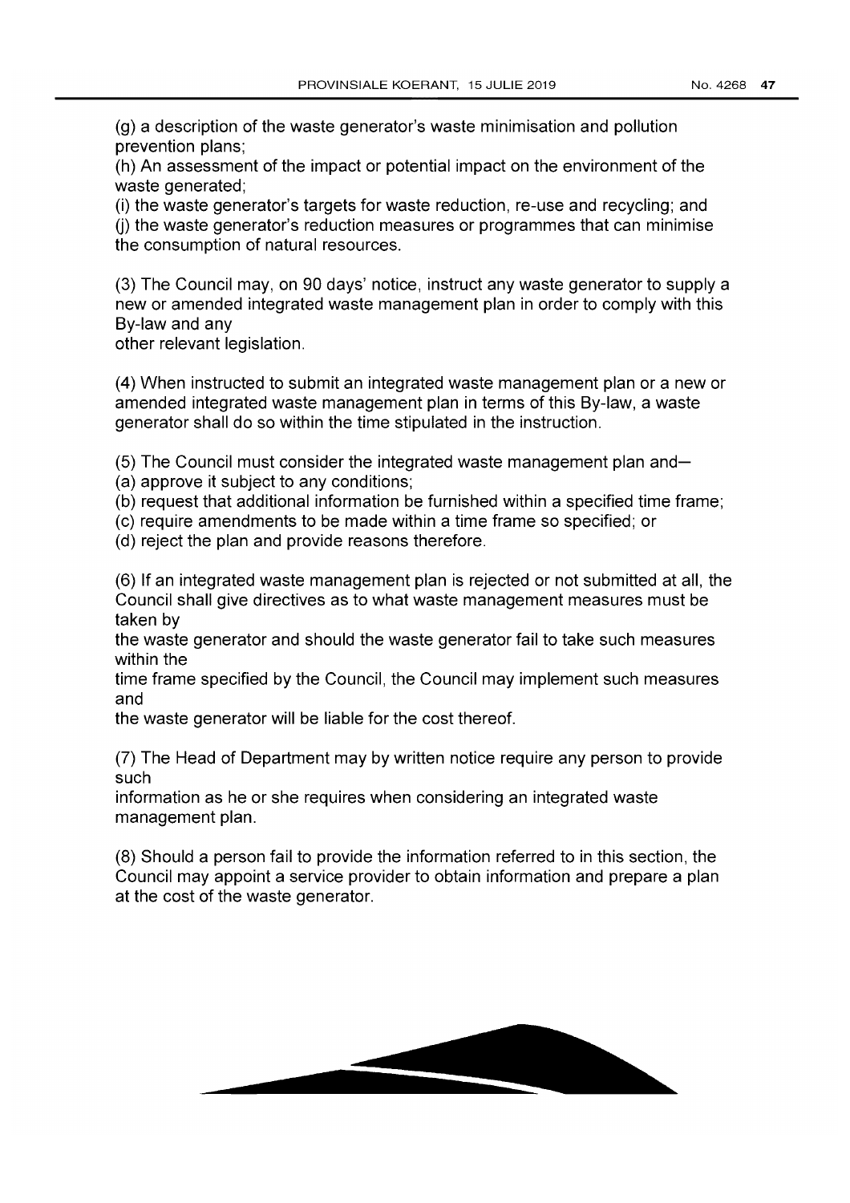(g) a description of the waste generator's waste minimisation and pollution prevention plans;

(h) An assessment of the impact or potential impact on the environment of the waste generated;

(i) the waste generator's targets for waste reduction, re-use and recycling; and

(j) the waste generator's reduction measures or programmes that can minimise the consumption of natural resources.

(3) The Council may, on 90 days' notice, instruct any waste generator to supply a new or amended integrated waste management plan in order to comply with this By-law and any other relevant legislation.

(4) When instructed to submit an integrated waste management plan or a new or amended integrated waste management plan in terms of this By-law, a waste generator shall do so within the time stipulated in the instruction.

(5) The Council must consider the integrated waste management plan and—

(a) approve it subject to any conditions;

(b) request that additional information be furnished within a specified time frame;

(c) require amendments to be made within a time frame so specified; or

(d) reject the plan and provide reasons therefore.

(6) If an integrated waste management plan is rejected or not submitted at all, the Council shall give directives as to what waste management measures must be taken by the waste generator and should the waste generator fail to take such measures within the time frame specified by the Council, the Council may implement such measures and the waste generator will be liable for the cost thereof.

(7) The Head of Department may by written notice require any person to provide such information as he or she requires when considering an integrated waste management plan.

(8) Should a person fail to provide the information referred to in this section, the Council may appoint a service provider to obtain information and prepare a plan at the cost of the waste generator.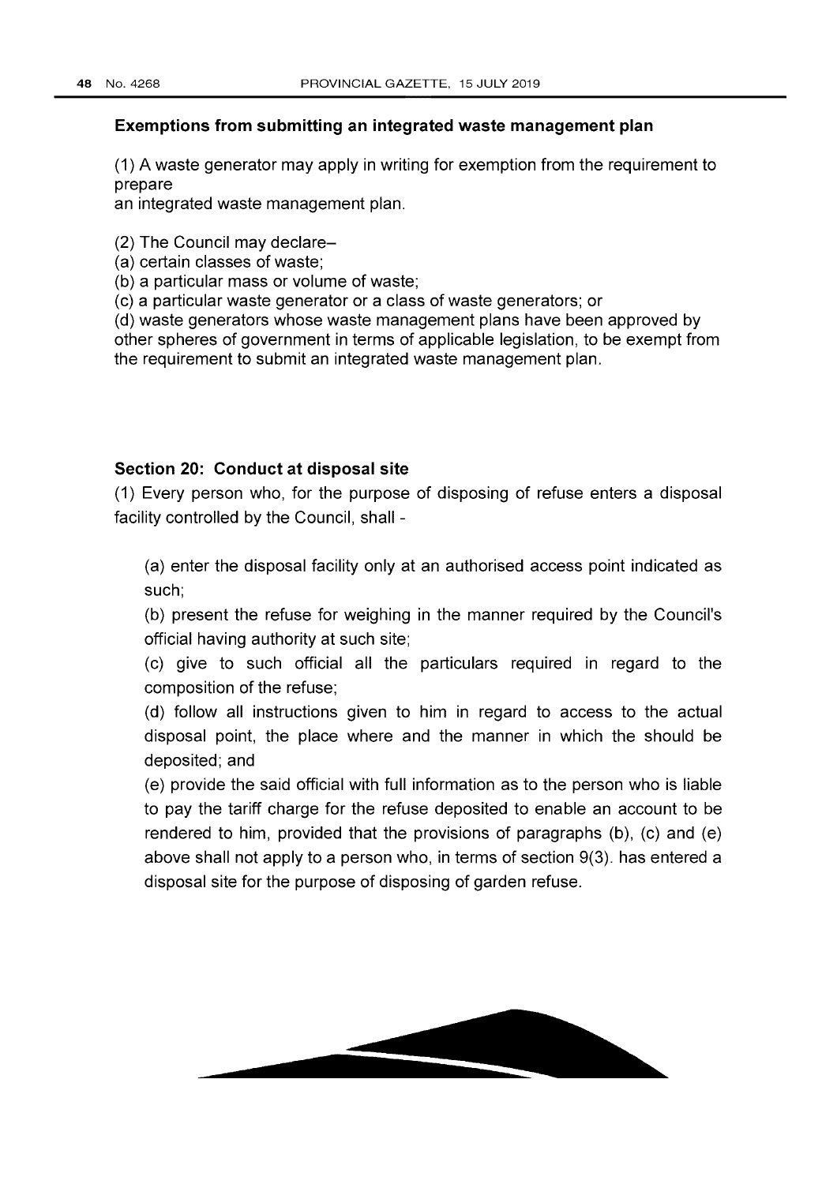### Exemptions from submitting an integrated waste management plan

(1) A waste generator may apply in writing for exemption from the requirement to prepare
an integrated waste management plan.

(2) The Council may declare–
(a) certain classes of waste;
(b) a particular mass or volume of waste;
(c) a particular waste generator or a class of waste generators; or
(d) waste generators whose waste management plans have been approved by other spheres of government in terms of applicable legislation, to be exempt from the requirement to submit an integrated waste management plan.

### Section 20: Conduct at disposal site

(1) Every person who, for the purpose of disposing of refuse enters a disposal facility controlled by the Council, shall -

(a) enter the disposal facility only at an authorised access point indicated as such;

(b) present the refuse for weighing in the manner required by the Council's official having authority at such site;

(c) give to such official all the particulars required in regard to the composition of the refuse;

(d) follow all instructions given to him in regard to access to the actual disposal point, the place where and the manner in which the should be deposited; and

(e) provide the said official with full information as to the person who is liable to pay the tariff charge for the refuse deposited to enable an account to be rendered to him, provided that the provisions of paragraphs (b), (c) and (e) above shall not apply to a person who, in terms of section 9(3). has entered a disposal site for the purpose of disposing of garden refuse.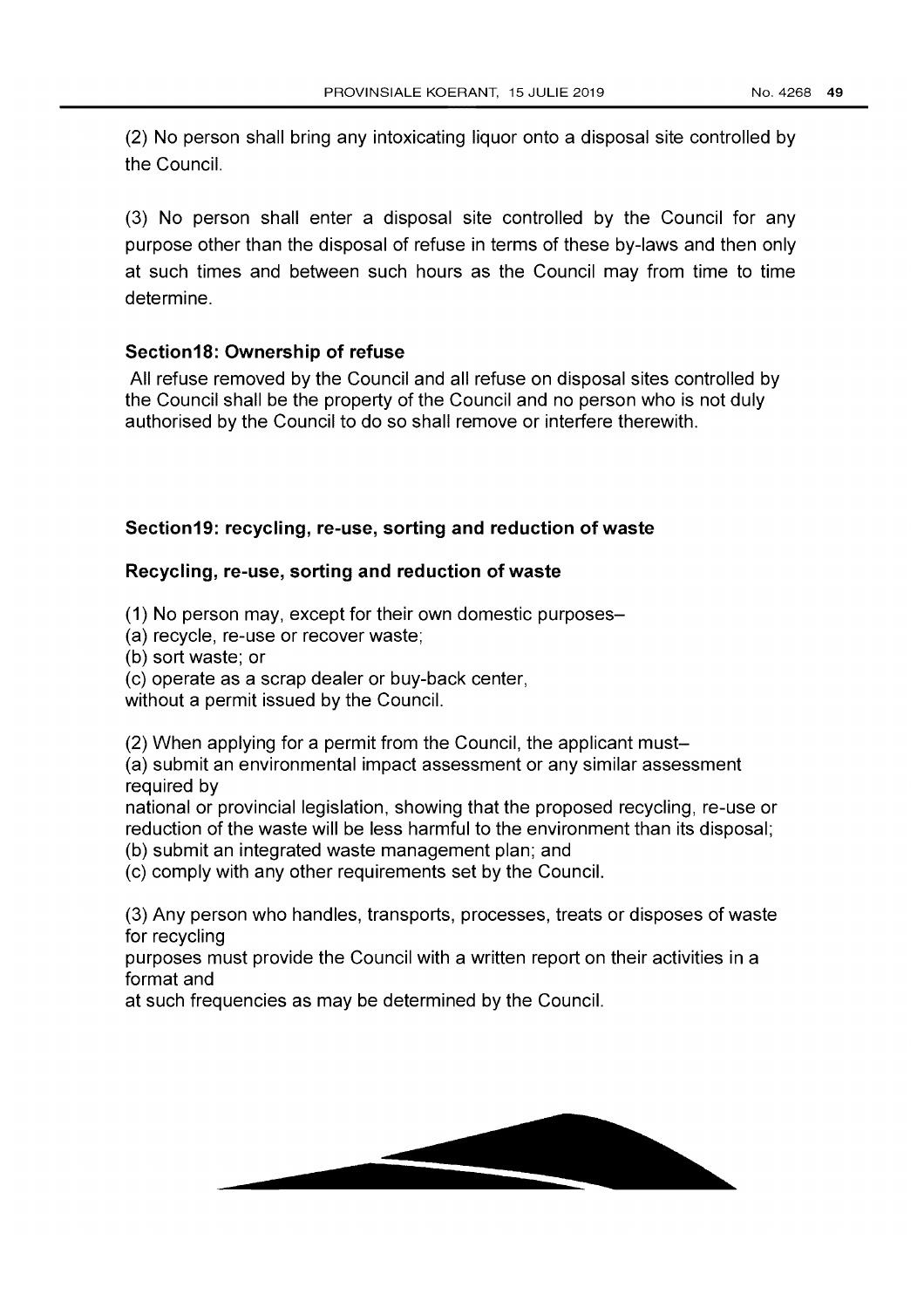(2) No person shall bring any intoxicating liquor onto a disposal site controlled by the Council.

(3) No person shall enter a disposal site controlled by the Council for any purpose other than the disposal of refuse in terms of these by-laws and then only at such times and between such hours as the Council may from time to time determine.

**Section18: Ownership of refuse**

All refuse removed by the Council and all refuse on disposal sites controlled by the Council shall be the property of the Council and no person who is not duly authorised by the Council to do so shall remove or interfere therewith.

**Section19: recycling, re-use, sorting and reduction of waste**

**Recycling, re-use, sorting and reduction of waste**

(1) No person may, except for their own domestic purposes–
(a) recycle, re-use or recover waste;
(b) sort waste; or
(c) operate as a scrap dealer or buy-back center,
without a permit issued by the Council.

(2) When applying for a permit from the Council, the applicant must–
(a) submit an environmental impact assessment or any similar assessment required by national or provincial legislation, showing that the proposed recycling, re-use or reduction of the waste will be less harmful to the environment than its disposal;
(b) submit an integrated waste management plan; and
(c) comply with any other requirements set by the Council.

(3) Any person who handles, transports, processes, treats or disposes of waste for recycling purposes must provide the Council with a written report on their activities in a format and at such frequencies as may be determined by the Council.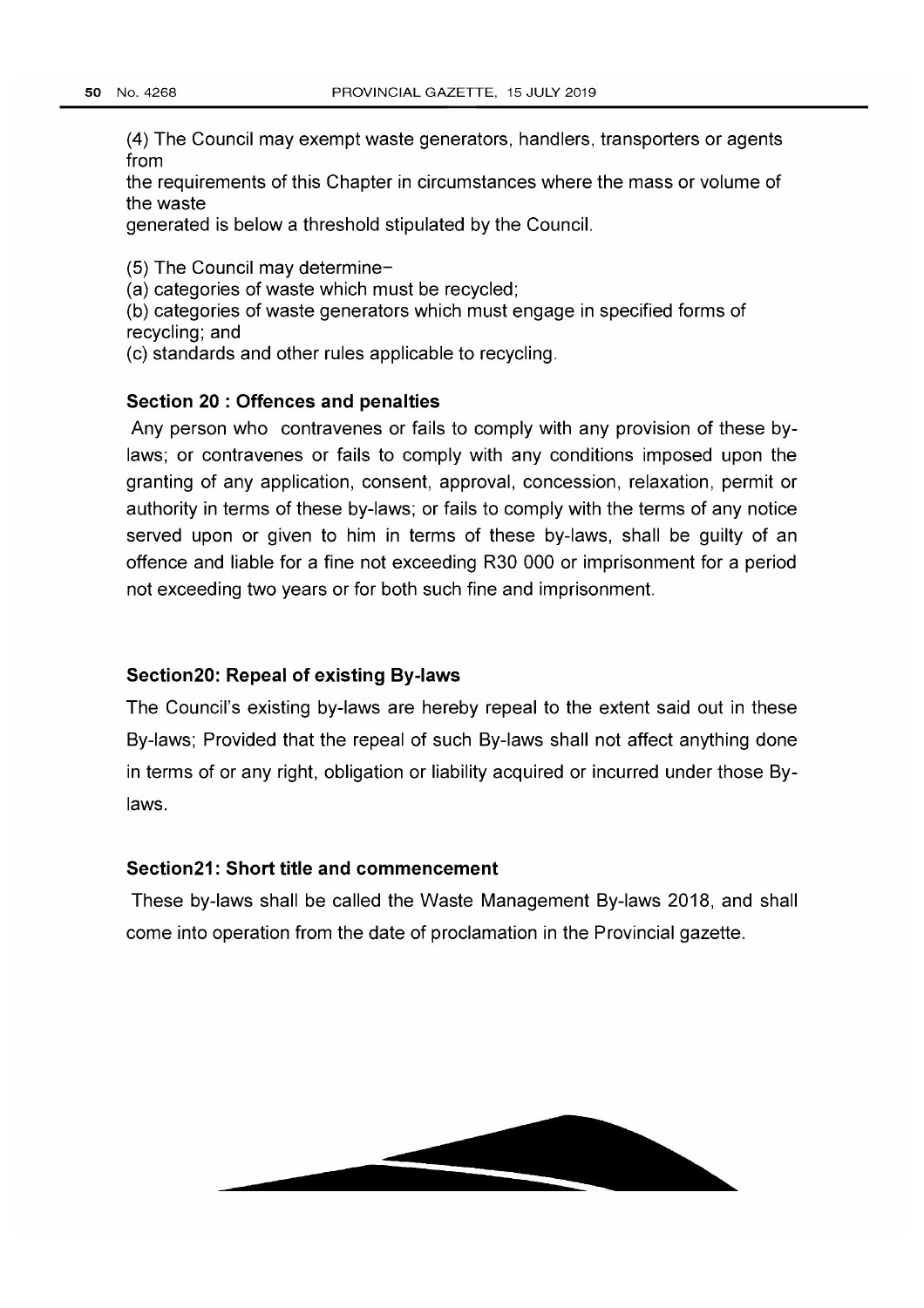(4) The Council may exempt waste generators, handlers, transporters or agents from
the requirements of this Chapter in circumstances where the mass or volume of the waste
generated is below a threshold stipulated by the Council.

(5) The Council may determine–
(a) categories of waste which must be recycled;
(b) categories of waste generators which must engage in specified forms of recycling; and
(c) standards and other rules applicable to recycling.

### Section 20 : Offences and penalties

Any person who contravenes or fails to comply with any provision of these by-laws; or contravenes or fails to comply with any conditions imposed upon the granting of any application, consent, approval, concession, relaxation, permit or authority in terms of these by-laws; or fails to comply with the terms of any notice served upon or given to him in terms of these by-laws, shall be guilty of an offence and liable for a fine not exceeding R30 000 or imprisonment for a period not exceeding two years or for both such fine and imprisonment.

### Section20: Repeal of existing By-laws

The Council's existing by-laws are hereby repeal to the extent said out in these By-laws; Provided that the repeal of such By-laws shall not affect anything done in terms of or any right, obligation or liability acquired or incurred under those By-laws.

### Section21: Short title and commencement

These by-laws shall be called the Waste Management By-laws 2018, and shall come into operation from the date of proclamation in the Provincial gazette.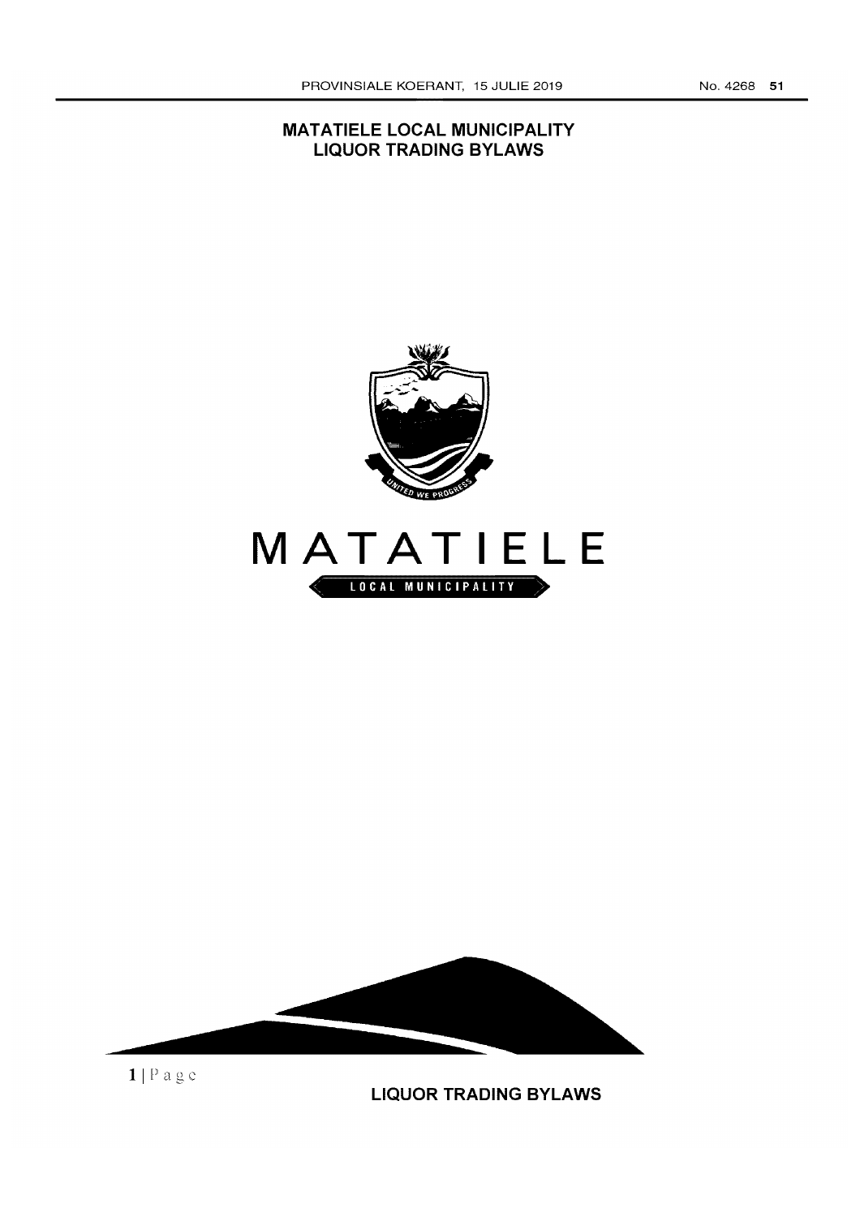# MATATIELE LOCAL MUNICIPALITY
# LIQUOR TRADING BYLAWS

MATATIELE

LOCAL MUNICIPALITY

LIQUOR TRADING BYLAWS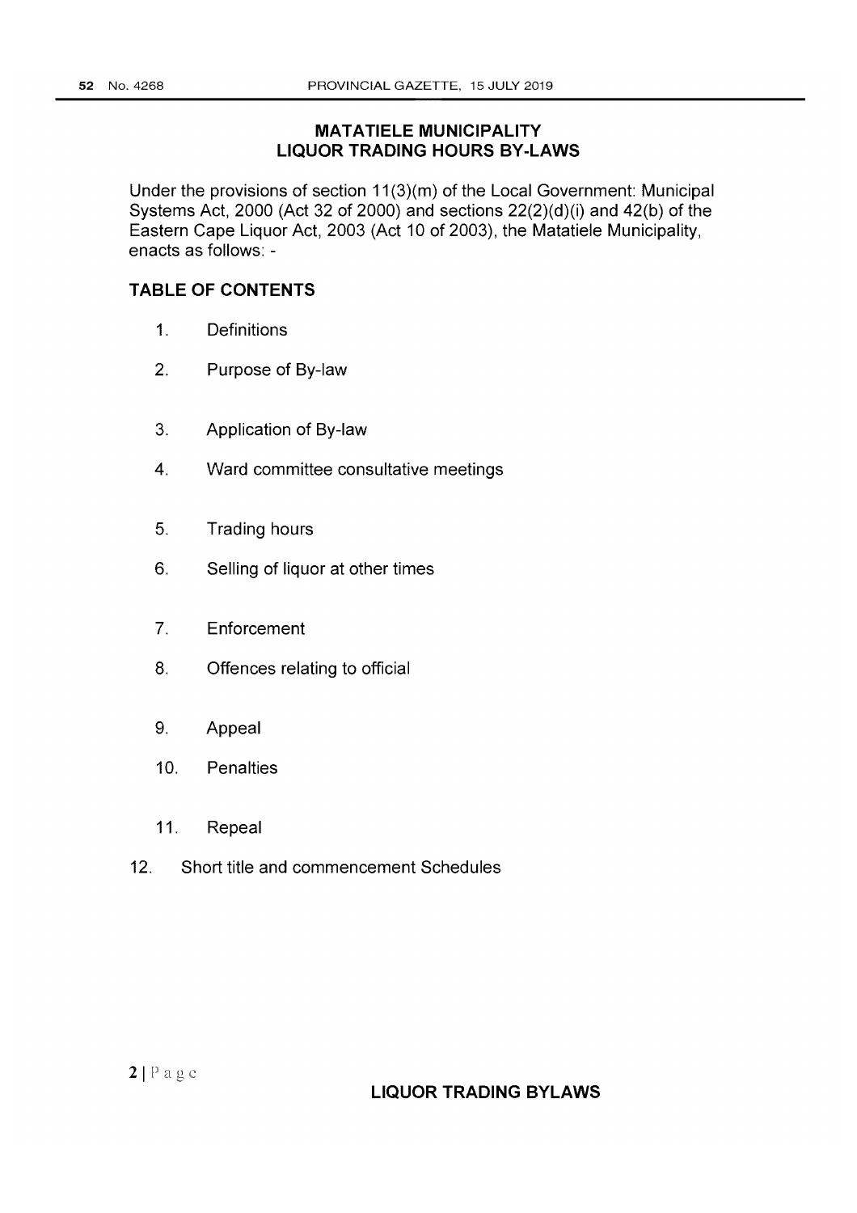# MATATIELE MUNICIPALITY
# LIQUOR TRADING HOURS BY-LAWS

Under the provisions of section 11(3)(m) of the Local Government: Municipal Systems Act, 2000 (Act 32 of 2000) and sections 22(2)(d)(i) and 42(b) of the Eastern Cape Liquor Act, 2003 (Act 10 of 2003), the Matatiele Municipality, enacts as follows: -

## TABLE OF CONTENTS

1. Definitions
2. Purpose of By-law
3. Application of By-law
4. Ward committee consultative meetings
5. Trading hours
6. Selling of liquor at other times
7. Enforcement
8. Offences relating to official
9. Appeal
10. Penalties
11. Repeal
12. Short title and commencement Schedules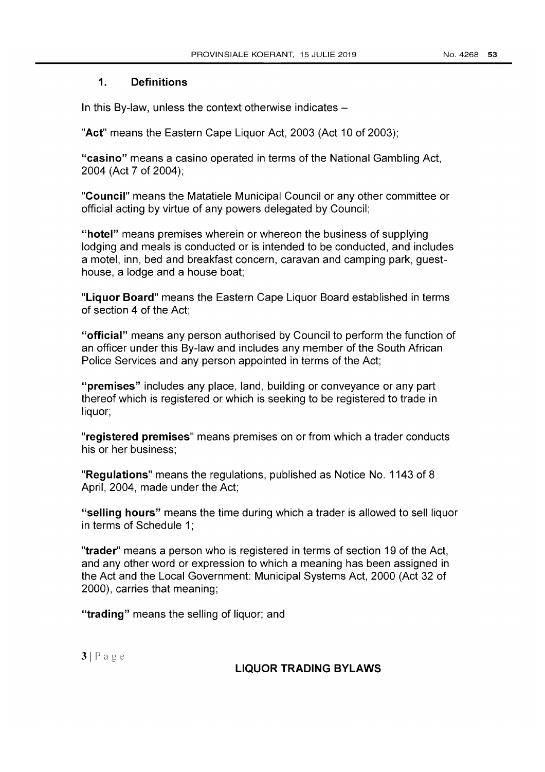## 1. Definitions

In this By-law, unless the context otherwise indicates –

"**Act**" means the Eastern Cape Liquor Act, 2003 (Act 10 of 2003);

**"casino"** means a casino operated in terms of the National Gambling Act, 2004 (Act 7 of 2004);

"**Council**" means the Matatiele Municipal Council or any other committee or official acting by virtue of any powers delegated by Council;

**"hotel"** means premises wherein or whereon the business of supplying lodging and meals is conducted or is intended to be conducted, and includes a motel, inn, bed and breakfast concern, caravan and camping park, guest-house, a lodge and a house boat;

"**Liquor Board**" means the Eastern Cape Liquor Board established in terms of section 4 of the Act;

**"official"** means any person authorised by Council to perform the function of an officer under this By-law and includes any member of the South African Police Services and any person appointed in terms of the Act;

**"premises"** includes any place, land, building or conveyance or any part thereof which is registered or which is seeking to be registered to trade in liquor;

"**registered premises**" means premises on or from which a trader conducts his or her business;

"**Regulations**" means the regulations, published as Notice No. 1143 of 8 April, 2004, made under the Act;

**"selling hours"** means the time during which a trader is allowed to sell liquor in terms of Schedule 1;

"**trader**" means a person who is registered in terms of section 19 of the Act, and any other word or expression to which a meaning has been assigned in the Act and the Local Government: Municipal Systems Act, 2000 (Act 32 of 2000), carries that meaning;

**"trading"** means the selling of liquor; and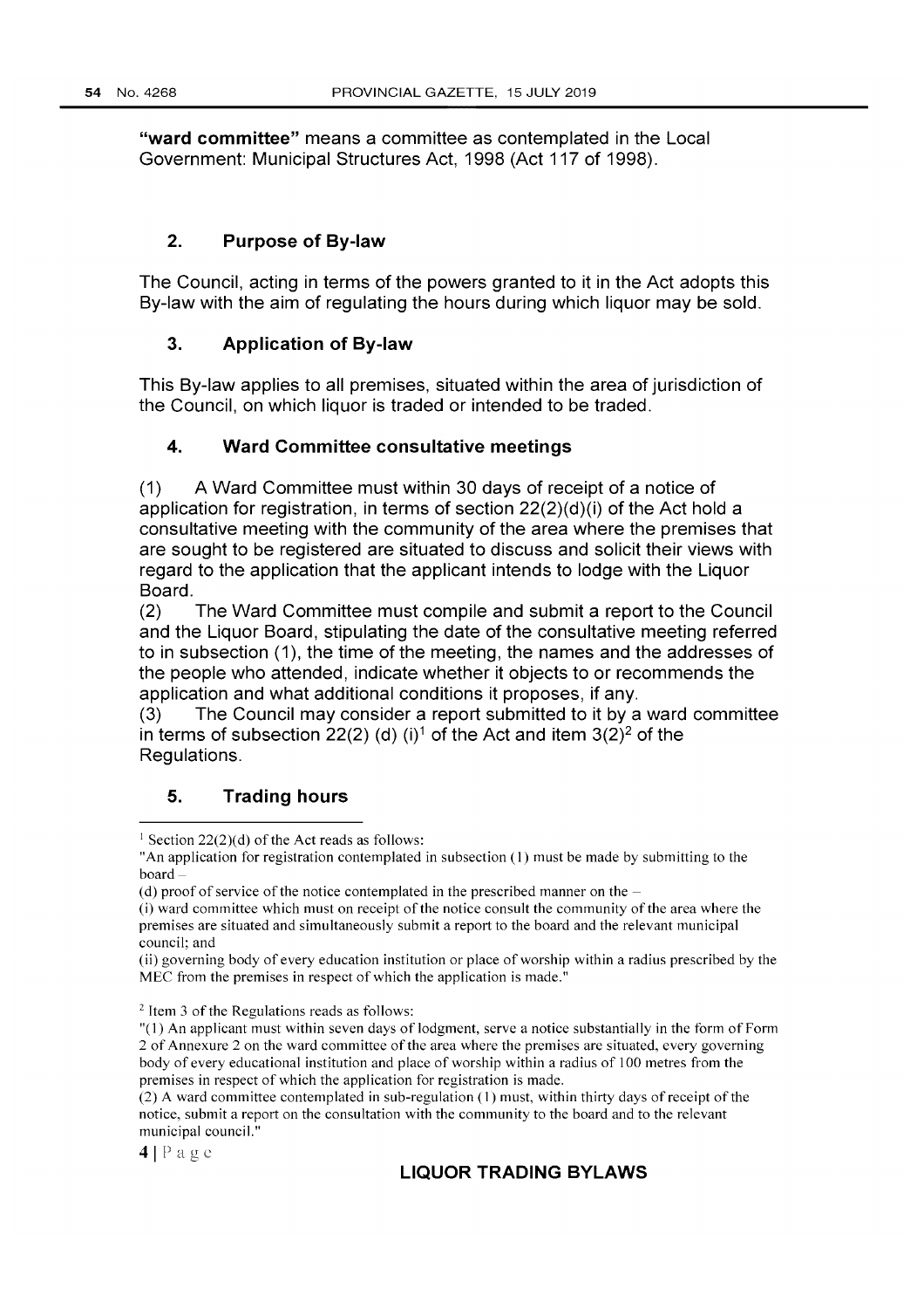**"ward committee"** means a committee as contemplated in the Local Government: Municipal Structures Act, 1998 (Act 117 of 1998).

## 2. Purpose of By-law

The Council, acting in terms of the powers granted to it in the Act adopts this By-law with the aim of regulating the hours during which liquor may be sold.

## 3. Application of By-law

This By-law applies to all premises, situated within the area of jurisdiction of the Council, on which liquor is traded or intended to be traded.

## 4. Ward Committee consultative meetings

(1) A Ward Committee must within 30 days of receipt of a notice of application for registration, in terms of section 22(2)(d)(i) of the Act hold a consultative meeting with the community of the area where the premises that are sought to be registered are situated to discuss and solicit their views with regard to the application that the applicant intends to lodge with the Liquor Board.

(2) The Ward Committee must compile and submit a report to the Council and the Liquor Board, stipulating the date of the consultative meeting referred to in subsection (1), the time of the meeting, the names and the addresses of the people who attended, indicate whether it objects to or recommends the application and what additional conditions it proposes, if any.

(3) The Council may consider a report submitted to it by a ward committee in terms of subsection 22(2) (d) (i)[1] of the Act and item 3(2)[2] of the Regulations.

## 5. Trading hours

---

[1] Section 22(2)(d) of the Act reads as follows:

"An application for registration contemplated in subsection (1) must be made by submitting to the board –

(d) proof of service of the notice contemplated in the prescribed manner on the –

(i) ward committee which must on receipt of the notice consult the community of the area where the premises are situated and simultaneously submit a report to the board and the relevant municipal council; and

(ii) governing body of every education institution or place of worship within a radius prescribed by the MEC from the premises in respect of which the application is made."

[2] Item 3 of the Regulations reads as follows:

"(1) An applicant must within seven days of lodgment, serve a notice substantially in the form of Form 2 of Annexure 2 on the ward committee of the area where the premises are situated, every governing body of every educational institution and place of worship within a radius of 100 metres from the premises in respect of which the application for registration is made.

(2) A ward committee contemplated in sub-regulation (1) must, within thirty days of receipt of the notice, submit a report on the consultation with the community to the board and to the relevant municipal council."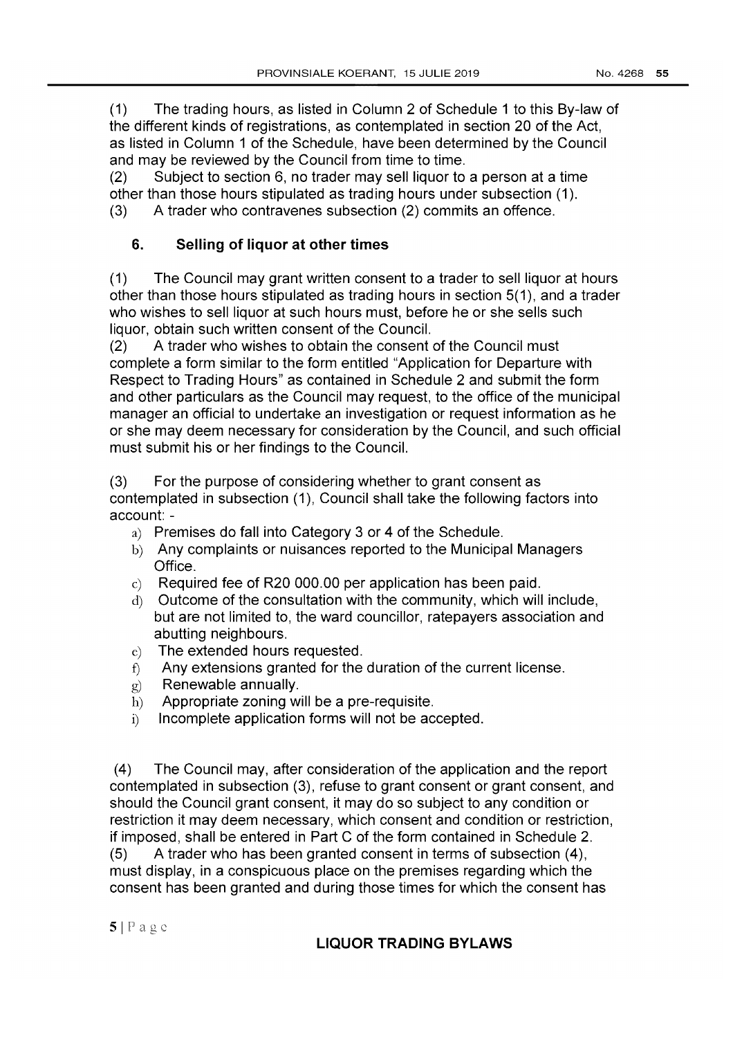(1) The trading hours, as listed in Column 2 of Schedule 1 to this By-law of the different kinds of registrations, as contemplated in section 20 of the Act, as listed in Column 1 of the Schedule, have been determined by the Council and may be reviewed by the Council from time to time.
(2) Subject to section 6, no trader may sell liquor to a person at a time other than those hours stipulated as trading hours under subsection (1).
(3) A trader who contravenes subsection (2) commits an offence.

## 6. Selling of liquor at other times

(1) The Council may grant written consent to a trader to sell liquor at hours other than those hours stipulated as trading hours in section 5(1), and a trader who wishes to sell liquor at such hours must, before he or she sells such liquor, obtain such written consent of the Council.
(2) A trader who wishes to obtain the consent of the Council must complete a form similar to the form entitled "Application for Departure with Respect to Trading Hours" as contained in Schedule 2 and submit the form and other particulars as the Council may request, to the office of the municipal manager an official to undertake an investigation or request information as he or she may deem necessary for consideration by the Council, and such official must submit his or her findings to the Council.

(3) For the purpose of considering whether to grant consent as contemplated in subsection (1), Council shall take the following factors into account: -

a) Premises do fall into Category 3 or 4 of the Schedule.
b) Any complaints or nuisances reported to the Municipal Managers Office.
c) Required fee of R20 000.00 per application has been paid.
d) Outcome of the consultation with the community, which will include, but are not limited to, the ward councillor, ratepayers association and abutting neighbours.
e) The extended hours requested.
f) Any extensions granted for the duration of the current license.
g) Renewable annually.
h) Appropriate zoning will be a pre-requisite.
i) Incomplete application forms will not be accepted.

(4) The Council may, after consideration of the application and the report contemplated in subsection (3), refuse to grant consent or grant consent, and should the Council grant consent, it may do so subject to any condition or restriction it may deem necessary, which consent and condition or restriction, if imposed, shall be entered in Part C of the form contained in Schedule 2.
(5) A trader who has been granted consent in terms of subsection (4), must display, in a conspicuous place on the premises regarding which the consent has been granted and during those times for which the consent has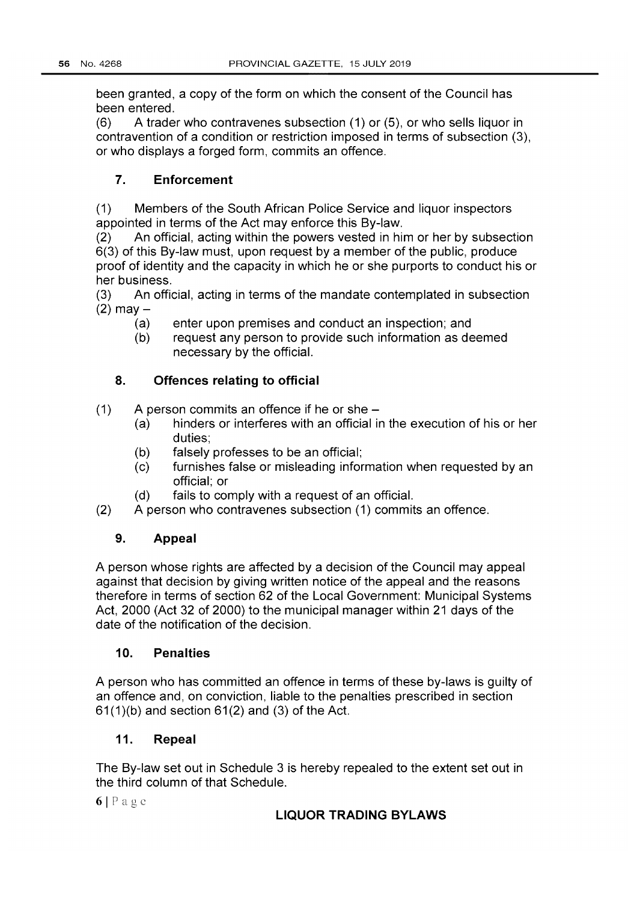been granted, a copy of the form on which the consent of the Council has been entered.

(6) A trader who contravenes subsection (1) or (5), or who sells liquor in contravention of a condition or restriction imposed in terms of subsection (3), or who displays a forged form, commits an offence.

### 7. Enforcement

(1) Members of the South African Police Service and liquor inspectors appointed in terms of the Act may enforce this By-law.

(2) An official, acting within the powers vested in him or her by subsection 6(3) of this By-law must, upon request by a member of the public, produce proof of identity and the capacity in which he or she purports to conduct his or her business.

(3) An official, acting in terms of the mandate contemplated in subsection (2) may –

- (a) enter upon premises and conduct an inspection; and
- (b) request any person to provide such information as deemed necessary by the official.

### 8. Offences relating to official

(1) A person commits an offence if he or she –

- (a) hinders or interferes with an official in the execution of his or her duties;
- (b) falsely professes to be an official;
- (c) furnishes false or misleading information when requested by an official; or
- (d) fails to comply with a request of an official.

(2) A person who contravenes subsection (1) commits an offence.

### 9. Appeal

A person whose rights are affected by a decision of the Council may appeal against that decision by giving written notice of the appeal and the reasons therefore in terms of section 62 of the Local Government: Municipal Systems Act, 2000 (Act 32 of 2000) to the municipal manager within 21 days of the date of the notification of the decision.

### 10. Penalties

A person who has committed an offence in terms of these by-laws is guilty of an offence and, on conviction, liable to the penalties prescribed in section 61(1)(b) and section 61(2) and (3) of the Act.

### 11. Repeal

The By-law set out in Schedule 3 is hereby repealed to the extent set out in the third column of that Schedule.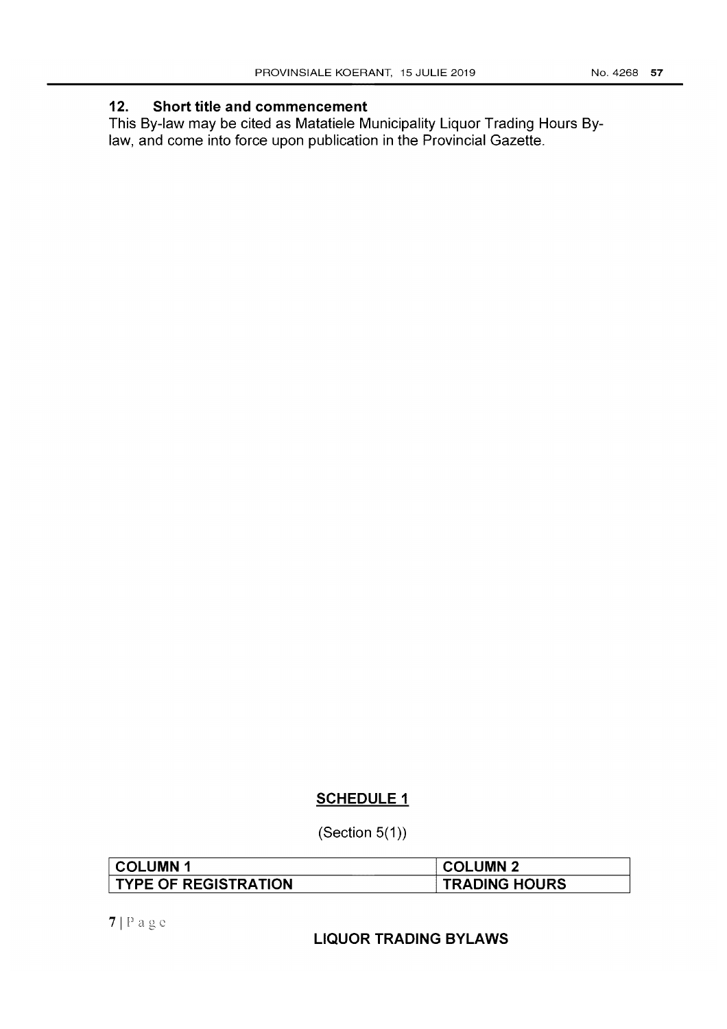## 12. Short title and commencement

This By-law may be cited as Matatiele Municipality Liquor Trading Hours By-law, and come into force upon publication in the Provincial Gazette.

## SCHEDULE 1

(Section 5(1))

| COLUMN 1 | COLUMN 2 |
|---|---|
| TYPE OF REGISTRATION | TRADING HOURS |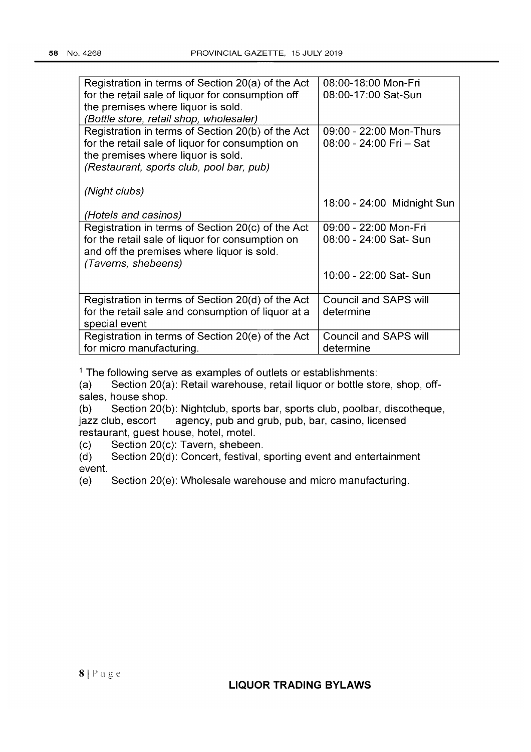| Registration in terms of Section 20(a) of the Act for the retail sale of liquor for consumption off the premises where liquor is sold.<br>*(Bottle store, retail shop, wholesaler)* | 08:00-18:00 Mon-Fri<br>08:00-17:00 Sat-Sun |
|---|---|
| Registration in terms of Section 20(b) of the Act for the retail sale of liquor for consumption on the premises where liquor is sold.<br>*(Restaurant, sports club, pool bar, pub)*<br><br>*(Night clubs)*<br><br>*(Hotels and casinos)* | 09:00 - 22:00 Mon-Thurs<br>08:00 - 24:00 Fri – Sat<br><br><br>18:00 - 24:00 Midnight Sun |
| Registration in terms of Section 20(c) of the Act for the retail sale of liquor for consumption on and off the premises where liquor is sold.<br>*(Taverns, shebeens)* | 09:00 - 22:00 Mon-Fri<br>08:00 - 24:00 Sat- Sun<br><br>10:00 - 22:00 Sat- Sun |
| Registration in terms of Section 20(d) of the Act for the retail sale and consumption of liquor at a special event | Council and SAPS will determine |
| Registration in terms of Section 20(e) of the Act for micro manufacturing. | Council and SAPS will determine |

[1] The following serve as examples of outlets or establishments:

(a) Section 20(a): Retail warehouse, retail liquor or bottle store, shop, off-sales, house shop.

(b) Section 20(b): Nightclub, sports bar, sports club, poolbar, discotheque, jazz club, escort agency, pub and grub, pub, bar, casino, licensed restaurant, guest house, hotel, motel.

(c) Section 20(c): Tavern, shebeen.

(d) Section 20(d): Concert, festival, sporting event and entertainment event.

(e) Section 20(e): Wholesale warehouse and micro manufacturing.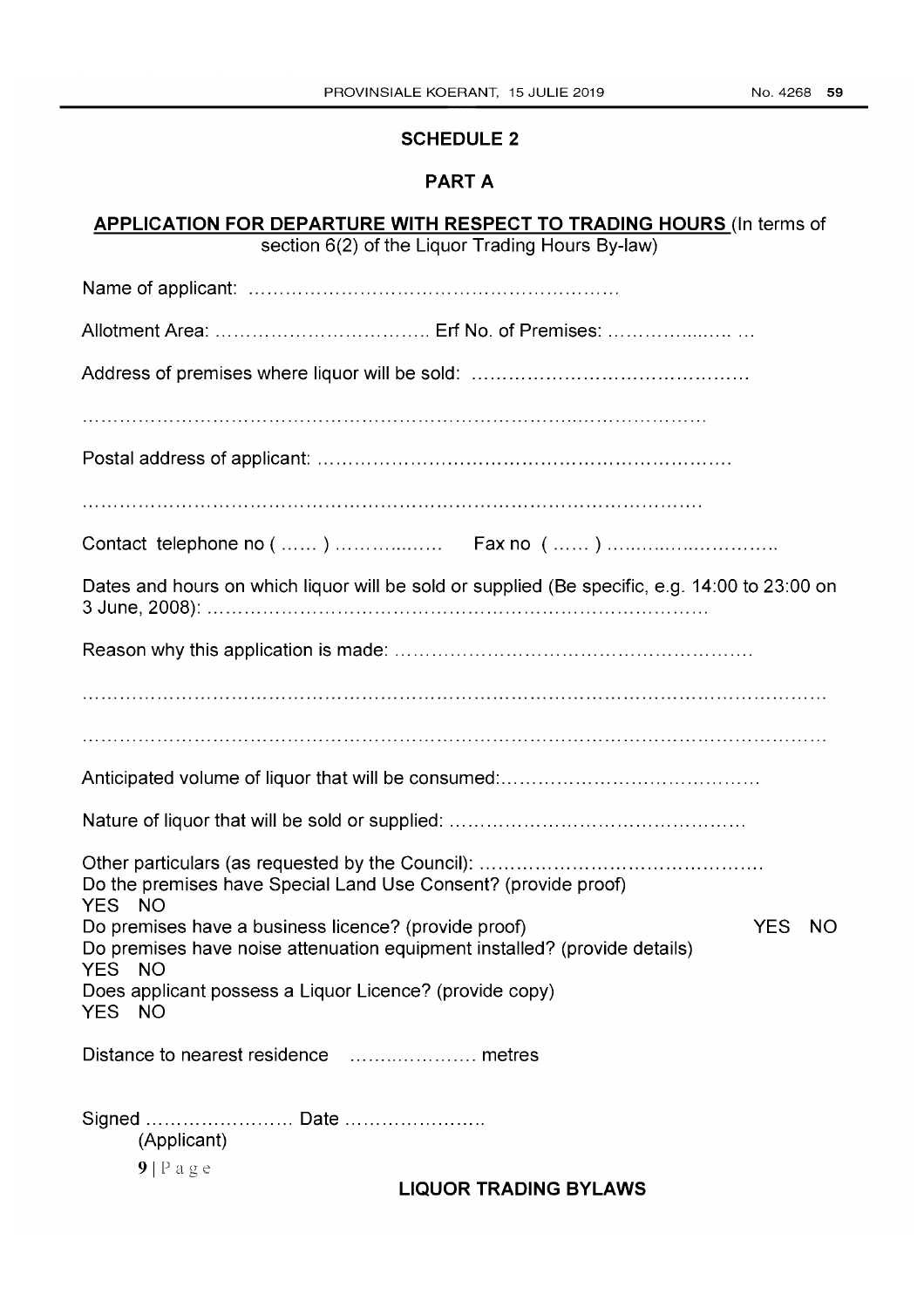## SCHEDULE 2

## PART A

**APPLICATION FOR DEPARTURE WITH RESPECT TO TRADING HOURS** (In terms of section 6(2) of the Liquor Trading Hours By-law)

Name of applicant: ………………………………………………………

Allotment Area: …………………………….. Erf No. of Premises: …………….….. …

Address of premises where liquor will be sold: ………………………………………

………………………………………………………………………………………

Postal address of applicant: ……………………………………………………………

………………………………………………………………………………………

Contact telephone no ( …… ) …………..…… Fax no ( …… ) …….….…………….

Dates and hours on which liquor will be sold or supplied (Be specific, e.g. 14:00 to 23:00 on 3 June, 2008): …………………………………………………………………………

Reason why this application is made: …………………………………………………

…………………………………………………………………………………………………

…………………………………………………………………………………………………

Anticipated volume of liquor that will be consumed:……………………………………

Nature of liquor that will be sold or supplied: …………………………………………

Other particulars (as requested by the Council): ………………………………………
Do the premises have Special Land Use Consent? (provide proof)
YES NO
Do premises have a business licence? (provide proof) YES NO
Do premises have noise attenuation equipment installed? (provide details)
YES NO
Does applicant possess a Liquor Licence? (provide copy)
YES NO

Distance to nearest residence ……..………… metres

Signed …………………… Date …………………..
(Applicant)

**LIQUOR TRADING BYLAWS**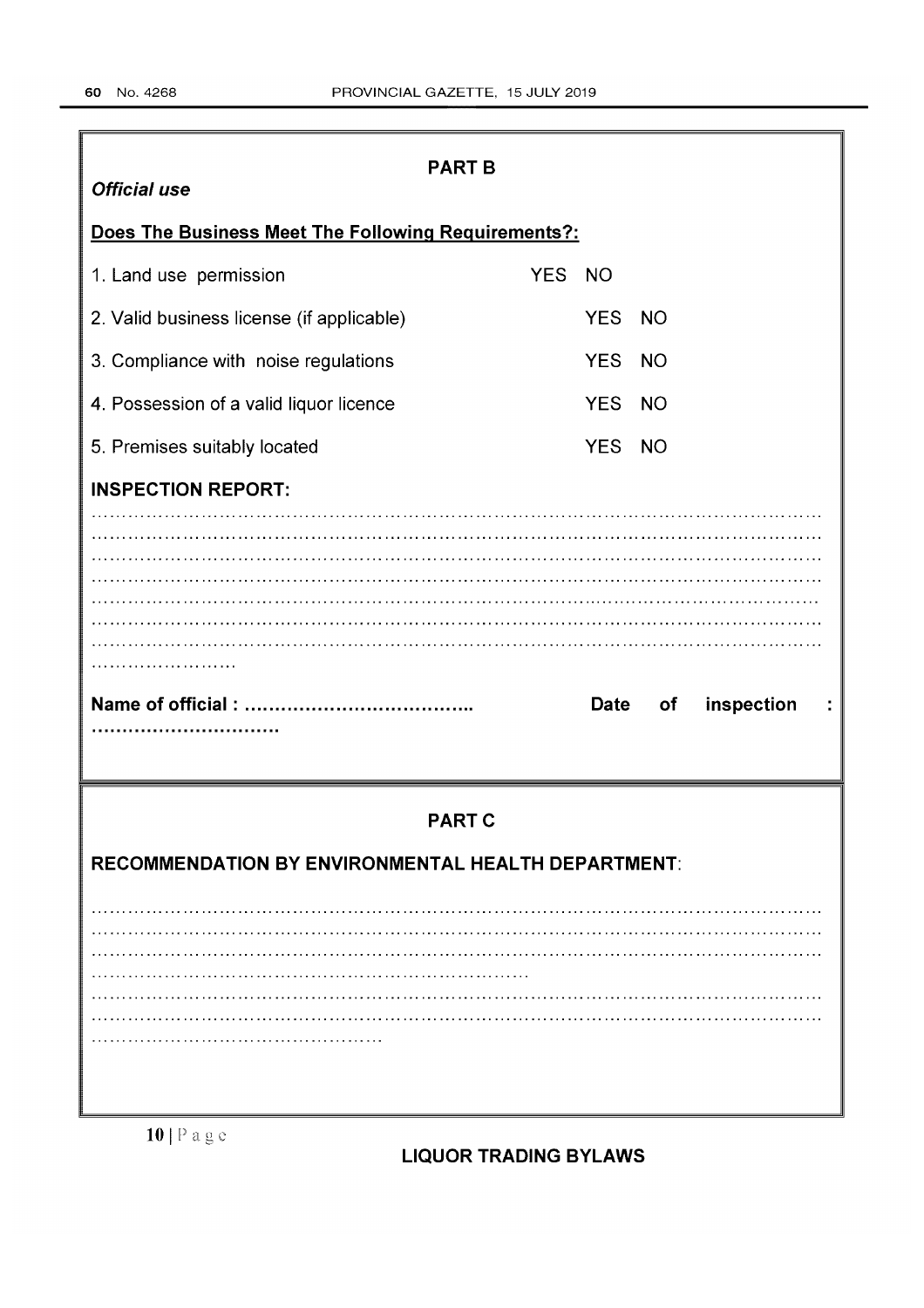## PART B

***Official use***

**Does The Business Meet The Following Requirements?:**

1. Land use permission YES NO

2. Valid business license (if applicable) YES NO

3. Compliance with noise regulations YES NO

4. Possession of a valid liquor licence YES NO

5. Premises suitably located YES NO

**INSPECTION REPORT:**

……………………………………………………………………………………………………………
……………………………………………………………………………………………………………
……………………………………………………………………………………………………………
……………………………………………………………………………………………………………
……………………………………………………………………………………………………………
……………………………………………………………………………………………………………
……………………………………………………………………………………………………………
……………………

**Name of official : ……………………………….. Date of inspection : ………………………….**

## PART C

**RECOMMENDATION BY ENVIRONMENTAL HEALTH DEPARTMENT**:

……………………………………………………………………………………………………………
……………………………………………………………………………………………………………
……………………………………………………………………………………………………………
……………………………………………………………………
……………………………………………………………………………………………………………
……………………………………………………………………………………………………………
…………………………………………

**LIQUOR TRADING BYLAWS**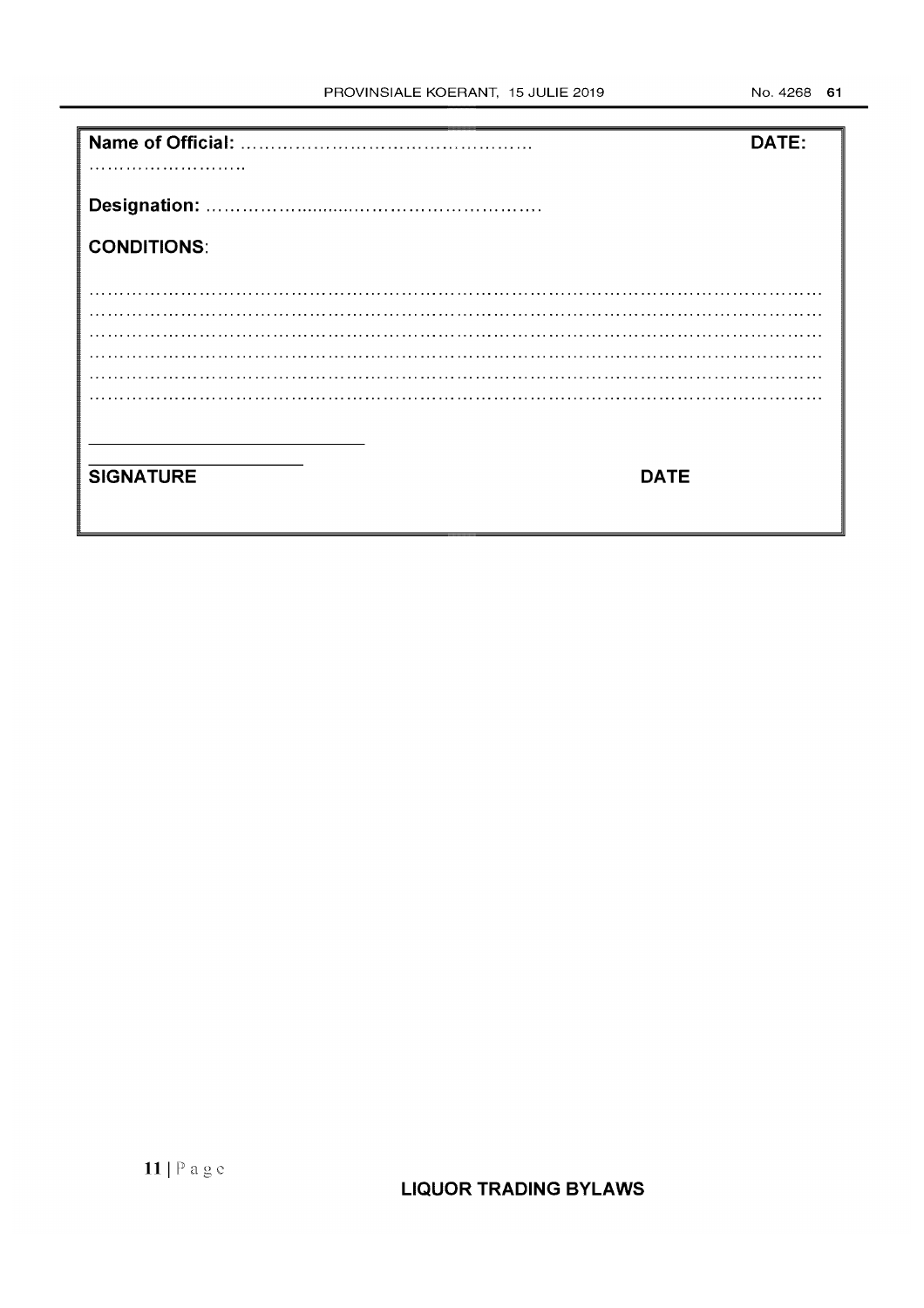**Name of Official:** …………………………………………… **DATE:** ……………………..

**Designation:** ……………........…………………………….

**CONDITIONS**:

…………………………………………………………………………………………………………
…………………………………………………………………………………………………………
…………………………………………………………………………………………………………
…………………………………………………………………………………………………………
…………………………………………………………………………………………………………
…………………………………………………………………………………………………………

\_\_\_\_\_\_\_\_\_\_\_\_\_\_\_\_\_\_\_\_\_\_\_\_\_\_\_\_\_\_

\_\_\_\_\_\_\_\_\_\_\_\_\_\_\_\_\_\_\_\_\_\_\_

**SIGNATURE** **DATE**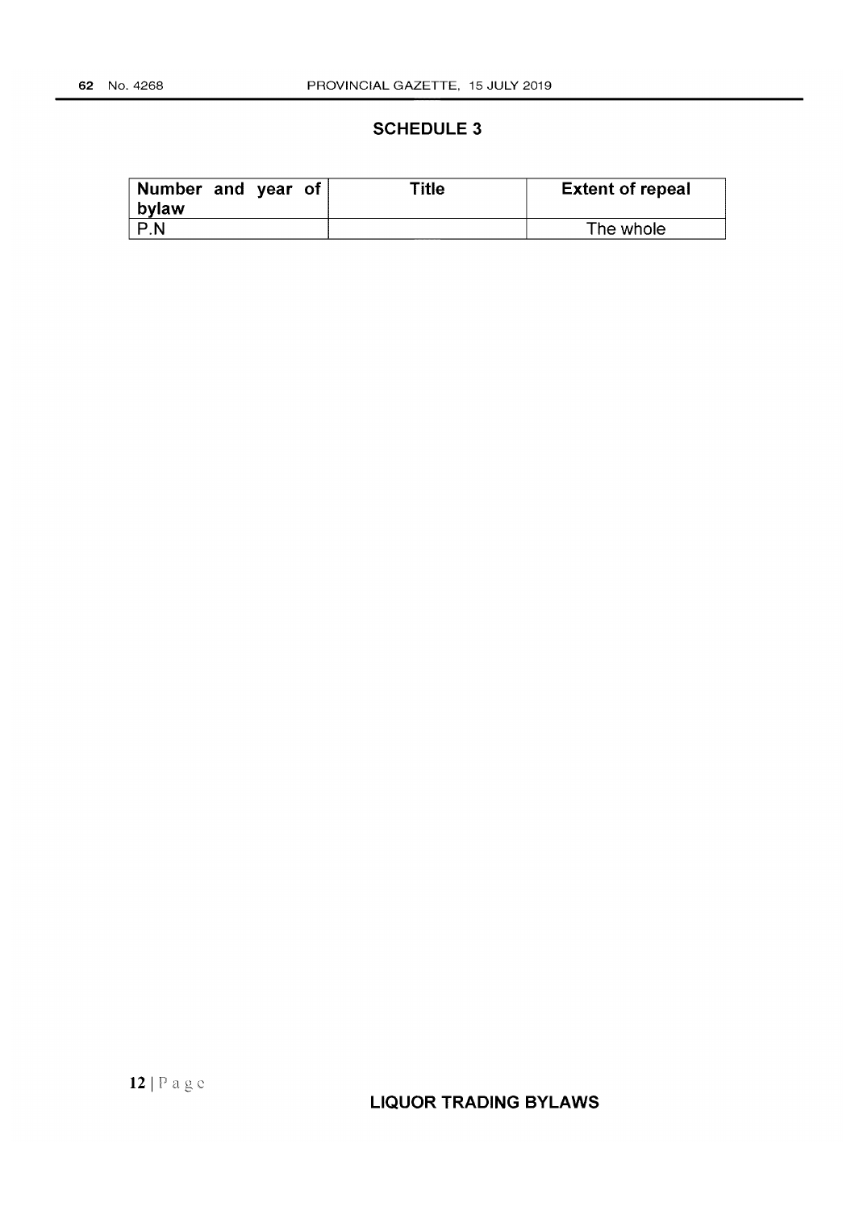## SCHEDULE 3

| Number and year of bylaw | Title | Extent of repeal |
| --- | --- | --- |
| P.N | | The whole |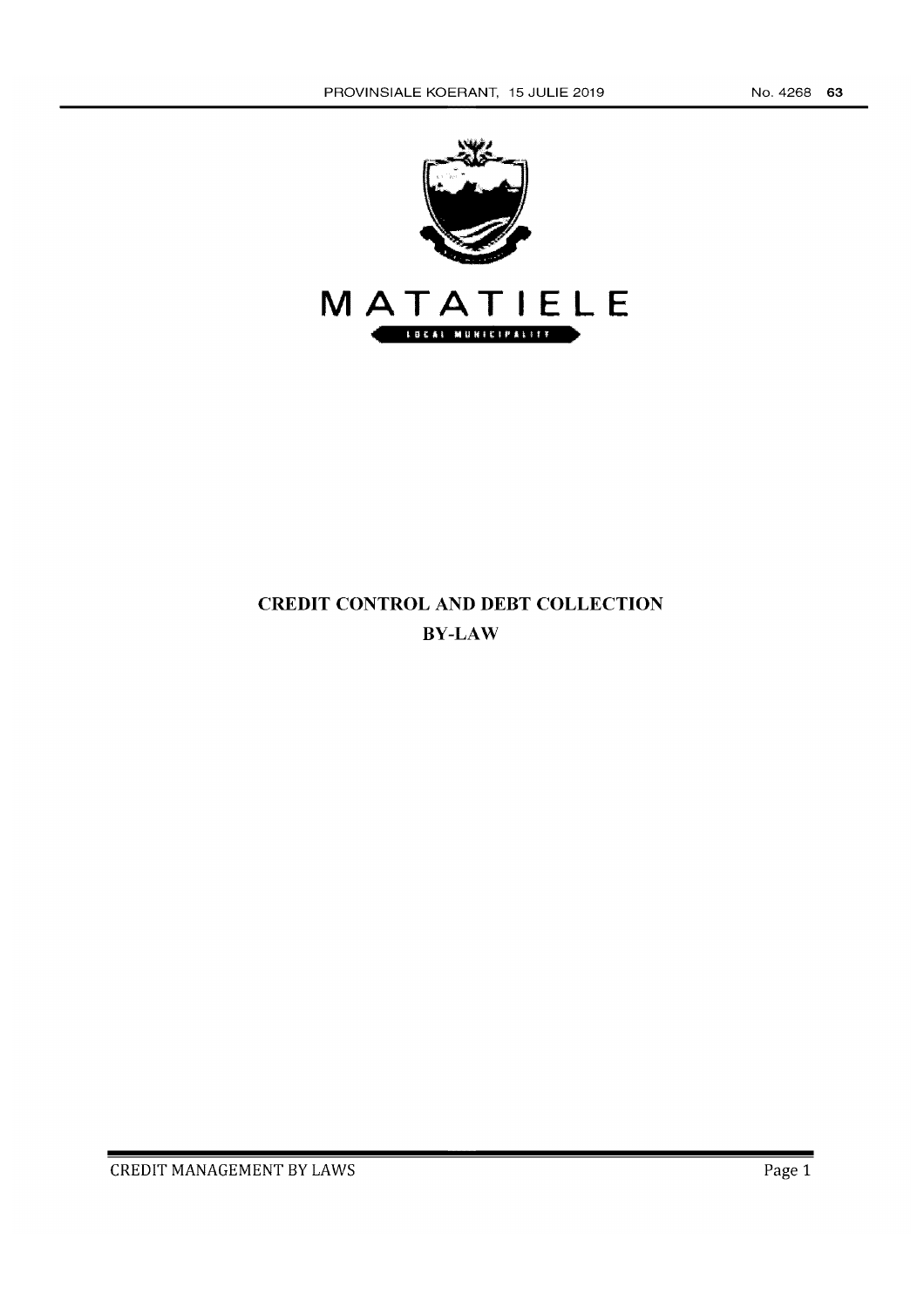# MATATIELE

LOCAL MUNICIPALITY

## CREDIT CONTROL AND DEBT COLLECTION BY-LAW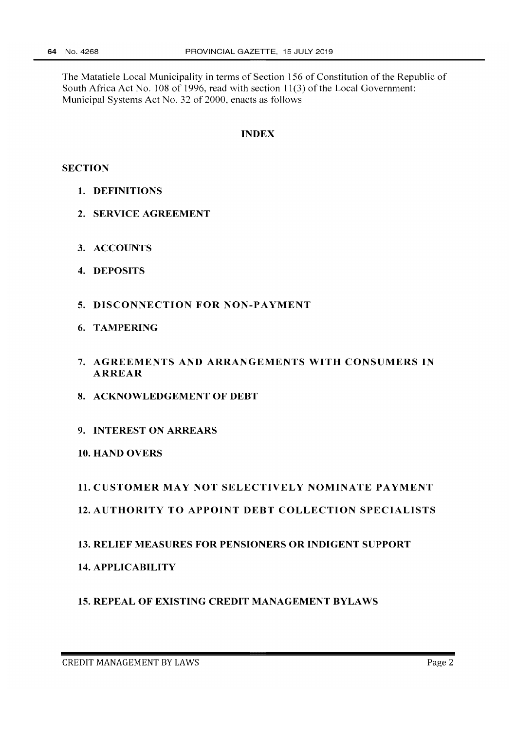The Matatiele Local Municipality in terms of Section 156 of Constitution of the Republic of South Africa Act No. 108 of 1996, read with section 11(3) of the Local Government: Municipal Systems Act No. 32 of 2000, enacts as follows

## INDEX

**SECTION**

1. **DEFINITIONS**
2. **SERVICE AGREEMENT**
3. **ACCOUNTS**
4. **DEPOSITS**
5. **DISCONNECTION FOR NON-PAYMENT**
6. **TAMPERING**
7. **AGREEMENTS AND ARRANGEMENTS WITH CONSUMERS IN ARREAR**
8. **ACKNOWLEDGEMENT OF DEBT**
9. **INTEREST ON ARREARS**
10. **HAND OVERS**
11. **CUSTOMER MAY NOT SELECTIVELY NOMINATE PAYMENT**
12. **AUTHORITY TO APPOINT DEBT COLLECTION SPECIALISTS**
13. **RELIEF MEASURES FOR PENSIONERS OR INDIGENT SUPPORT**
14. **APPLICABILITY**
15. **REPEAL OF EXISTING CREDIT MANAGEMENT BYLAWS**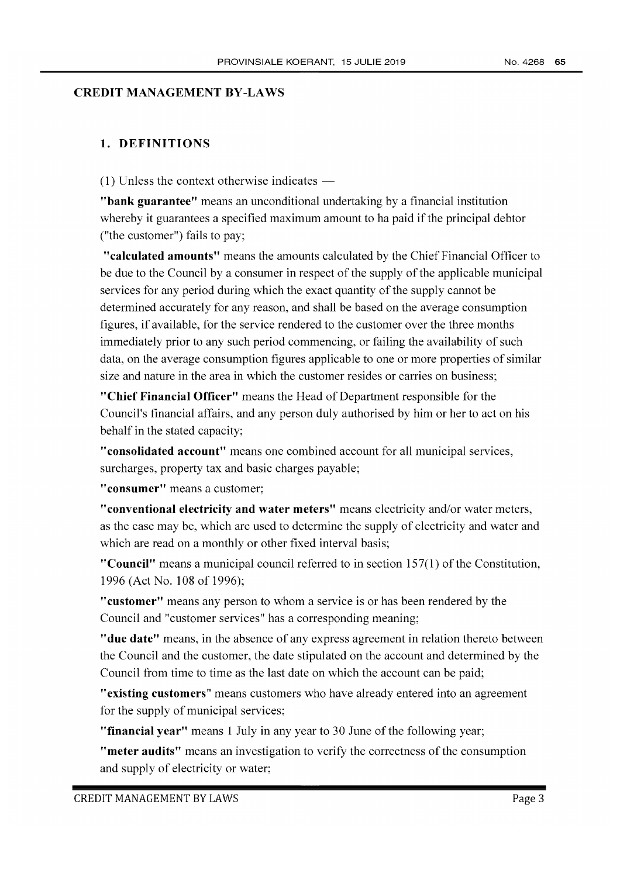## CREDIT MANAGEMENT BY-LAWS

### 1. DEFINITIONS

(1) Unless the context otherwise indicates —

**"bank guarantee"** means an unconditional undertaking by a financial institution whereby it guarantees a specified maximum amount to ha paid if the principal debtor ("the customer") fails to pay;

**"calculated amounts"** means the amounts calculated by the Chief Financial Officer to be due to the Council by a consumer in respect of the supply of the applicable municipal services for any period during which the exact quantity of the supply cannot be determined accurately for any reason, and shall be based on the average consumption figures, if available, for the service rendered to the customer over the three months immediately prior to any such period commencing, or failing the availability of such data, on the average consumption figures applicable to one or more properties of similar size and nature in the area in which the customer resides or carries on business;

**"Chief Financial Officer"** means the Head of Department responsible for the Council's financial affairs, and any person duly authorised by him or her to act on his behalf in the stated capacity;

**"consolidated account"** means one combined account for all municipal services, surcharges, property tax and basic charges payable;

**"consumer"** means a customer;

**"conventional electricity and water meters"** means electricity and/or water meters, as the case may be, which are used to determine the supply of electricity and water and which are read on a monthly or other fixed interval basis;

**"Council"** means a municipal council referred to in section 157(1) of the Constitution, 1996 (Act No. 108 of 1996);

**"customer"** means any person to whom a service is or has been rendered by the Council and "customer services" has a corresponding meaning;

**"due date"** means, in the absence of any express agreement in relation thereto between the Council and the customer, the date stipulated on the account and determined by the Council from time to time as the last date on which the account can be paid;

**"existing customers"** means customers who have already entered into an agreement for the supply of municipal services;

**"financial year"** means 1 July in any year to 30 June of the following year;

**"meter audits"** means an investigation to verify the correctness of the consumption and supply of electricity or water;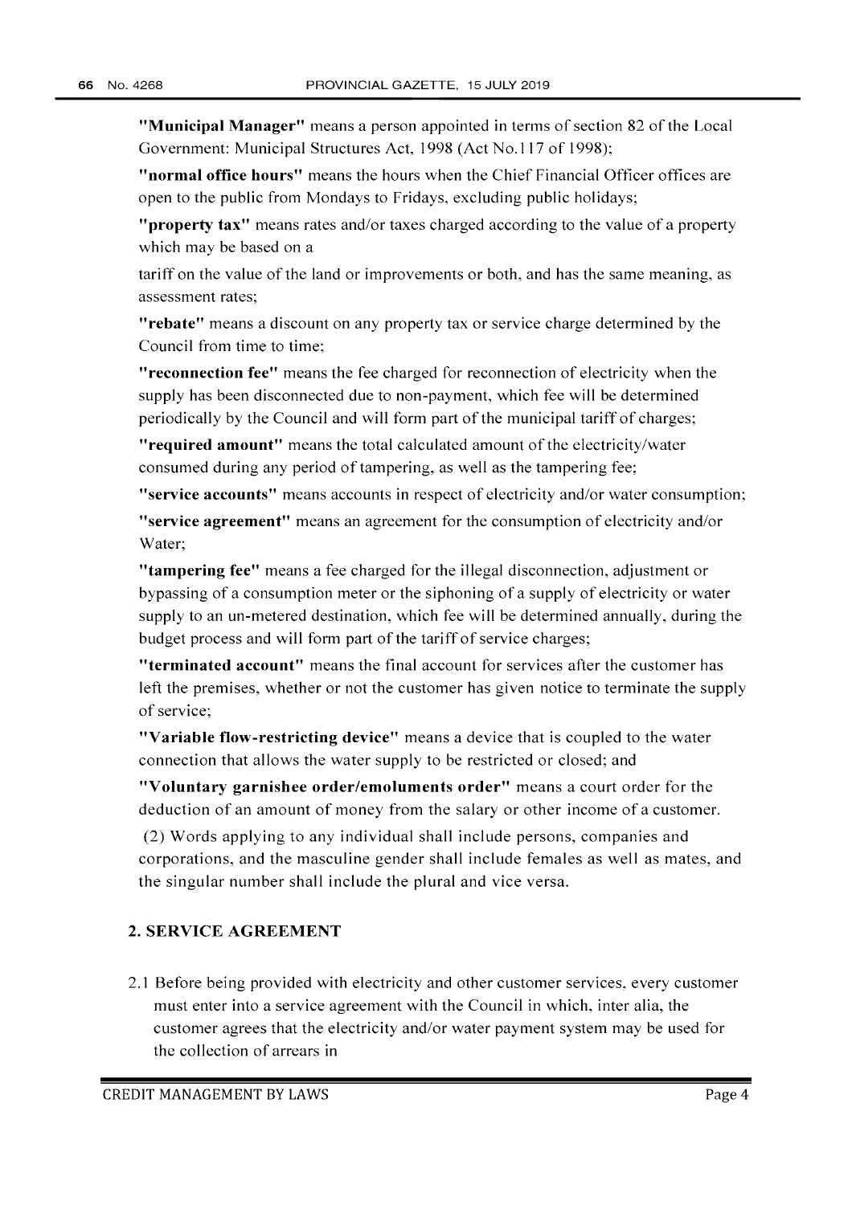**"Municipal Manager"** means a person appointed in terms of section 82 of the Local Government: Municipal Structures Act, 1998 (Act No.117 of 1998);

**"normal office hours"** means the hours when the Chief Financial Officer offices are open to the public from Mondays to Fridays, excluding public holidays;

**"property tax"** means rates and/or taxes charged according to the value of a property which may be based on a

tariff on the value of the land or improvements or both, and has the same meaning, as assessment rates;

**"rebate"** means a discount on any property tax or service charge determined by the Council from time to time;

**"reconnection fee"** means the fee charged for reconnection of electricity when the supply has been disconnected due to non-payment, which fee will be determined periodically by the Council and will form part of the municipal tariff of charges;

**"required amount"** means the total calculated amount of the electricity/water consumed during any period of tampering, as well as the tampering fee;

**"service accounts"** means accounts in respect of electricity and/or water consumption;

**"service agreement"** means an agreement for the consumption of electricity and/or Water;

**"tampering fee"** means a fee charged for the illegal disconnection, adjustment or bypassing of a consumption meter or the siphoning of a supply of electricity or water supply to an un-metered destination, which fee will be determined annually, during the budget process and will form part of the tariff of service charges;

**"terminated account"** means the final account for services after the customer has left the premises, whether or not the customer has given notice to terminate the supply of service;

**"Variable flow-restricting device"** means a device that is coupled to the water connection that allows the water supply to be restricted or closed; and

**"Voluntary garnishee order/emoluments order"** means a court order for the deduction of an amount of money from the salary or other income of a customer.

(2) Words applying to any individual shall include persons, companies and corporations, and the masculine gender shall include females as well as mates, and the singular number shall include the plural and vice versa.

## 2. SERVICE AGREEMENT

2.1 Before being provided with electricity and other customer services, every customer must enter into a service agreement with the Council in which, inter alia, the customer agrees that the electricity and/or water payment system may be used for the collection of arrears in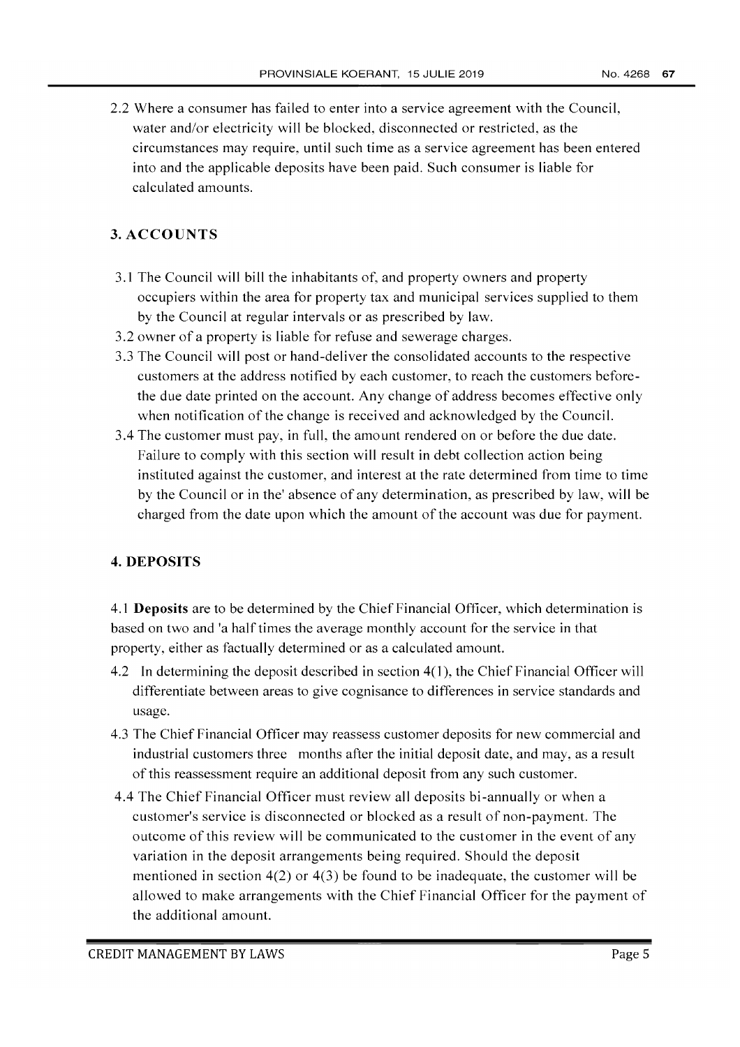2.2 Where a consumer has failed to enter into a service agreement with the Council, water and/or electricity will be blocked, disconnected or restricted, as the circumstances may require, until such time as a service agreement has been entered into and the applicable deposits have been paid. Such consumer is liable for calculated amounts.

## 3. ACCOUNTS

3.1 The Council will bill the inhabitants of, and property owners and property occupiers within the area for property tax and municipal services supplied to them by the Council at regular intervals or as prescribed by law.

3.2 owner of a property is liable for refuse and sewerage charges.

3.3 The Council will post or hand-deliver the consolidated accounts to the respective customers at the address notified by each customer, to reach the customers before-the due date printed on the account. Any change of address becomes effective only when notification of the change is received and acknowledged by the Council.

3.4 The customer must pay, in full, the amount rendered on or before the due date. Failure to comply with this section will result in debt collection action being instituted against the customer, and interest at the rate determined from time to time by the Council or in the' absence of any determination, as prescribed by law, will be charged from the date upon which the amount of the account was due for payment.

## 4. DEPOSITS

4.1 **Deposits** are to be determined by the Chief Financial Officer, which determination is based on two and 'a half times the average monthly account for the service in that property, either as factually determined or as a calculated amount.

4.2 In determining the deposit described in section 4(1), the Chief Financial Officer will differentiate between areas to give cognisance to differences in service standards and usage.

4.3 The Chief Financial Officer may reassess customer deposits for new commercial and industrial customers three months after the initial deposit date, and may, as a result of this reassessment require an additional deposit from any such customer.

4.4 The Chief Financial Officer must review all deposits bi-annually or when a customer's service is disconnected or blocked as a result of non-payment. The outcome of this review will be communicated to the customer in the event of any variation in the deposit arrangements being required. Should the deposit mentioned in section 4(2) or 4(3) be found to be inadequate, the customer will be allowed to make arrangements with the Chief Financial Officer for the payment of the additional amount.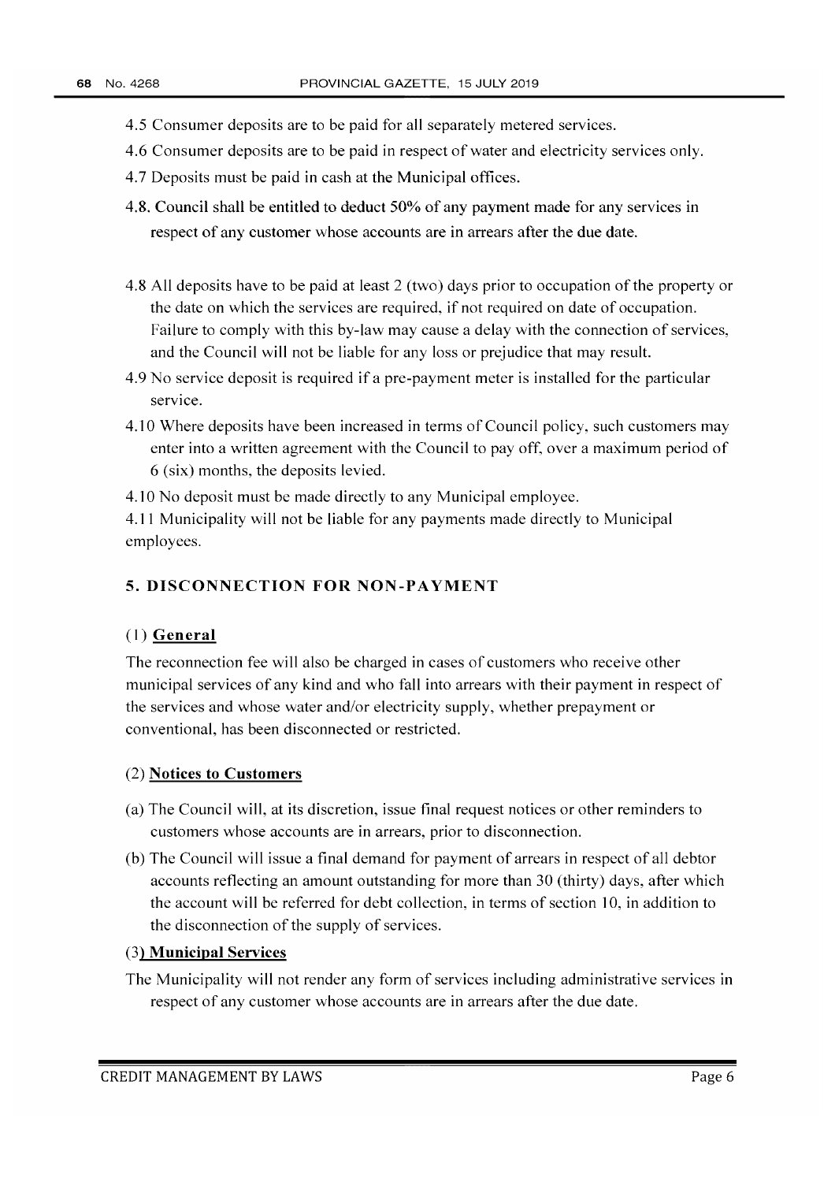4.5 Consumer deposits are to be paid for all separately metered services.

4.6 Consumer deposits are to be paid in respect of water and electricity services only.

4.7 Deposits must be paid in cash at the Municipal offices.

**4.8. Council shall be entitled to deduct 50% of any payment made for any services in respect of any customer whose accounts are in arrears after the due date.**

4.8 All deposits have to be paid at least 2 (two) days prior to occupation of the property or the date on which the services are required, if not required on date of occupation. Failure to comply with this by-law may cause a delay with the connection of services, and the Council will not be liable for any loss or prejudice that may result.

4.9 No service deposit is required if a pre-payment meter is installed for the particular service.

4.10 Where deposits have been increased in terms of Council policy, such customers may enter into a written agreement with the Council to pay off, over a maximum period of 6 (six) months, the deposits levied.

4.10 No deposit must be made directly to any Municipal employee.

4.11 Municipality will not be liable for any payments made directly to Municipal employees.

## 5. DISCONNECTION FOR NON-PAYMENT

### (1) General

The reconnection fee will also be charged in cases of customers who receive other municipal services of any kind and who fall into arrears with their payment in respect of the services and whose water and/or electricity supply, whether prepayment or conventional, has been disconnected or restricted.

### (2) Notices to Customers

(a) The Council will, at its discretion, issue final request notices or other reminders to customers whose accounts are in arrears, prior to disconnection.

(b) The Council will issue a final demand for payment of arrears in respect of all debtor accounts reflecting an amount outstanding for more than 30 (thirty) days, after which the account will be referred for debt collection, in terms of section 10, in addition to the disconnection of the supply of services.

### (3) Municipal Services

The Municipality will not render any form of services including administrative services in respect of any customer whose accounts are in arrears after the due date.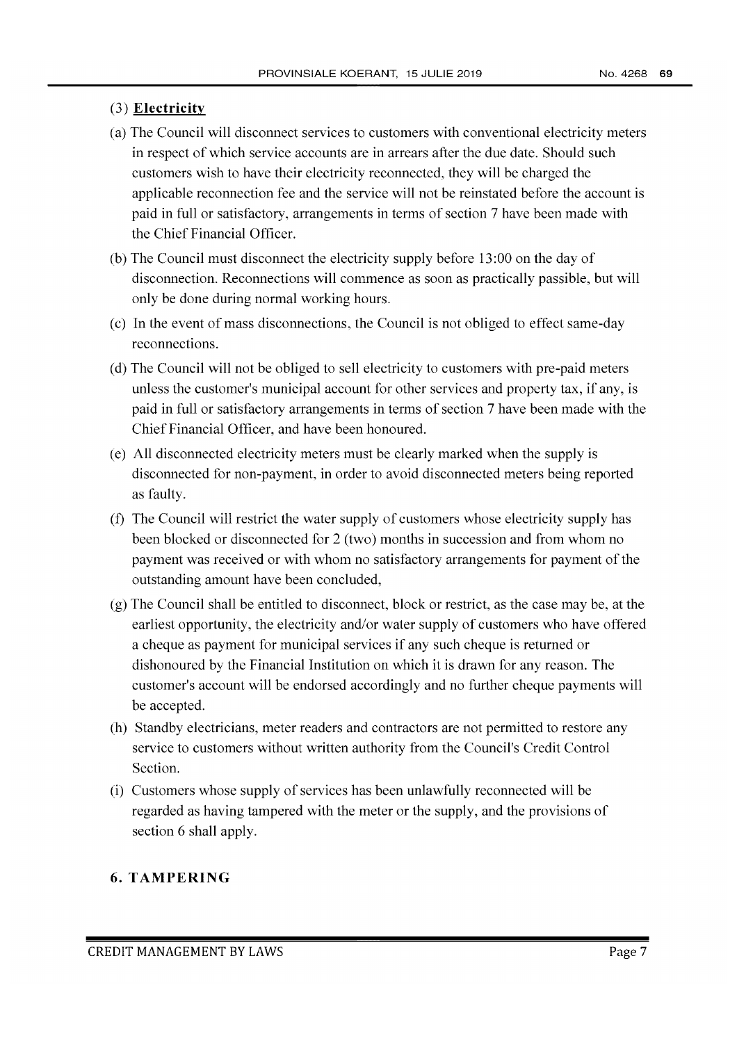(3) **Electricity**

(a) The Council will disconnect services to customers with conventional electricity meters in respect of which service accounts are in arrears after the due date. Should such customers wish to have their electricity reconnected, they will be charged the applicable reconnection fee and the service will not be reinstated before the account is paid in full or satisfactory, arrangements in terms of section 7 have been made with the Chief Financial Officer.

(b) The Council must disconnect the electricity supply before 13:00 on the day of disconnection. Reconnections will commence as soon as practically passible, but will only be done during normal working hours.

(c) In the event of mass disconnections, the Council is not obliged to effect same-day reconnections.

(d) The Council will not be obliged to sell electricity to customers with pre-paid meters unless the customer's municipal account for other services and property tax, if any, is paid in full or satisfactory arrangements in terms of section 7 have been made with the Chief Financial Officer, and have been honoured.

(e) All disconnected electricity meters must be clearly marked when the supply is disconnected for non-payment, in order to avoid disconnected meters being reported as faulty.

(f) The Council will restrict the water supply of customers whose electricity supply has been blocked or disconnected for 2 (two) months in succession and from whom no payment was received or with whom no satisfactory arrangements for payment of the outstanding amount have been concluded,

(g) The Council shall be entitled to disconnect, block or restrict, as the case may be, at the earliest opportunity, the electricity and/or water supply of customers who have offered a cheque as payment for municipal services if any such cheque is returned or dishonoured by the Financial Institution on which it is drawn for any reason. The customer's account will be endorsed accordingly and no further cheque payments will be accepted.

(h) Standby electricians, meter readers and contractors are not permitted to restore any service to customers without written authority from the Council's Credit Control Section.

(i) Customers whose supply of services has been unlawfully reconnected will be regarded as having tampered with the meter or the supply, and the provisions of section 6 shall apply.

## 6. TAMPERING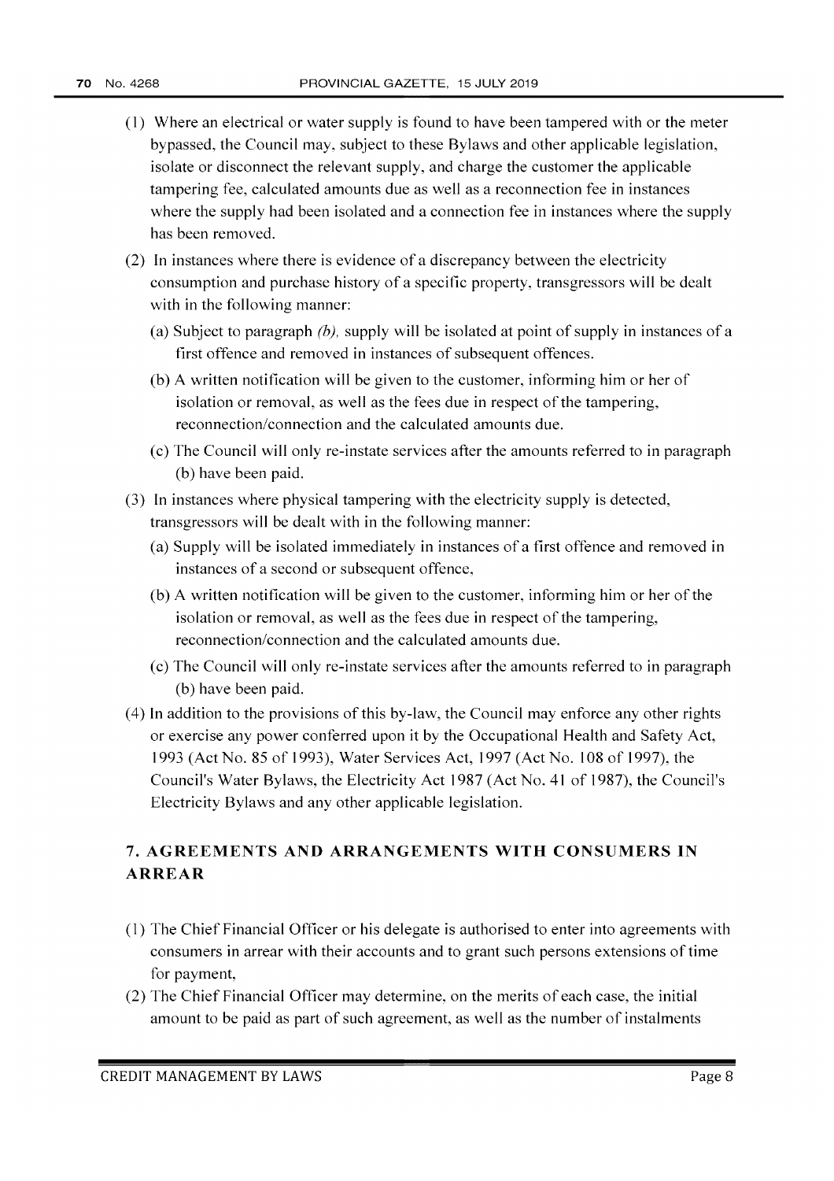(1) Where an electrical or water supply is found to have been tampered with or the meter bypassed, the Council may, subject to these Bylaws and other applicable legislation, isolate or disconnect the relevant supply, and charge the customer the applicable tampering fee, calculated amounts due as well as a reconnection fee in instances where the supply had been isolated and a connection fee in instances where the supply has been removed.

(2) In instances where there is evidence of a discrepancy between the electricity consumption and purchase history of a specific property, transgressors will be dealt with in the following manner:

   (a) Subject to paragraph *(b),* supply will be isolated at point of supply in instances of a first offence and removed in instances of subsequent offences.

   (b) A written notification will be given to the customer, informing him or her of isolation or removal, as well as the fees due in respect of the tampering, reconnection/connection and the calculated amounts due.

   (c) The Council will only re-instate services after the amounts referred to in paragraph (b) have been paid.

(3) In instances where physical tampering with the electricity supply is detected, transgressors will be dealt with in the following manner:

   (a) Supply will be isolated immediately in instances of a first offence and removed in instances of a second or subsequent offence,

   (b) A written notification will be given to the customer, informing him or her of the isolation or removal, as well as the fees due in respect of the tampering, reconnection/connection and the calculated amounts due.

   (c) The Council will only re-instate services after the amounts referred to in paragraph (b) have been paid.

(4) In addition to the provisions of this by-law, the Council may enforce any other rights or exercise any power conferred upon it by the Occupational Health and Safety Act, 1993 (Act No. 85 of 1993), Water Services Act, 1997 (Act No. 108 of 1997), the Council's Water Bylaws, the Electricity Act 1987 (Act No. 41 of 1987), the Council's Electricity Bylaws and any other applicable legislation.

## 7. AGREEMENTS AND ARRANGEMENTS WITH CONSUMERS IN ARREAR

(1) The Chief Financial Officer or his delegate is authorised to enter into agreements with consumers in arrear with their accounts and to grant such persons extensions of time for payment,

(2) The Chief Financial Officer may determine, on the merits of each case, the initial amount to be paid as part of such agreement, as well as the number of instalments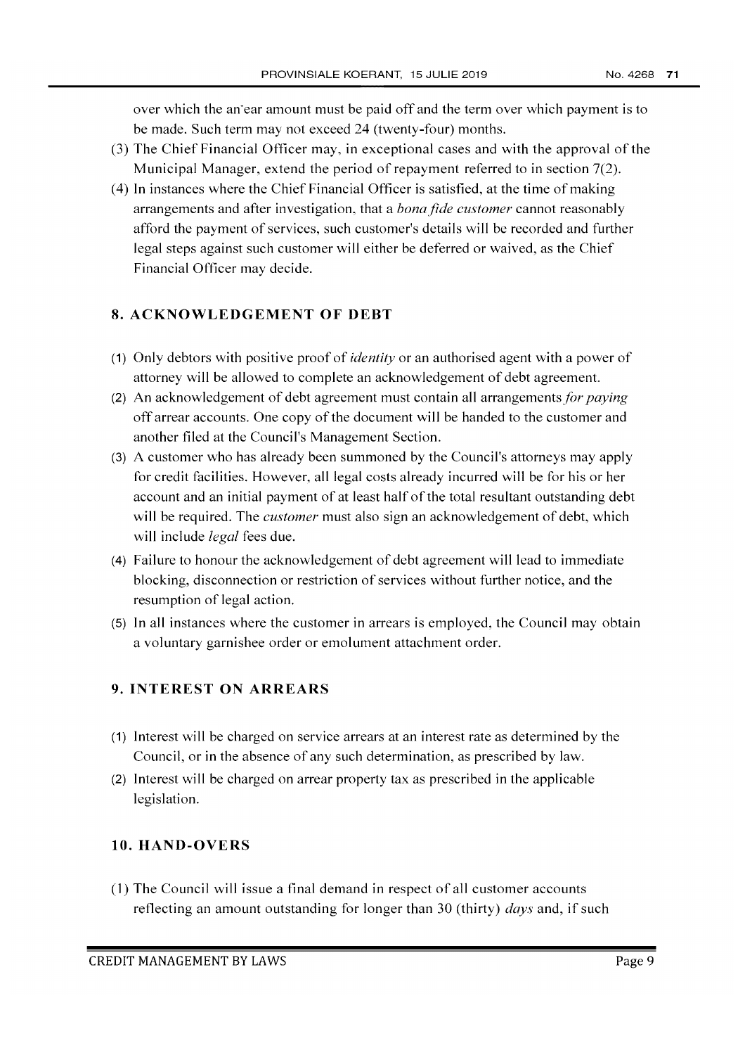over which the an-ear amount must be paid off and the term over which payment is to be made. Such term may not exceed 24 (twenty-four) months.

(3) The Chief Financial Officer may, in exceptional cases and with the approval of the Municipal Manager, extend the period of repayment referred to in section 7(2).

(4) In instances where the Chief Financial Officer is satisfied, at the time of making arrangements and after investigation, that a *bona fide customer* cannot reasonably afford the payment of services, such customer's details will be recorded and further legal steps against such customer will either be deferred or waived, as the Chief Financial Officer may decide.

## 8. ACKNOWLEDGEMENT OF DEBT

(1) Only debtors with positive proof of *identity* or an authorised agent with a power of attorney will be allowed to complete an acknowledgement of debt agreement.

(2) An acknowledgement of debt agreement must contain all arrangements *for paying* off arrear accounts. One copy of the document will be handed to the customer and another filed at the Council's Management Section.

(3) A customer who has already been summoned by the Council's attorneys may apply for credit facilities. However, all legal costs already incurred will be for his or her account and an initial payment of at least half of the total resultant outstanding debt will be required. The *customer* must also sign an acknowledgement of debt, which will include *legal* fees due.

(4) Failure to honour the acknowledgement of debt agreement will lead to immediate blocking, disconnection or restriction of services without further notice, and the resumption of legal action.

(5) In all instances where the customer in arrears is employed, the Council may obtain a voluntary garnishee order or emolument attachment order.

## 9. INTEREST ON ARREARS

(1) Interest will be charged on service arrears at an interest rate as determined by the Council, or in the absence of any such determination, as prescribed by law.

(2) Interest will be charged on arrear property tax as prescribed in the applicable legislation.

## 10. HAND-OVERS

(1) The Council will issue a final demand in respect of all customer accounts reflecting an amount outstanding for longer than 30 (thirty) *days* and, if such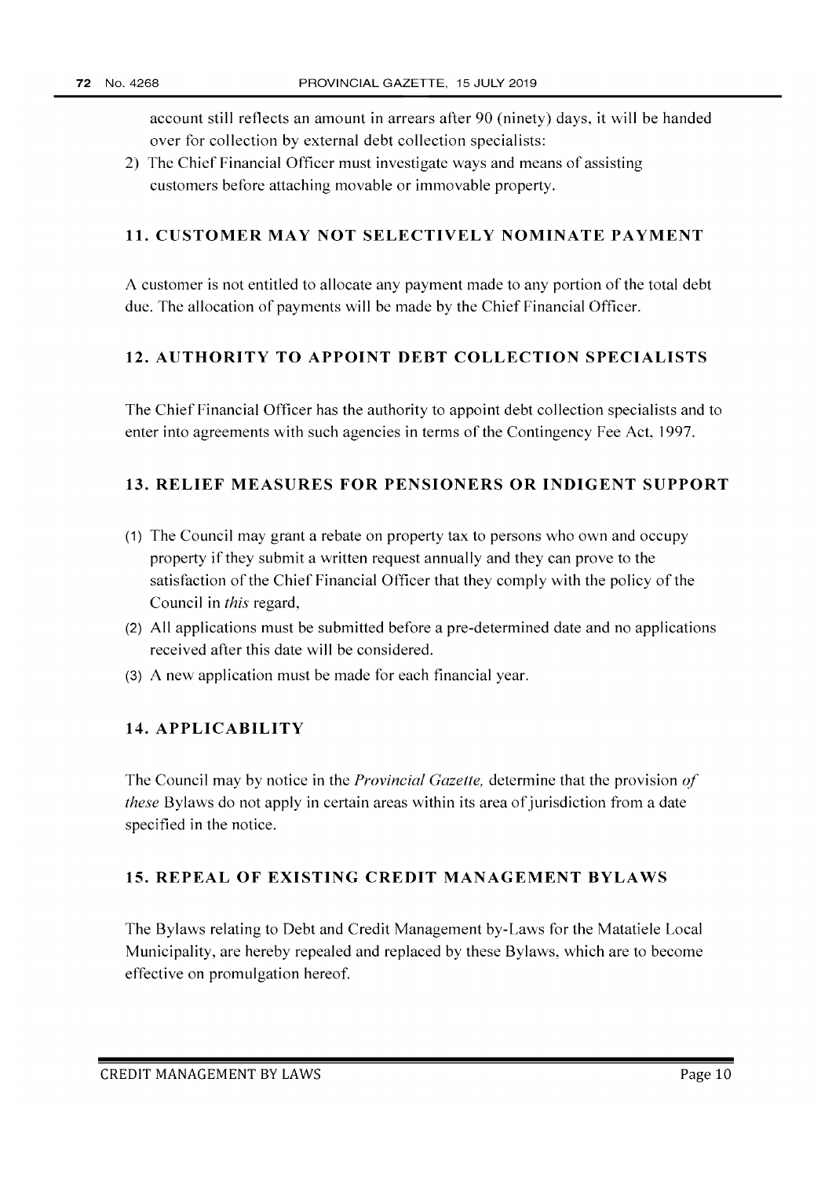account still reflects an amount in arrears after 90 (ninety) days, it will be handed over for collection by external debt collection specialists:

2) The Chief Financial Officer must investigate ways and means of assisting customers before attaching movable or immovable property.

## 11. CUSTOMER MAY NOT SELECTIVELY NOMINATE PAYMENT

A customer is not entitled to allocate any payment made to any portion of the total debt due. The allocation of payments will be made by the Chief Financial Officer.

## 12. AUTHORITY TO APPOINT DEBT COLLECTION SPECIALISTS

The Chief Financial Officer has the authority to appoint debt collection specialists and to enter into agreements with such agencies in terms of the Contingency Fee Act, 1997.

## 13. RELIEF MEASURES FOR PENSIONERS OR INDIGENT SUPPORT

(1) The Council may grant a rebate on property tax to persons who own and occupy property if they submit a written request annually and they can prove to the satisfaction of the Chief Financial Officer that they comply with the policy of the Council in *this* regard,

(2) All applications must be submitted before a pre-determined date and no applications received after this date will be considered.

(3) A new application must be made for each financial year.

## 14. APPLICABILITY

The Council may by notice in the *Provincial Gazette,* determine that the provision *of these* Bylaws do not apply in certain areas within its area of jurisdiction from a date specified in the notice.

## 15. REPEAL OF EXISTING CREDIT MANAGEMENT BYLAWS

The Bylaws relating to Debt and Credit Management by-Laws for the Matatiele Local Municipality, are hereby repealed and replaced by these Bylaws, which are to become effective on promulgation hereof.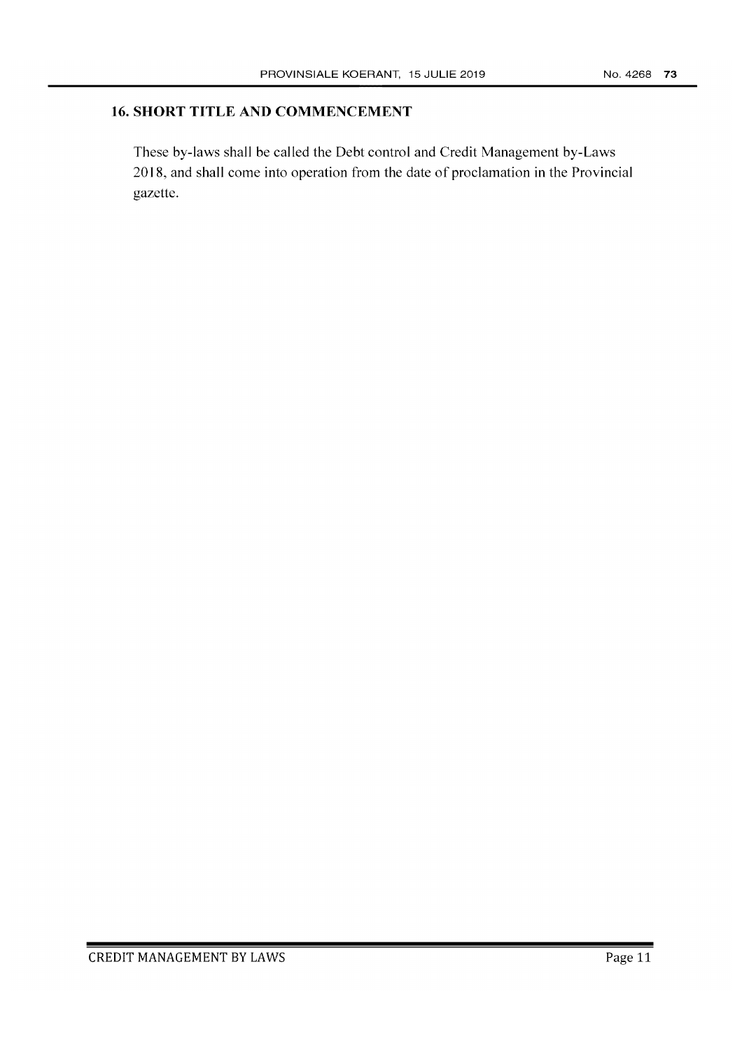## 16. SHORT TITLE AND COMMENCEMENT

These by-laws shall be called the Debt control and Credit Management by-Laws 2018, and shall come into operation from the date of proclamation in the Provincial gazette.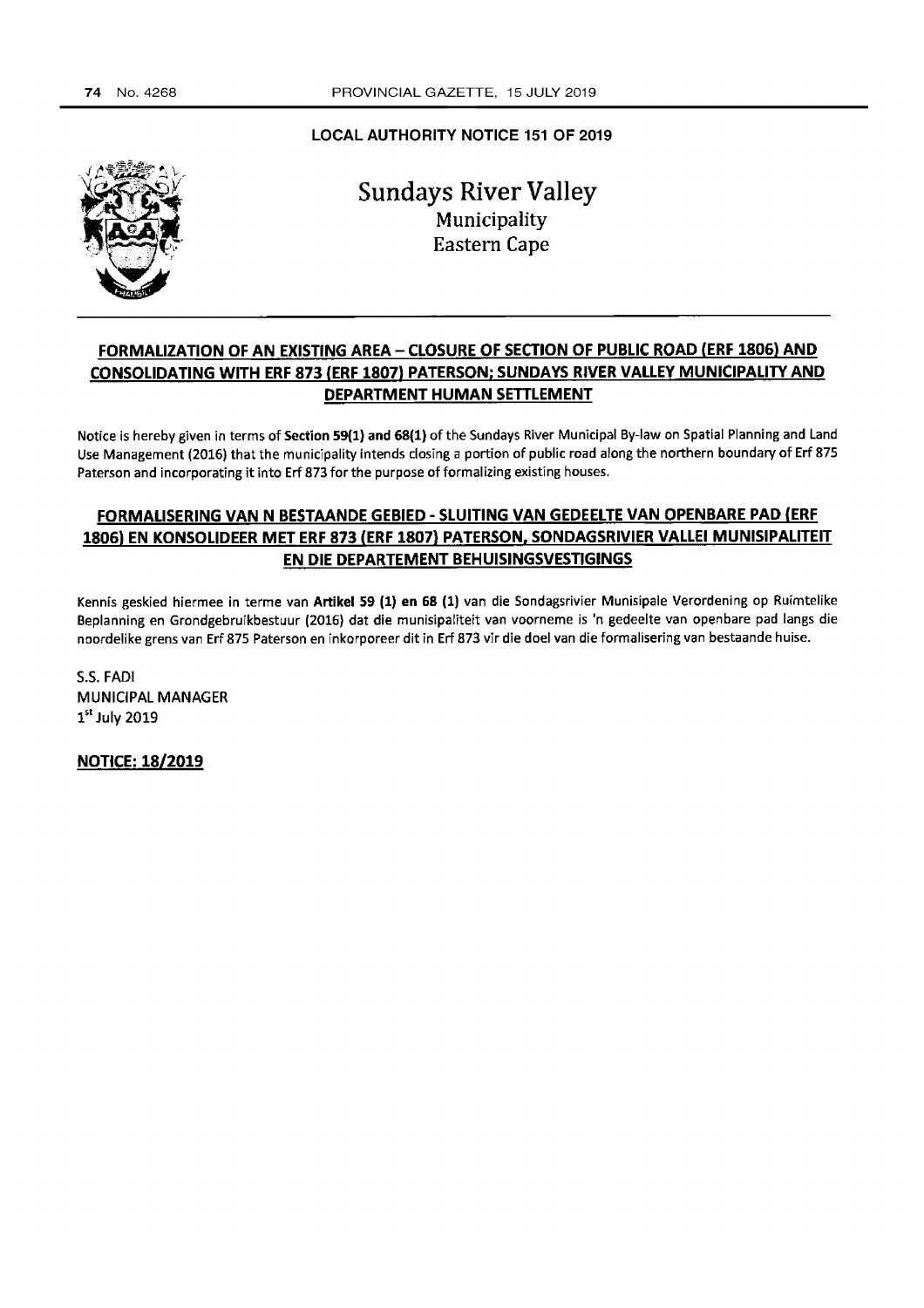**LOCAL AUTHORITY NOTICE 151 OF 2019**

# Sundays River Valley
## Municipality
## Eastern Cape

**FORMALIZATION OF AN EXISTING AREA – CLOSURE OF SECTION OF PUBLIC ROAD (ERF 1806) AND CONSOLIDATING WITH ERF 873 (ERF 1807) PATERSON; SUNDAYS RIVER VALLEY MUNICIPALITY AND DEPARTMENT HUMAN SETTLEMENT**

Notice is hereby given in terms of **Section 59(1) and 68(1)** of the Sundays River Municipal By-law on Spatial Planning and Land Use Management (2016) that the municipality intends closing a portion of public road along the northern boundary of Erf 875 Paterson and incorporating it into Erf 873 for the purpose of formalizing existing houses.

**FORMALISERING VAN N BESTAANDE GEBIED - SLUITING VAN GEDEELTE VAN OPENBARE PAD (ERF 1806) EN KONSOLIDEER MET ERF 873 (ERF 1807) PATERSON, SONDAGSRIVIER VALLEI MUNISIPALITEIT EN DIE DEPARTEMENT BEHUISINGSVESTIGINGS**

Kennis geskied hiermee in terme van **Artikel 59 (1) en 68 (1)** van die Sondagsrivier Munisipale Verordening op Ruimtelike Beplanning en Grondgebruikbestuur (2016) dat die munisipaliteit van voorneme is 'n gedeelte van openbare pad langs die noordelike grens van Erf 875 Paterson en inkorporeer dit in Erf 873 vir die doel van die formalisering van bestaande huise.

S.S. FADI
MUNICIPAL MANAGER
1st July 2019

**NOTICE: 18/2019**